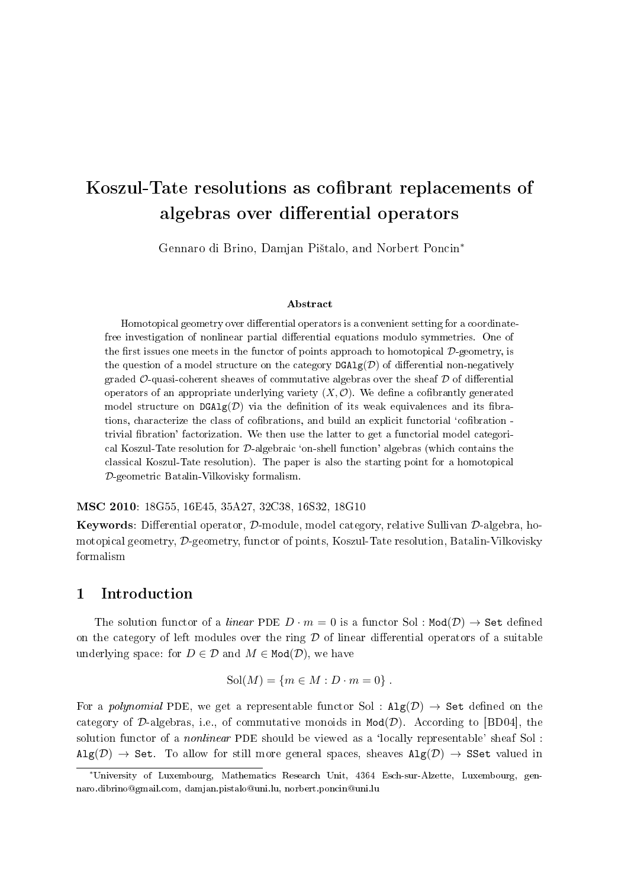// Koszul-Tate resolutions as cofibrant replacements of algebras over differential operators

Gennaro di Brino, Damjan Pištalo, and Norbert Poncin*

### Abstract

Homotopical geometry over differential operators is a convenient setting for a coordinate-free investigation of nonlinear partial differential equations modulo symmetries. One of the first issues one meets in the functor of points approach to homotopical $\mathcal{D}$-geometry, is the question of a model structure on the category $\mathtt{DGAlg}(\mathcal{D})$ of differential non-negatively graded $\mathcal{O}$-quasi-coherent sheaves of commutative algebras over the sheaf $\mathcal{D}$ of differential operators of an appropriate underlying variety $(X, \mathcal{O})$. We define a cofibrantly generated model structure on $\mathtt{DGAlg}(\mathcal{D})$ via the definition of its weak equivalences and its fibrations, characterize the class of cofibrations, and build an explicit functorial 'cofibration - trivial fibration' factorization. We then use the latter to get a functorial model categorical Koszul-Tate resolution for $\mathcal{D}$-algebraic 'on-shell function' algebras (which contains the classical Koszul-Tate resolution). The paper is also the starting point for a homotopical $\mathcal{D}$-geometric Batalin-Vilkovisky formalism.

**MSC 2010**: 18G55, 16E45, 35A27, 32C38, 16S32, 18G10

**Keywords**: Differential operator, $\mathcal{D}$-module, model category, relative Sullivan $\mathcal{D}$-algebra, homotopical geometry, $\mathcal{D}$-geometry, functor of points, Koszul-Tate resolution, Batalin-Vilkovisky formalism

## 1 Introduction

The solution functor of a *linear* PDE $D \cdot m = 0$ is a functor $\mathrm{Sol} : \mathtt{Mod}(\mathcal{D}) \to \mathtt{Set}$ defined on the category of left modules over the ring $\mathcal{D}$ of linear differential operators of a suitable underlying space: for $D \in \mathcal{D}$ and $M \in \mathtt{Mod}(\mathcal{D})$, we have

$$\mathrm{Sol}(M) = \{m \in M : D \cdot m = 0\} .$$

For a *polynomial* PDE, we get a representable functor $\mathrm{Sol} : \mathtt{Alg}(\mathcal{D}) \to \mathtt{Set}$ defined on the category of $\mathcal{D}$-algebras, i.e., of commutative monoids in $\mathtt{Mod}(\mathcal{D})$. According to [BD04], the solution functor of a *nonlinear* PDE should be viewed as a 'locally representable' sheaf $\mathrm{Sol} : \mathtt{Alg}(\mathcal{D}) \to \mathtt{Set}$. To allow for still more general spaces, sheaves $\mathtt{Alg}(\mathcal{D}) \to \mathtt{SSet}$ valued in

---

*University of Luxembourg, Mathematics Research Unit, 4364 Esch-sur-Alzette, Luxembourg, gennaro.dibrino@gmail.com, damjan.pistalo@uni.lu, norbert.poncin@uni.lu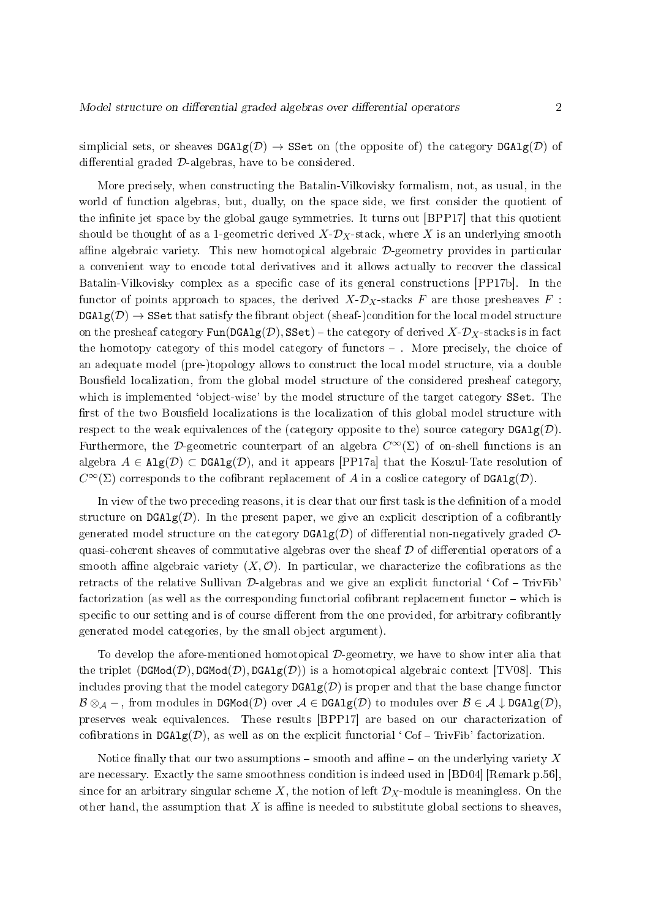simplicial sets, or sheaves $\texttt{DGAlg}(\mathcal{D}) \to \texttt{SSet}$ on (the opposite of) the category $\texttt{DGAlg}(\mathcal{D})$ of differential graded $\mathcal{D}$-algebras, have to be considered.

More precisely, when constructing the Batalin-Vilkovisky formalism, not, as usual, in the world of function algebras, but, dually, on the space side, we first consider the quotient of the infinite jet space by the global gauge symmetries. It turns out [BPP17] that this quotient should be thought of as a 1-geometric derived $X$-$\mathcal{D}_X$-stack, where $X$ is an underlying smooth affine algebraic variety. This new homotopical algebraic $\mathcal{D}$-geometry provides in particular a convenient way to encode total derivatives and it allows actually to recover the classical Batalin-Vilkovisky complex as a specific case of its general constructions [PP17b]. In the functor of points approach to spaces, the derived $X$-$\mathcal{D}_X$-stacks $F$ are those presheaves $F : \texttt{DGAlg}(\mathcal{D}) \to \texttt{SSet}$ that satisfy the fibrant object (sheaf-)condition for the local model structure on the presheaf category $\texttt{Fun}(\texttt{DGAlg}(\mathcal{D}), \texttt{SSet})$ – the category of derived $X$-$\mathcal{D}_X$-stacks is in fact the homotopy category of this model category of functors – . More precisely, the choice of an adequate model (pre-)topology allows to construct the local model structure, via a double Bousfield localization, from the global model structure of the considered presheaf category, which is implemented 'object-wise' by the model structure of the target category $\texttt{SSet}$. The first of the two Bousfield localizations is the localization of this global model structure with respect to the weak equivalences of the (category opposite to the) source category $\texttt{DGAlg}(\mathcal{D})$. Furthermore, the $\mathcal{D}$-geometric counterpart of an algebra $C^\infty(\Sigma)$ of on-shell functions is an algebra $A \in \texttt{Alg}(\mathcal{D}) \subset \texttt{DGAlg}(\mathcal{D})$, and it appears [PP17a] that the Koszul-Tate resolution of $C^\infty(\Sigma)$ corresponds to the cofibrant replacement of $A$ in a coslice category of $\texttt{DGAlg}(\mathcal{D})$.

In view of the two preceding reasons, it is clear that our first task is the definition of a model structure on $\texttt{DGAlg}(\mathcal{D})$. In the present paper, we give an explicit description of a cofibrantly generated model structure on the category $\texttt{DGAlg}(\mathcal{D})$ of differential non-negatively graded $\mathcal{O}$-quasi-coherent sheaves of commutative algebras over the sheaf $\mathcal{D}$ of differential operators of a smooth affine algebraic variety $(X, \mathcal{O})$. In particular, we characterize the cofibrations as the retracts of the relative Sullivan $\mathcal{D}$-algebras and we give an explicit functorial 'Cof – TrivFib' factorization (as well as the corresponding functorial cofibrant replacement functor – which is specific to our setting and is of course different from the one provided, for arbitrary cofibrantly generated model categories, by the small object argument).

To develop the afore-mentioned homotopical $\mathcal{D}$-geometry, we have to show inter alia that the triplet $(\texttt{DGMod}(\mathcal{D}), \texttt{DGMod}(\mathcal{D}), \texttt{DGAlg}(\mathcal{D}))$ is a homotopical algebraic context [TV08]. This includes proving that the model category $\texttt{DGAlg}(\mathcal{D})$ is proper and that the base change functor $\mathcal{B} \otimes_{\mathcal{A}} -$, from modules in $\texttt{DGMod}(\mathcal{D})$ over $\mathcal{A} \in \texttt{DGAlg}(\mathcal{D})$ to modules over $\mathcal{B} \in \mathcal{A} \downarrow \texttt{DGAlg}(\mathcal{D})$, preserves weak equivalences. These results [BPP17] are based on our characterization of cofibrations in $\texttt{DGAlg}(\mathcal{D})$, as well as on the explicit functorial 'Cof – TrivFib' factorization.

Notice finally that our two assumptions – smooth and affine – on the underlying variety $X$ are necessary. Exactly the same smoothness condition is indeed used in [BD04] [Remark p.56], since for an arbitrary singular scheme $X$, the notion of left $\mathcal{D}_X$-module is meaningless. On the other hand, the assumption that $X$ is affine is needed to substitute global sections to sheaves,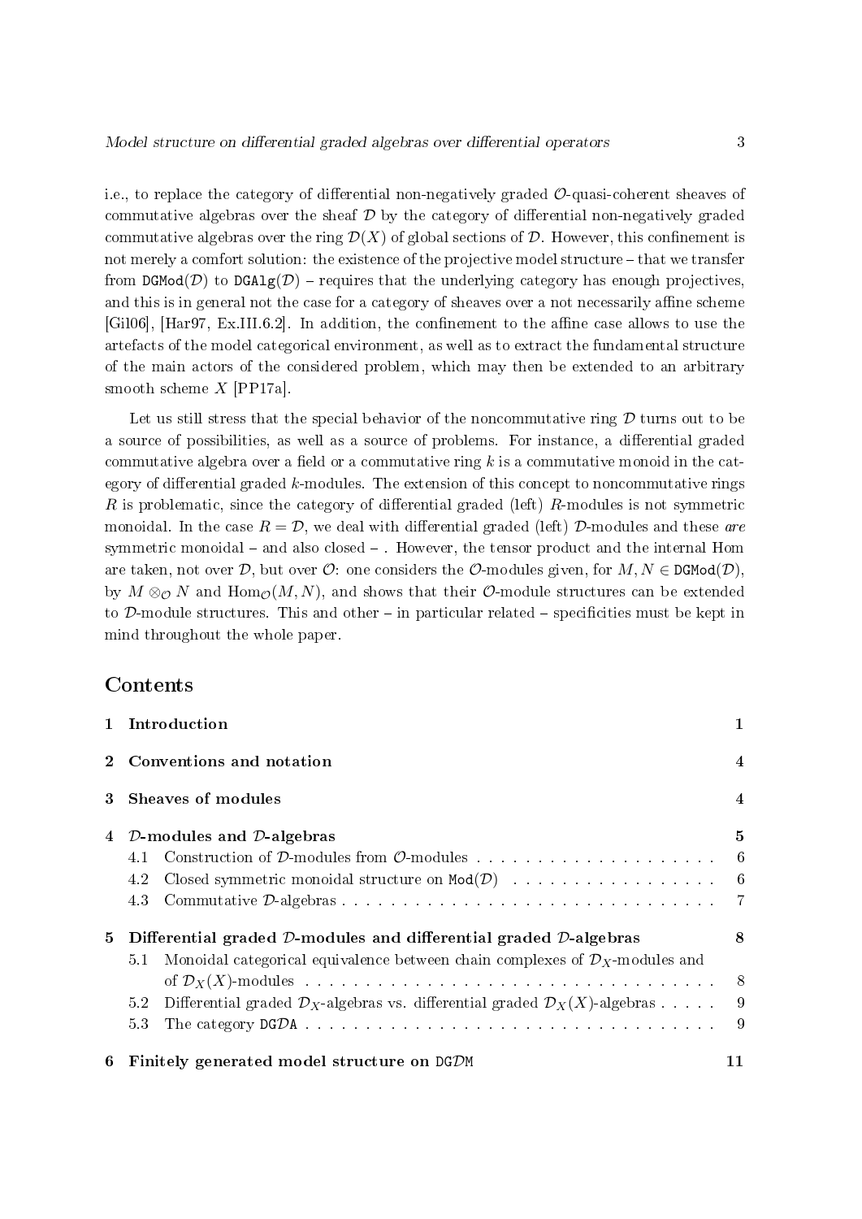i.e., to replace the category of differential non-negatively graded $\mathcal{O}$-quasi-coherent sheaves of commutative algebras over the sheaf $\mathcal{D}$ by the category of differential non-negatively graded commutative algebras over the ring $\mathcal{D}(X)$ of global sections of $\mathcal{D}$. However, this confinement is not merely a comfort solution: the existence of the projective model structure – that we transfer from $\texttt{DGMod}(\mathcal{D})$ to $\texttt{DGAlg}(\mathcal{D})$ – requires that the underlying category has enough projectives, and this is in general not the case for a category of sheaves over a not necessarily affine scheme [Gil06], [Har97, Ex.III.6.2]. In addition, the confinement to the affine case allows to use the artefacts of the model categorical environment, as well as to extract the fundamental structure of the main actors of the considered problem, which may then be extended to an arbitrary smooth scheme $X$ [PP17a].

Let us still stress that the special behavior of the noncommutative ring $\mathcal{D}$ turns out to be a source of possibilities, as well as a source of problems. For instance, a differential graded commutative algebra over a field or a commutative ring $k$ is a commutative monoid in the category of differential graded $k$-modules. The extension of this concept to noncommutative rings $R$ is problematic, since the category of differential graded (left) $R$-modules is not symmetric monoidal. In the case $R = \mathcal{D}$, we deal with differential graded (left) $\mathcal{D}$-modules and these *are* symmetric monoidal – and also closed – . However, the tensor product and the internal Hom are taken, not over $\mathcal{D}$, but over $\mathcal{O}$: one considers the $\mathcal{O}$-modules given, for $M, N \in \texttt{DGMod}(\mathcal{D})$, by $M \otimes_{\mathcal{O}} N$ and $\operatorname{Hom}_{\mathcal{O}}(M, N)$, and shows that their $\mathcal{O}$-module structures can be extended to $\mathcal{D}$-module structures. This and other – in particular related – specificities must be kept in mind throughout the whole paper.

## Contents

- **1 Introduction** — 1
- **2 Conventions and notation** — 4
- **3 Sheaves of modules** — 4
- **4 $\mathcal{D}$-modules and $\mathcal{D}$-algebras** — 5
  - 4.1 Construction of $\mathcal{D}$-modules from $\mathcal{O}$-modules — 6
  - 4.2 Closed symmetric monoidal structure on $\texttt{Mod}(\mathcal{D})$ — 6
  - 4.3 Commutative $\mathcal{D}$-algebras — 7
- **5 Differential graded $\mathcal{D}$-modules and differential graded $\mathcal{D}$-algebras** — 8
  - 5.1 Monoidal categorical equivalence between chain complexes of $\mathcal{D}_X$-modules and of $\mathcal{D}_X(X)$-modules — 8
  - 5.2 Differential graded $\mathcal{D}_X$-algebras vs. differential graded $\mathcal{D}_X(X)$-algebras — 9
  - 5.3 The category $\texttt{DG}\mathcal{D}\texttt{A}$ — 9
- **6 Finitely generated model structure on $\texttt{DG}\mathcal{D}\texttt{M}$** — 11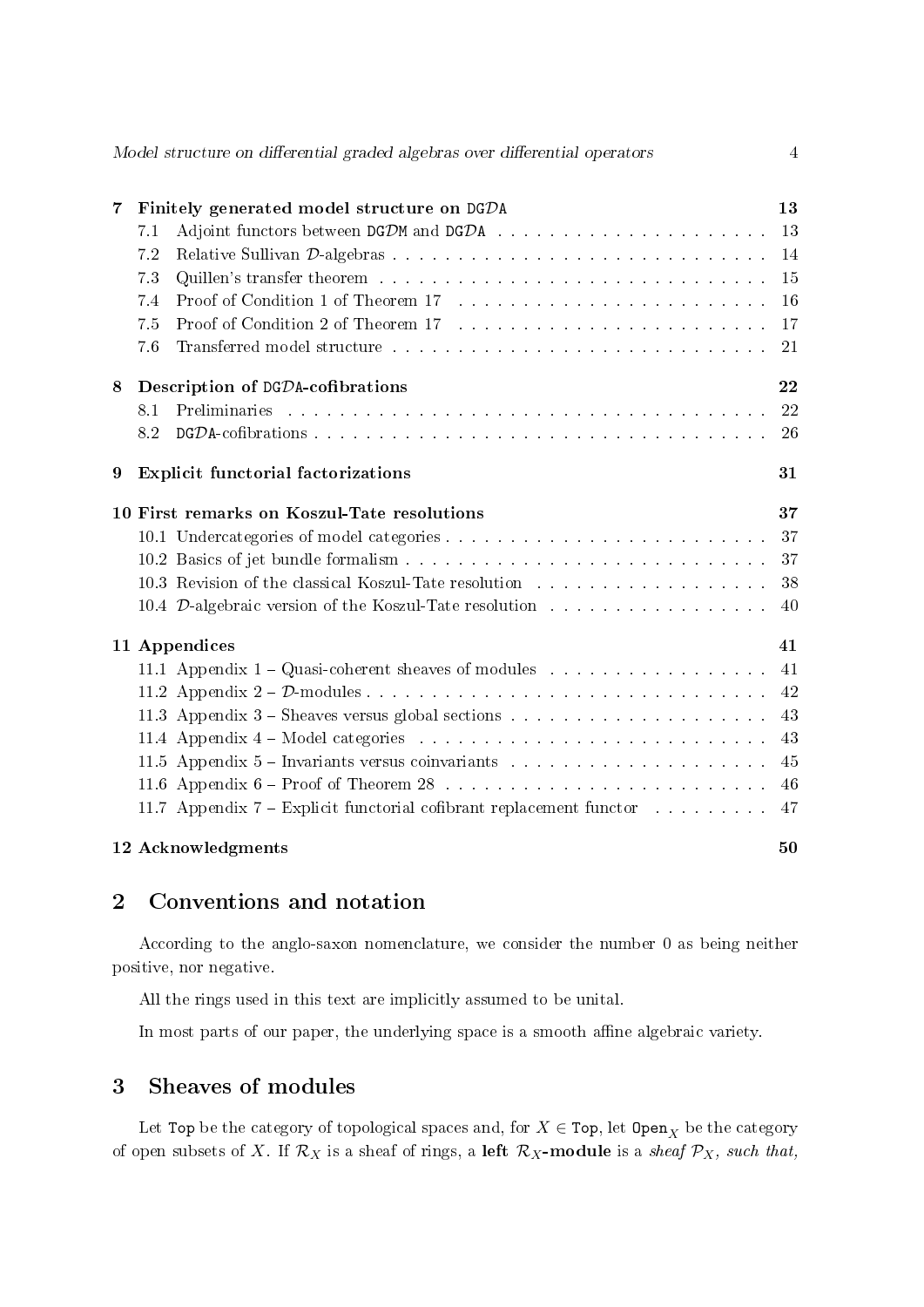| | | |
|---|---|---|
| **7** | **Finitely generated model structure on $\mathtt{DG}\mathcal{D}\mathtt{A}$** | **13** |
| 7.1 | Adjoint functors between $\mathtt{DG}\mathcal{D}\mathtt{M}$ and $\mathtt{DG}\mathcal{D}\mathtt{A}$ | 13 |
| 7.2 | Relative Sullivan $\mathcal{D}$-algebras | 14 |
| 7.3 | Quillen's transfer theorem | 15 |
| 7.4 | Proof of Condition 1 of Theorem 17 | 16 |
| 7.5 | Proof of Condition 2 of Theorem 17 | 17 |
| 7.6 | Transferred model structure | 21 |
| **8** | **Description of $\mathtt{DG}\mathcal{D}\mathtt{A}$-cofibrations** | **22** |
| 8.1 | Preliminaries | 22 |
| 8.2 | $\mathtt{DG}\mathcal{D}\mathtt{A}$-cofibrations | 26 |
| **9** | **Explicit functorial factorizations** | **31** |
| **10** | **First remarks on Koszul-Tate resolutions** | **37** |
| 10.1 | Undercategories of model categories | 37 |
| 10.2 | Basics of jet bundle formalism | 37 |
| 10.3 | Revision of the classical Koszul-Tate resolution | 38 |
| 10.4 | $\mathcal{D}$-algebraic version of the Koszul-Tate resolution | 40 |
| **11** | **Appendices** | **41** |
| 11.1 | Appendix 1 – Quasi-coherent sheaves of modules | 41 |
| 11.2 | Appendix 2 – $\mathcal{D}$-modules | 42 |
| 11.3 | Appendix 3 – Sheaves versus global sections | 43 |
| 11.4 | Appendix 4 – Model categories | 43 |
| 11.5 | Appendix 5 – Invariants versus coinvariants | 45 |
| 11.6 | Appendix 6 – Proof of Theorem 28 | 46 |
| 11.7 | Appendix 7 – Explicit functorial cofibrant replacement functor | 47 |
| **12** | **Acknowledgments** | **50** |

# 2 Conventions and notation

According to the anglo-saxon nomenclature, we consider the number 0 as being neither positive, nor negative.

All the rings used in this text are implicitly assumed to be unital.

In most parts of our paper, the underlying space is a smooth affine algebraic variety.

# 3 Sheaves of modules

Let $\mathtt{Top}$ be the category of topological spaces and, for $X \in \mathtt{Top}$, let $\mathtt{Open}_X$ be the category of open subsets of $X$. If $\mathcal{R}_X$ is a sheaf of rings, a **left** $\mathcal{R}_X$**-module** is a *sheaf* $\mathcal{P}_X$*, such that,*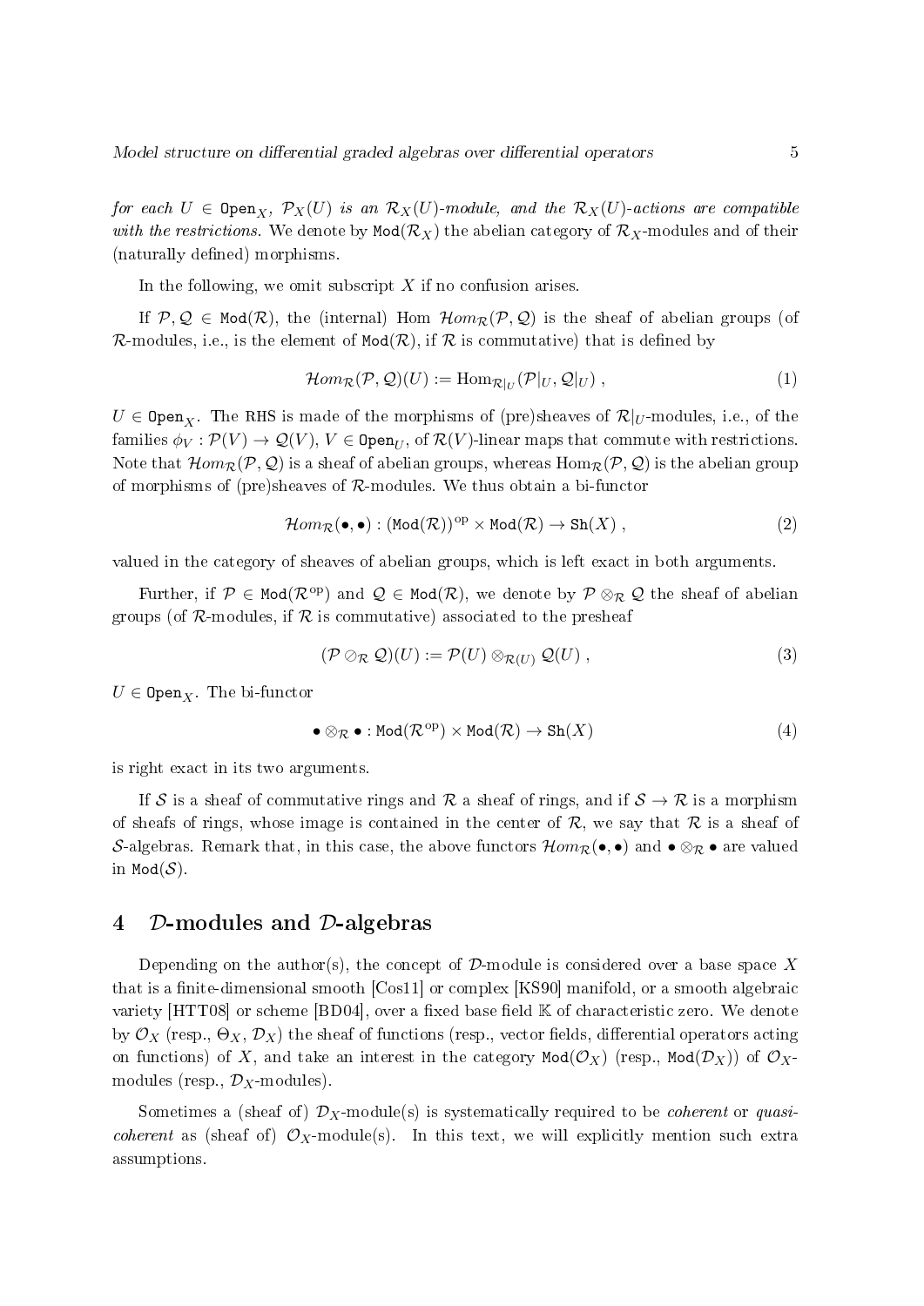*for each $U \in \texttt{Open}_X$, $\mathcal{P}_X(U)$ is an $\mathcal{R}_X(U)$-module, and the $\mathcal{R}_X(U)$-actions are compatible with the restrictions.* We denote by $\texttt{Mod}(\mathcal{R}_X)$ the abelian category of $\mathcal{R}_X$-modules and of their (naturally defined) morphisms.

In the following, we omit subscript $X$ if no confusion arises.

If $\mathcal{P}, \mathcal{Q} \in \texttt{Mod}(\mathcal{R})$, the (internal) Hom $\mathcal{H}om_{\mathcal{R}}(\mathcal{P}, \mathcal{Q})$ is the sheaf of abelian groups (of $\mathcal{R}$-modules, i.e., is the element of $\texttt{Mod}(\mathcal{R})$, if $\mathcal{R}$ is commutative) that is defined by

$$\mathcal{H}om_{\mathcal{R}}(\mathcal{P}, \mathcal{Q})(U) := \mathrm{Hom}_{\mathcal{R}|_U}(\mathcal{P}|_U, \mathcal{Q}|_U) , \tag{1}$$

$U \in \texttt{Open}_X$. The RHS is made of the morphisms of (pre)sheaves of $\mathcal{R}|_U$-modules, i.e., of the families $\phi_V : \mathcal{P}(V) \to \mathcal{Q}(V)$, $V \in \texttt{Open}_U$, of $\mathcal{R}(V)$-linear maps that commute with restrictions. Note that $\mathcal{H}om_{\mathcal{R}}(\mathcal{P}, \mathcal{Q})$ is a sheaf of abelian groups, whereas $\mathrm{Hom}_{\mathcal{R}}(\mathcal{P}, \mathcal{Q})$ is the abelian group of morphisms of (pre)sheaves of $\mathcal{R}$-modules. We thus obtain a bi-functor

$$\mathcal{H}om_{\mathcal{R}}(\bullet, \bullet) : (\texttt{Mod}(\mathcal{R}))^{\mathrm{op}} \times \texttt{Mod}(\mathcal{R}) \to \texttt{Sh}(X) , \tag{2}$$

valued in the category of sheaves of abelian groups, which is left exact in both arguments.

Further, if $\mathcal{P} \in \texttt{Mod}(\mathcal{R}^{\mathrm{op}})$ and $\mathcal{Q} \in \texttt{Mod}(\mathcal{R})$, we denote by $\mathcal{P} \otimes_{\mathcal{R}} \mathcal{Q}$ the sheaf of abelian groups (of $\mathcal{R}$-modules, if $\mathcal{R}$ is commutative) associated to the presheaf

$$(\mathcal{P} \oslash_{\mathcal{R}} \mathcal{Q})(U) := \mathcal{P}(U) \otimes_{\mathcal{R}(U)} \mathcal{Q}(U) , \tag{3}$$

$U \in \texttt{Open}_X$. The bi-functor

$$\bullet \otimes_{\mathcal{R}} \bullet : \texttt{Mod}(\mathcal{R}^{\mathrm{op}}) \times \texttt{Mod}(\mathcal{R}) \to \texttt{Sh}(X) \tag{4}$$

is right exact in its two arguments.

If $\mathcal{S}$ is a sheaf of commutative rings and $\mathcal{R}$ a sheaf of rings, and if $\mathcal{S} \to \mathcal{R}$ is a morphism of sheafs of rings, whose image is contained in the center of $\mathcal{R}$, we say that $\mathcal{R}$ is a sheaf of $\mathcal{S}$-algebras. Remark that, in this case, the above functors $\mathcal{H}om_{\mathcal{R}}(\bullet, \bullet)$ and $\bullet \otimes_{\mathcal{R}} \bullet$ are valued in $\texttt{Mod}(\mathcal{S})$.

## 4 $\mathcal{D}$-modules and $\mathcal{D}$-algebras

Depending on the author(s), the concept of $\mathcal{D}$-module is considered over a base space $X$ that is a finite-dimensional smooth [Cos11] or complex [KS90] manifold, or a smooth algebraic variety [HTT08] or scheme [BD04], over a fixed base field $\mathbb{K}$ of characteristic zero. We denote by $\mathcal{O}_X$ (resp., $\Theta_X$, $\mathcal{D}_X$) the sheaf of functions (resp., vector fields, differential operators acting on functions) of $X$, and take an interest in the category $\texttt{Mod}(\mathcal{O}_X)$ (resp., $\texttt{Mod}(\mathcal{D}_X)$) of $\mathcal{O}_X$-modules (resp., $\mathcal{D}_X$-modules).

Sometimes a (sheaf of) $\mathcal{D}_X$-module(s) is systematically required to be *coherent* or *quasi-coherent* as (sheaf of) $\mathcal{O}_X$-module(s). In this text, we will explicitly mention such extra assumptions.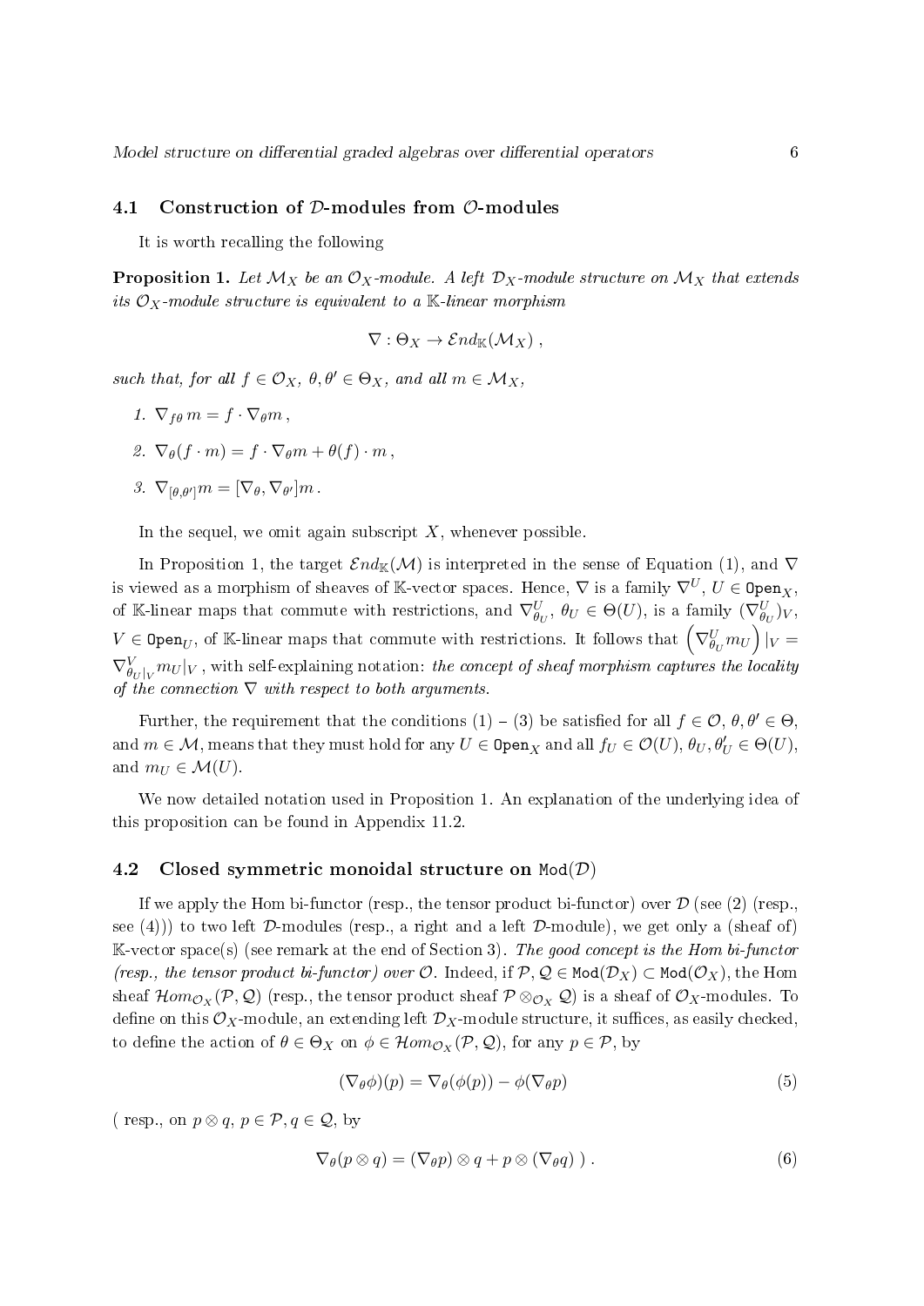### 4.1 Construction of $\mathcal{D}$-modules from $\mathcal{O}$-modules

It is worth recalling the following

**Proposition 1.** *Let $\mathcal{M}_X$ be an $\mathcal{O}_X$-module. A left $\mathcal{D}_X$-module structure on $\mathcal{M}_X$ that extends its $\mathcal{O}_X$-module structure is equivalent to a $\mathbb{K}$-linear morphism*

$$\nabla : \Theta_X \to \mathcal{E}nd_{\mathbb{K}}(\mathcal{M}_X) ,$$

*such that, for all $f \in \mathcal{O}_X$, $\theta, \theta' \in \Theta_X$, and all $m \in \mathcal{M}_X$,*

1. $\nabla_{f\theta}\, m = f \cdot \nabla_\theta m$ ,
2. $\nabla_\theta(f \cdot m) = f \cdot \nabla_\theta m + \theta(f) \cdot m$ ,
3. $\nabla_{[\theta,\theta']} m = [\nabla_\theta, \nabla_{\theta'}] m$ .

In the sequel, we omit again subscript $X$, whenever possible.

In Proposition 1, the target $\mathcal{E}nd_{\mathbb{K}}(\mathcal{M})$ is interpreted in the sense of Equation (1), and $\nabla$ is viewed as a morphism of sheaves of $\mathbb{K}$-vector spaces. Hence, $\nabla$ is a family $\nabla^U$, $U \in \mathtt{Open}_X$, of $\mathbb{K}$-linear maps that commute with restrictions, and $\nabla^U_{\theta_U}$, $\theta_U \in \Theta(U)$, is a family $(\nabla^U_{\theta_U})_V$, $V \in \mathtt{Open}_U$, of $\mathbb{K}$-linear maps that commute with restrictions. It follows that $\left(\nabla^U_{\theta_U} m_U\right)|_V = \nabla^V_{\theta_U|_V} m_U|_V$ , with self-explaining notation: *the concept of sheaf morphism captures the locality of the connection $\nabla$ with respect to both arguments.*

Further, the requirement that the conditions (1) – (3) be satisfied for all $f \in \mathcal{O}$, $\theta, \theta' \in \Theta$, and $m \in \mathcal{M}$, means that they must hold for any $U \in \mathtt{Open}_X$ and all $f_U \in \mathcal{O}(U)$, $\theta_U, \theta'_U \in \Theta(U)$, and $m_U \in \mathcal{M}(U)$.

We now detailed notation used in Proposition 1. An explanation of the underlying idea of this proposition can be found in Appendix 11.2.

### 4.2 Closed symmetric monoidal structure on $\mathtt{Mod}(\mathcal{D})$

If we apply the Hom bi-functor (resp., the tensor product bi-functor) over $\mathcal{D}$ (see (2) (resp., see (4))) to two left $\mathcal{D}$-modules (resp., a right and a left $\mathcal{D}$-module), we get only a (sheaf of) $\mathbb{K}$-vector space(s) (see remark at the end of Section 3). *The good concept is the Hom bi-functor (resp., the tensor product bi-functor) over $\mathcal{O}$.* Indeed, if $\mathcal{P}, \mathcal{Q} \in \mathtt{Mod}(\mathcal{D}_X) \subset \mathtt{Mod}(\mathcal{O}_X)$, the Hom sheaf $\mathcal{H}om_{\mathcal{O}_X}(\mathcal{P}, \mathcal{Q})$ (resp., the tensor product sheaf $\mathcal{P} \otimes_{\mathcal{O}_X} \mathcal{Q}$) is a sheaf of $\mathcal{O}_X$-modules. To define on this $\mathcal{O}_X$-module, an extending left $\mathcal{D}_X$-module structure, it suffices, as easily checked, to define the action of $\theta \in \Theta_X$ on $\phi \in \mathcal{H}om_{\mathcal{O}_X}(\mathcal{P}, \mathcal{Q})$, for any $p \in \mathcal{P}$, by

$$(\nabla_\theta \phi)(p) = \nabla_\theta(\phi(p)) - \phi(\nabla_\theta p) \tag{5}$$

( resp., on $p \otimes q$, $p \in \mathcal{P}, q \in \mathcal{Q}$, by

$$\nabla_\theta(p \otimes q) = (\nabla_\theta p) \otimes q + p \otimes (\nabla_\theta q)\ ) . \tag{6}$$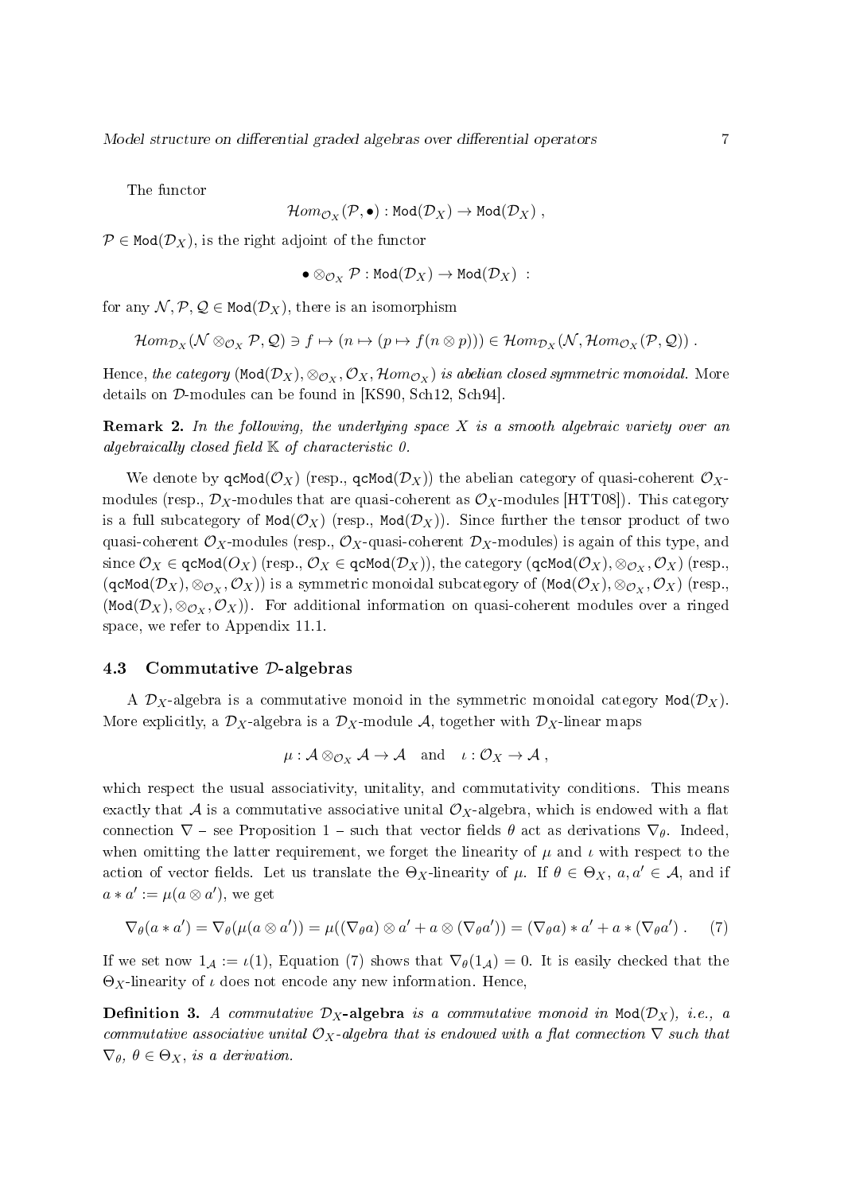The functor

$$\mathcal{H}om_{\mathcal{O}_X}(\mathcal{P}, \bullet) : \mathtt{Mod}(\mathcal{D}_X) \to \mathtt{Mod}(\mathcal{D}_X) ,$$

$\mathcal{P} \in \mathtt{Mod}(\mathcal{D}_X)$, is the right adjoint of the functor

$$\bullet \otimes_{\mathcal{O}_X} \mathcal{P} : \mathtt{Mod}(\mathcal{D}_X) \to \mathtt{Mod}(\mathcal{D}_X) \ :$$

for any $\mathcal{N}, \mathcal{P}, \mathcal{Q} \in \mathtt{Mod}(\mathcal{D}_X)$, there is an isomorphism

$$\mathcal{H}om_{\mathcal{D}_X}(\mathcal{N} \otimes_{\mathcal{O}_X} \mathcal{P}, \mathcal{Q}) \ni f \mapsto (n \mapsto (p \mapsto f(n \otimes p))) \in \mathcal{H}om_{\mathcal{D}_X}(\mathcal{N}, \mathcal{H}om_{\mathcal{O}_X}(\mathcal{P}, \mathcal{Q})) .$$

Hence, *the category* $(\mathtt{Mod}(\mathcal{D}_X), \otimes_{\mathcal{O}_X}, \mathcal{O}_X, \mathcal{H}om_{\mathcal{O}_X})$ *is abelian closed symmetric monoidal.* More details on $\mathcal{D}$-modules can be found in [KS90, Sch12, Sch94].

**Remark 2.** *In the following, the underlying space $X$ is a smooth algebraic variety over an algebraically closed field $\mathbb{K}$ of characteristic 0.*

We denote by $\mathtt{qcMod}(\mathcal{O}_X)$ (resp., $\mathtt{qcMod}(\mathcal{D}_X)$) the abelian category of quasi-coherent $\mathcal{O}_X$-modules (resp., $\mathcal{D}_X$-modules that are quasi-coherent as $\mathcal{O}_X$-modules [HTT08]). This category is a full subcategory of $\mathtt{Mod}(\mathcal{O}_X)$ (resp., $\mathtt{Mod}(\mathcal{D}_X)$). Since further the tensor product of two quasi-coherent $\mathcal{O}_X$-modules (resp., $\mathcal{O}_X$-quasi-coherent $\mathcal{D}_X$-modules) is again of this type, and since $\mathcal{O}_X \in \mathtt{qcMod}(O_X)$ (resp., $\mathcal{O}_X \in \mathtt{qcMod}(\mathcal{D}_X)$), the category $(\mathtt{qcMod}(\mathcal{O}_X), \otimes_{\mathcal{O}_X}, \mathcal{O}_X)$ (resp., $(\mathtt{qcMod}(\mathcal{D}_X), \otimes_{\mathcal{O}_X}, \mathcal{O}_X)$) is a symmetric monoidal subcategory of $(\mathtt{Mod}(\mathcal{O}_X), \otimes_{\mathcal{O}_X}, \mathcal{O}_X)$ (resp., $(\mathtt{Mod}(\mathcal{D}_X), \otimes_{\mathcal{O}_X}, \mathcal{O}_X)$). For additional information on quasi-coherent modules over a ringed space, we refer to Appendix 11.1.

### 4.3 Commutative $\mathcal{D}$-algebras

A $\mathcal{D}_X$-algebra is a commutative monoid in the symmetric monoidal category $\mathtt{Mod}(\mathcal{D}_X)$. More explicitly, a $\mathcal{D}_X$-algebra is a $\mathcal{D}_X$-module $\mathcal{A}$, together with $\mathcal{D}_X$-linear maps

$$\mu : \mathcal{A} \otimes_{\mathcal{O}_X} \mathcal{A} \to \mathcal{A} \quad \text{and} \quad \iota : \mathcal{O}_X \to \mathcal{A} ,$$

which respect the usual associativity, unitality, and commutativity conditions. This means exactly that $\mathcal{A}$ is a commutative associative unital $\mathcal{O}_X$-algebra, which is endowed with a flat connection $\nabla$ – see Proposition 1 – such that vector fields $\theta$ act as derivations $\nabla_\theta$. Indeed, when omitting the latter requirement, we forget the linearity of $\mu$ and $\iota$ with respect to the action of vector fields. Let us translate the $\Theta_X$-linearity of $\mu$. If $\theta \in \Theta_X$, $a, a' \in \mathcal{A}$, and if $a * a' := \mu(a \otimes a')$, we get

$$\nabla_\theta(a * a') = \nabla_\theta(\mu(a \otimes a')) = \mu((\nabla_\theta a) \otimes a' + a \otimes (\nabla_\theta a')) = (\nabla_\theta a) * a' + a * (\nabla_\theta a') . \quad (7)$$

If we set now $1_\mathcal{A} := \iota(1)$, Equation (7) shows that $\nabla_\theta(1_\mathcal{A}) = 0$. It is easily checked that the $\Theta_X$-linearity of $\iota$ does not encode any new information. Hence,

**Definition 3.** *A commutative* $\mathcal{D}_X$**-algebra** *is a commutative monoid in* $\mathtt{Mod}(\mathcal{D}_X)$*, i.e., a commutative associative unital $\mathcal{O}_X$-algebra that is endowed with a flat connection $\nabla$ such that $\nabla_\theta$, $\theta \in \Theta_X$, is a derivation.*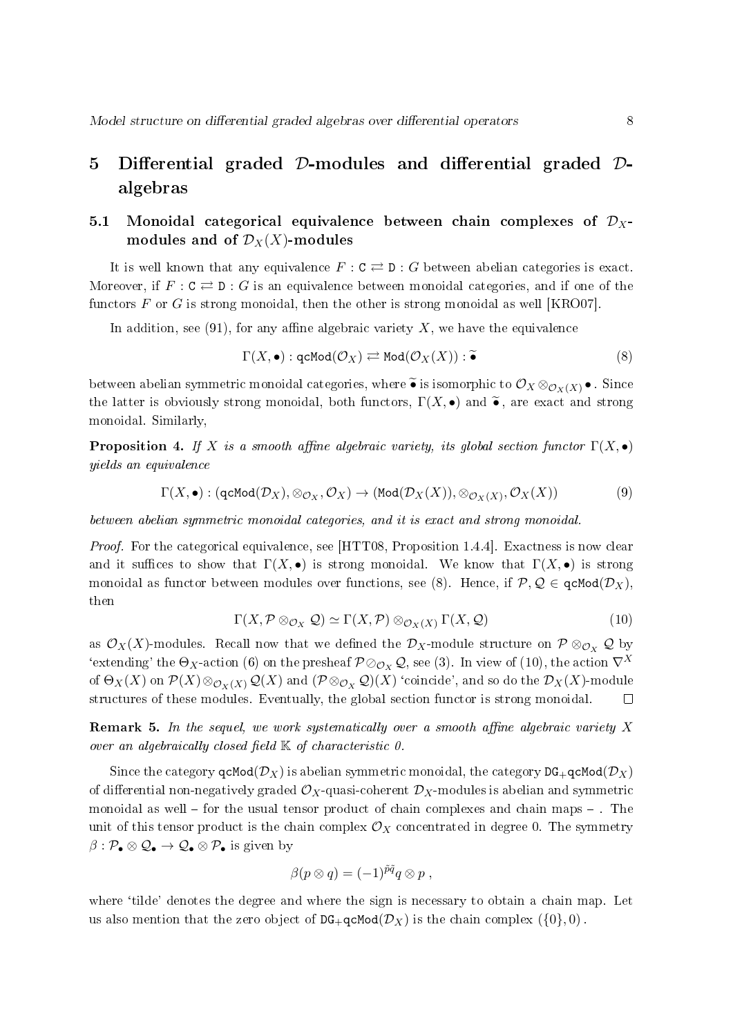## 5 Differential graded $\mathcal{D}$-modules and differential graded $\mathcal{D}$-algebras

### 5.1 Monoidal categorical equivalence between chain complexes of $\mathcal{D}_X$-modules and of $\mathcal{D}_X(X)$-modules

It is well known that any equivalence $F : \mathtt{C} \rightleftarrows \mathtt{D} : G$ between abelian categories is exact. Moreover, if $F : \mathtt{C} \rightleftarrows \mathtt{D} : G$ is an equivalence between monoidal categories, and if one of the functors $F$ or $G$ is strong monoidal, then the other is strong monoidal as well [KRO07].

In addition, see (91), for any affine algebraic variety $X$, we have the equivalence

$$\Gamma(X, \bullet) : \mathtt{qcMod}(\mathcal{O}_X) \rightleftarrows \mathtt{Mod}(\mathcal{O}_X(X)) : \widetilde{\bullet} \tag{8}$$

between abelian symmetric monoidal categories, where $\widetilde{\bullet}$ is isomorphic to $\mathcal{O}_X \otimes_{\mathcal{O}_X(X)} \bullet$ . Since the latter is obviously strong monoidal, both functors, $\Gamma(X, \bullet)$ and $\widetilde{\bullet}$, are exact and strong monoidal. Similarly,

**Proposition 4.** *If $X$ is a smooth affine algebraic variety, its global section functor $\Gamma(X, \bullet)$ yields an equivalence*

$$\Gamma(X, \bullet) : (\mathtt{qcMod}(\mathcal{D}_X), \otimes_{\mathcal{O}_X}, \mathcal{O}_X) \to (\mathtt{Mod}(\mathcal{D}_X(X)), \otimes_{\mathcal{O}_X(X)}, \mathcal{O}_X(X)) \tag{9}$$

*between abelian symmetric monoidal categories, and it is exact and strong monoidal.*

*Proof.* For the categorical equivalence, see [HTT08, Proposition 1.4.4]. Exactness is now clear and it suffices to show that $\Gamma(X, \bullet)$ is strong monoidal. We know that $\Gamma(X, \bullet)$ is strong monoidal as functor between modules over functions, see (8). Hence, if $\mathcal{P}, \mathcal{Q} \in \mathtt{qcMod}(\mathcal{D}_X)$, then

$$\Gamma(X, \mathcal{P} \otimes_{\mathcal{O}_X} \mathcal{Q}) \simeq \Gamma(X, \mathcal{P}) \otimes_{\mathcal{O}_X(X)} \Gamma(X, \mathcal{Q}) \tag{10}$$

as $\mathcal{O}_X(X)$-modules. Recall now that we defined the $\mathcal{D}_X$-module structure on $\mathcal{P} \otimes_{\mathcal{O}_X} \mathcal{Q}$ by 'extending' the $\Theta_X$-action (6) on the presheaf $\mathcal{P} \oslash_{\mathcal{O}_X} \mathcal{Q}$, see (3). In view of (10), the action $\nabla^X$ of $\Theta_X(X)$ on $\mathcal{P}(X) \otimes_{\mathcal{O}_X(X)} \mathcal{Q}(X)$ and $(\mathcal{P} \otimes_{\mathcal{O}_X} \mathcal{Q})(X)$ 'coincide', and so do the $\mathcal{D}_X(X)$-module structures of these modules. Eventually, the global section functor is strong monoidal. $\square$

**Remark 5.** *In the sequel, we work systematically over a smooth affine algebraic variety $X$ over an algebraically closed field $\mathbb{K}$ of characteristic 0.*

Since the category $\mathtt{qcMod}(\mathcal{D}_X)$ is abelian symmetric monoidal, the category $\mathtt{DG}_+\mathtt{qcMod}(\mathcal{D}_X)$ of differential non-negatively graded $\mathcal{O}_X$-quasi-coherent $\mathcal{D}_X$-modules is abelian and symmetric monoidal as well – for the usual tensor product of chain complexes and chain maps – . The unit of this tensor product is the chain complex $\mathcal{O}_X$ concentrated in degree 0. The symmetry $\beta : \mathcal{P}_\bullet \otimes \mathcal{Q}_\bullet \to \mathcal{Q}_\bullet \otimes \mathcal{P}_\bullet$ is given by

$$\beta(p \otimes q) = (-1)^{\tilde{p}\tilde{q}} q \otimes p \ ,$$

where 'tilde' denotes the degree and where the sign is necessary to obtain a chain map. Let us also mention that the zero object of $\mathtt{DG}_+\mathtt{qcMod}(\mathcal{D}_X)$ is the chain complex $(\{0\}, 0)$ .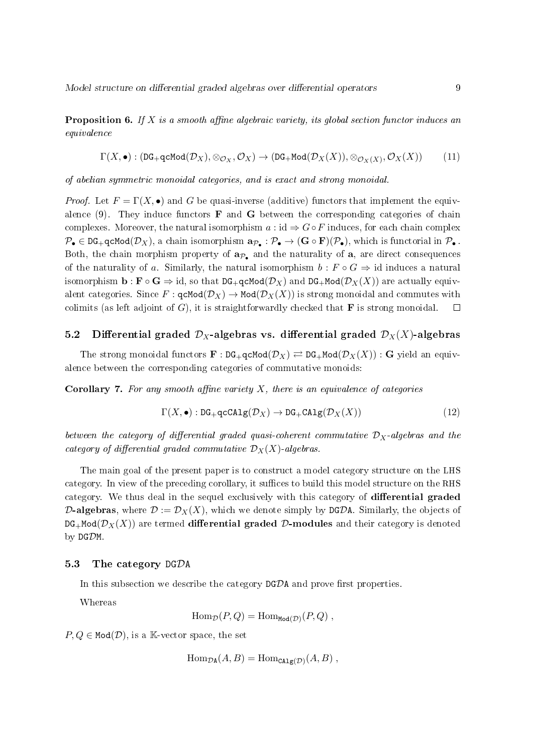**Proposition 6.** *If $X$ is a smooth affine algebraic variety, its global section functor induces an equivalence*

$$\Gamma(X,\bullet) : (\mathtt{DG_+qcMod}(\mathcal{D}_X), \otimes_{\mathcal{O}_X}, \mathcal{O}_X) \to (\mathtt{DG_+Mod}(\mathcal{D}_X(X)), \otimes_{\mathcal{O}_X(X)}, \mathcal{O}_X(X)) \tag{11}$$

*of abelian symmetric monoidal categories, and is exact and strong monoidal.*

*Proof.* Let $F = \Gamma(X,\bullet)$ and $G$ be quasi-inverse (additive) functors that implement the equivalence (9). They induce functors $\mathbf{F}$ and $\mathbf{G}$ between the corresponding categories of chain complexes. Moreover, the natural isomorphism $a : \mathrm{id} \Rightarrow G \circ F$ induces, for each chain complex $\mathcal{P}_\bullet \in \mathtt{DG_+qcMod}(\mathcal{D}_X)$, a chain isomorphism $\mathbf{a}_{\mathcal{P}_\bullet} : \mathcal{P}_\bullet \to (\mathbf{G} \circ \mathbf{F})(\mathcal{P}_\bullet)$, which is functorial in $\mathcal{P}_\bullet$. Both, the chain morphism property of $\mathbf{a}_{\mathcal{P}_\bullet}$ and the naturality of $\mathbf{a}$, are direct consequences of the naturality of $a$. Similarly, the natural isomorphism $b : F \circ G \Rightarrow \mathrm{id}$ induces a natural isomorphism $\mathbf{b} : \mathbf{F} \circ \mathbf{G} \Rightarrow \mathrm{id}$, so that $\mathtt{DG_+qcMod}(\mathcal{D}_X)$ and $\mathtt{DG_+Mod}(\mathcal{D}_X(X))$ are actually equivalent categories. Since $F : \mathtt{qcMod}(\mathcal{D}_X) \to \mathtt{Mod}(\mathcal{D}_X(X))$ is strong monoidal and commutes with colimits (as left adjoint of $G$), it is straightforwardly checked that $\mathbf{F}$ is strong monoidal. $\square$

### 5.2 Differential graded $\mathcal{D}_X$-algebras vs. differential graded $\mathcal{D}_X(X)$-algebras

The strong monoidal functors $\mathbf{F} : \mathtt{DG_+qcMod}(\mathcal{D}_X) \rightleftarrows \mathtt{DG_+Mod}(\mathcal{D}_X(X)) : \mathbf{G}$ yield an equivalence between the corresponding categories of commutative monoids:

**Corollary 7.** *For any smooth affine variety $X$, there is an equivalence of categories*

$$\Gamma(X,\bullet) : \mathtt{DG_+qcCAlg}(\mathcal{D}_X) \to \mathtt{DG_+CAlg}(\mathcal{D}_X(X)) \tag{12}$$

*between the category of differential graded quasi-coherent commutative $\mathcal{D}_X$-algebras and the category of differential graded commutative $\mathcal{D}_X(X)$-algebras.*

The main goal of the present paper is to construct a model category structure on the LHS category. In view of the preceding corollary, it suffices to build this model structure on the RHS category. We thus deal in the sequel exclusively with this category of **differential graded $\mathcal{D}$-algebras**, where $\mathcal{D} := \mathcal{D}_X(X)$, which we denote simply by $\mathtt{DG\mathcal{D}A}$. Similarly, the objects of $\mathtt{DG_+Mod}(\mathcal{D}_X(X))$ are termed **differential graded $\mathcal{D}$-modules** and their category is denoted by $\mathtt{DG\mathcal{D}M}$.

### 5.3 The category $\mathtt{DG\mathcal{D}A}$

In this subsection we describe the category $\mathtt{DG\mathcal{D}A}$ and prove first properties.

Whereas

$$\mathrm{Hom}_{\mathcal{D}}(P,Q) = \mathrm{Hom}_{\mathtt{Mod}(\mathcal{D})}(P,Q) \;,$$

$P, Q \in \mathtt{Mod}(\mathcal{D})$, is a $\mathbb{K}$-vector space, the set

$$\mathrm{Hom}_{\mathcal{D}\mathtt{A}}(A,B) = \mathrm{Hom}_{\mathtt{CAlg}(\mathcal{D})}(A,B) \;,$$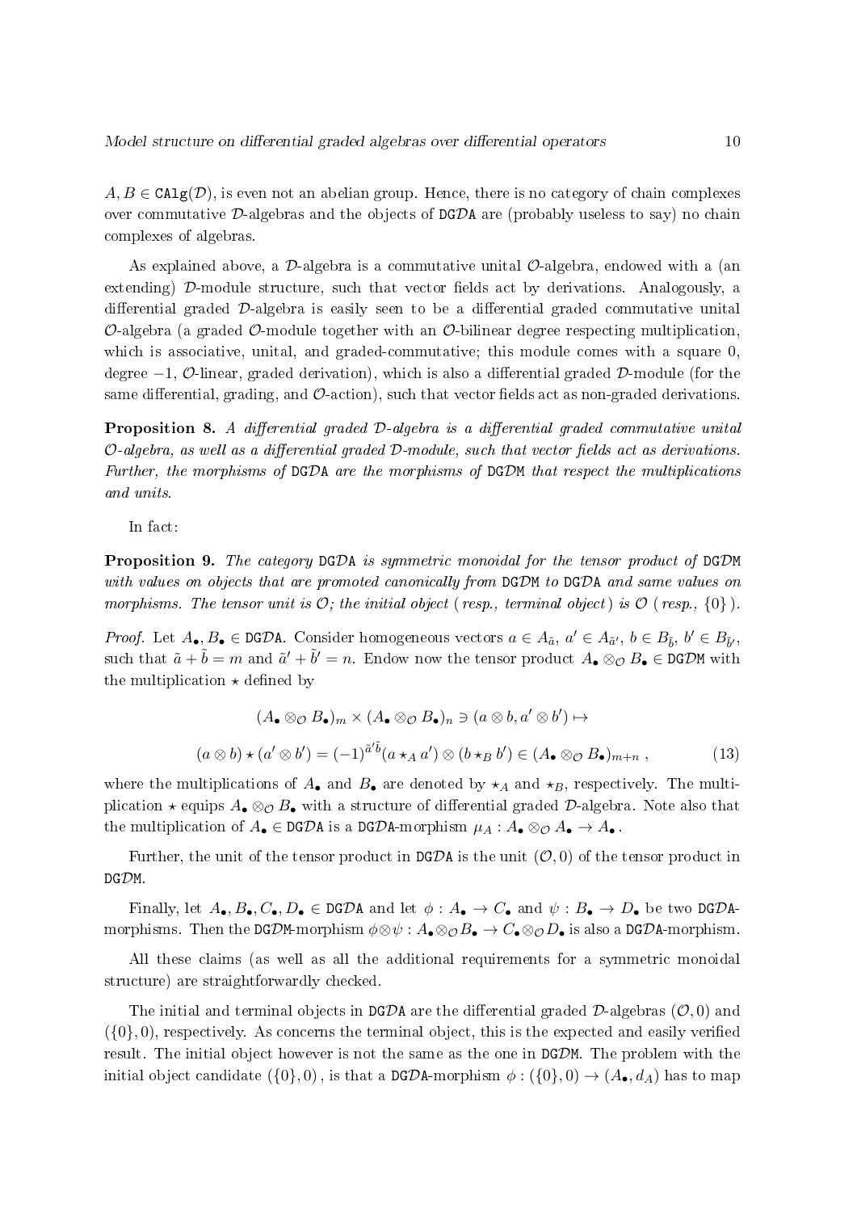$A, B \in \texttt{CAlg}(\mathcal{D})$, is even not an abelian group. Hence, there is no category of chain complexes over commutative $\mathcal{D}$-algebras and the objects of $\texttt{DG}\mathcal{D}\texttt{A}$ are (probably useless to say) no chain complexes of algebras.

As explained above, a $\mathcal{D}$-algebra is a commutative unital $\mathcal{O}$-algebra, endowed with a (an extending) $\mathcal{D}$-module structure, such that vector fields act by derivations. Analogously, a differential graded $\mathcal{D}$-algebra is easily seen to be a differential graded commutative unital $\mathcal{O}$-algebra (a graded $\mathcal{O}$-module together with an $\mathcal{O}$-bilinear degree respecting multiplication, which is associative, unital, and graded-commutative; this module comes with a square 0, degree $-1$, $\mathcal{O}$-linear, graded derivation), which is also a differential graded $\mathcal{D}$-module (for the same differential, grading, and $\mathcal{O}$-action), such that vector fields act as non-graded derivations.

**Proposition 8.** *A differential graded $\mathcal{D}$-algebra is a differential graded commutative unital $\mathcal{O}$-algebra, as well as a differential graded $\mathcal{D}$-module, such that vector fields act as derivations. Further, the morphisms of $\texttt{DG}\mathcal{D}\texttt{A}$ are the morphisms of $\texttt{DG}\mathcal{D}\texttt{M}$ that respect the multiplications and units.*

In fact:

**Proposition 9.** *The category $\texttt{DG}\mathcal{D}\texttt{A}$ is symmetric monoidal for the tensor product of $\texttt{DG}\mathcal{D}\texttt{M}$ with values on objects that are promoted canonically from $\texttt{DG}\mathcal{D}\texttt{M}$ to $\texttt{DG}\mathcal{D}\texttt{A}$ and same values on morphisms. The tensor unit is $\mathcal{O}$; the initial object (resp., terminal object) is $\mathcal{O}$ (resp., $\{0\}$).*

*Proof.* Let $A_\bullet, B_\bullet \in \texttt{DG}\mathcal{D}\texttt{A}$. Consider homogeneous vectors $a \in A_{\tilde{a}}$, $a' \in A_{\tilde{a}'}$, $b \in B_{\tilde{b}}$, $b' \in B_{\tilde{b}'}$, such that $\tilde{a} + \tilde{b} = m$ and $\tilde{a}' + \tilde{b}' = n$. Endow now the tensor product $A_\bullet \otimes_{\mathcal{O}} B_\bullet \in \texttt{DG}\mathcal{D}\texttt{M}$ with the multiplication $\star$ defined by

$$(A_\bullet \otimes_{\mathcal{O}} B_\bullet)_m \times (A_\bullet \otimes_{\mathcal{O}} B_\bullet)_n \ni (a \otimes b, a' \otimes b') \mapsto$$

$$(a \otimes b) \star (a' \otimes b') = (-1)^{\tilde{a}'\tilde{b}} (a \star_A a') \otimes (b \star_B b') \in (A_\bullet \otimes_{\mathcal{O}} B_\bullet)_{m+n} \, , \tag{13}$$

where the multiplications of $A_\bullet$ and $B_\bullet$ are denoted by $\star_A$ and $\star_B$, respectively. The multiplication $\star$ equips $A_\bullet \otimes_{\mathcal{O}} B_\bullet$ with a structure of differential graded $\mathcal{D}$-algebra. Note also that the multiplication of $A_\bullet \in \texttt{DG}\mathcal{D}\texttt{A}$ is a $\texttt{DG}\mathcal{D}\texttt{A}$-morphism $\mu_A : A_\bullet \otimes_{\mathcal{O}} A_\bullet \to A_\bullet$.

Further, the unit of the tensor product in $\texttt{DG}\mathcal{D}\texttt{A}$ is the unit $(\mathcal{O}, 0)$ of the tensor product in $\texttt{DG}\mathcal{D}\texttt{M}$.

Finally, let $A_\bullet, B_\bullet, C_\bullet, D_\bullet \in \texttt{DG}\mathcal{D}\texttt{A}$ and let $\phi : A_\bullet \to C_\bullet$ and $\psi : B_\bullet \to D_\bullet$ be two $\texttt{DG}\mathcal{D}\texttt{A}$-morphisms. Then the $\texttt{DG}\mathcal{D}\texttt{M}$-morphism $\phi \otimes \psi : A_\bullet \otimes_{\mathcal{O}} B_\bullet \to C_\bullet \otimes_{\mathcal{O}} D_\bullet$ is also a $\texttt{DG}\mathcal{D}\texttt{A}$-morphism.

All these claims (as well as all the additional requirements for a symmetric monoidal structure) are straightforwardly checked.

The initial and terminal objects in $\texttt{DG}\mathcal{D}\texttt{A}$ are the differential graded $\mathcal{D}$-algebras $(\mathcal{O}, 0)$ and $(\{0\}, 0)$, respectively. As concerns the terminal object, this is the expected and easily verified result. The initial object however is not the same as the one in $\texttt{DG}\mathcal{D}\texttt{M}$. The problem with the initial object candidate $(\{0\}, 0)$, is that a $\texttt{DG}\mathcal{D}\texttt{A}$-morphism $\phi : (\{0\}, 0) \to (A_\bullet, d_A)$ has to map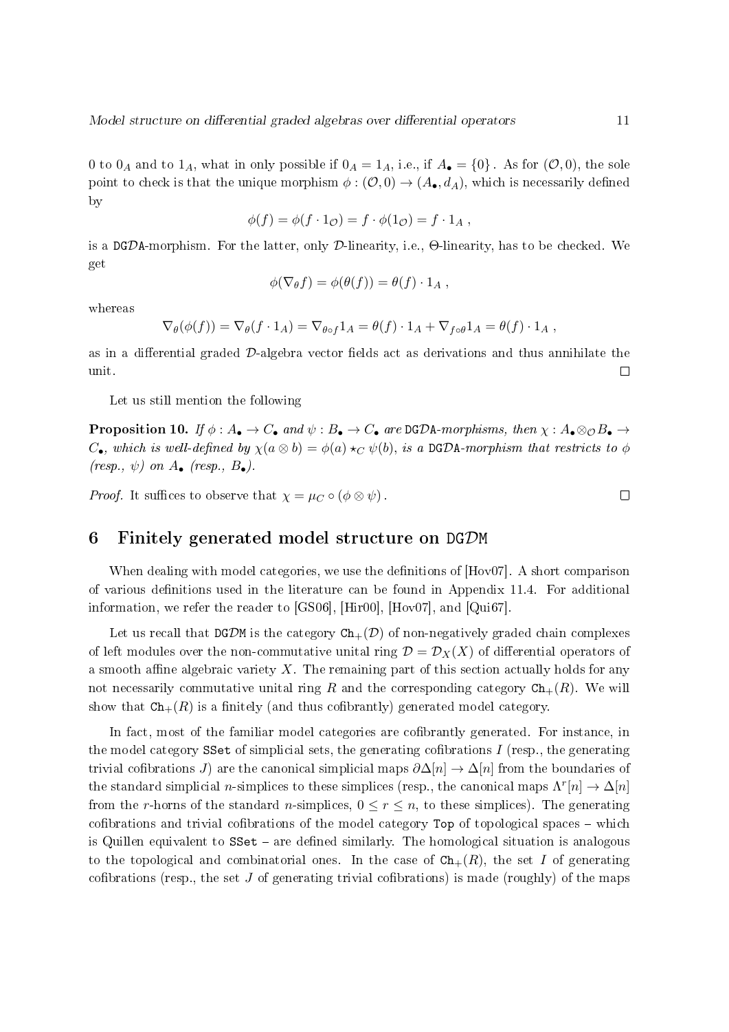0 to $0_A$ and to $1_A$, what in only possible if $0_A = 1_A$, i.e., if $A_\bullet = \{0\}$. As for $(\mathcal{O}, 0)$, the sole point to check is that the unique morphism $\phi : (\mathcal{O}, 0) \to (A_\bullet, d_A)$, which is necessarily defined by

$$\phi(f) = \phi(f \cdot 1_\mathcal{O}) = f \cdot \phi(1_\mathcal{O}) = f \cdot 1_A \ ,$$

is a $\mathtt{DG}\mathcal{D}\mathtt{A}$-morphism. For the latter, only $\mathcal{D}$-linearity, i.e., $\Theta$-linearity, has to be checked. We get

$$\phi(\nabla_\theta f) = \phi(\theta(f)) = \theta(f) \cdot 1_A \ ,$$

whereas

$$\nabla_\theta(\phi(f)) = \nabla_\theta(f \cdot 1_A) = \nabla_{\theta \circ f} 1_A = \theta(f) \cdot 1_A + \nabla_{f \circ \theta} 1_A = \theta(f) \cdot 1_A \ ,$$

as in a differential graded $\mathcal{D}$-algebra vector fields act as derivations and thus annihilate the unit. □

Let us still mention the following

**Proposition 10.** *If $\phi : A_\bullet \to C_\bullet$ and $\psi : B_\bullet \to C_\bullet$ are $\mathtt{DG}\mathcal{D}\mathtt{A}$-morphisms, then $\chi : A_\bullet \otimes_\mathcal{O} B_\bullet \to C_\bullet$, which is well-defined by $\chi(a \otimes b) = \phi(a) \star_C \psi(b)$, is a $\mathtt{DG}\mathcal{D}\mathtt{A}$-morphism that restricts to $\phi$ (resp., $\psi$) on $A_\bullet$ (resp., $B_\bullet$).*

*Proof.* It suffices to observe that $\chi = \mu_C \circ (\phi \otimes \psi)$. □

## 6 Finitely generated model structure on $\mathtt{DG}\mathcal{D}\mathtt{M}$

When dealing with model categories, we use the definitions of [Hov07]. A short comparison of various definitions used in the literature can be found in Appendix 11.4. For additional information, we refer the reader to [GS06], [Hir00], [Hov07], and [Qui67].

Let us recall that $\mathtt{DG}\mathcal{D}\mathtt{M}$ is the category $\mathtt{Ch}_+(\mathcal{D})$ of non-negatively graded chain complexes of left modules over the non-commutative unital ring $\mathcal{D} = \mathcal{D}_X(X)$ of differential operators of a smooth affine algebraic variety $X$. The remaining part of this section actually holds for any not necessarily commutative unital ring $R$ and the corresponding category $\mathtt{Ch}_+(R)$. We will show that $\mathtt{Ch}_+(R)$ is a finitely (and thus cofibrantly) generated model category.

In fact, most of the familiar model categories are cofibrantly generated. For instance, in the model category $\mathtt{SSet}$ of simplicial sets, the generating cofibrations $I$ (resp., the generating trivial cofibrations $J$) are the canonical simplicial maps $\partial\Delta[n] \to \Delta[n]$ from the boundaries of the standard simplicial $n$-simplices to these simplices (resp., the canonical maps $\Lambda^r[n] \to \Delta[n]$ from the $r$-horns of the standard $n$-simplices, $0 \le r \le n$, to these simplices). The generating cofibrations and trivial cofibrations of the model category $\mathtt{Top}$ of topological spaces – which is Quillen equivalent to $\mathtt{SSet}$ – are defined similarly. The homological situation is analogous to the topological and combinatorial ones. In the case of $\mathtt{Ch}_+(R)$, the set $I$ of generating cofibrations (resp., the set $J$ of generating trivial cofibrations) is made (roughly) of the maps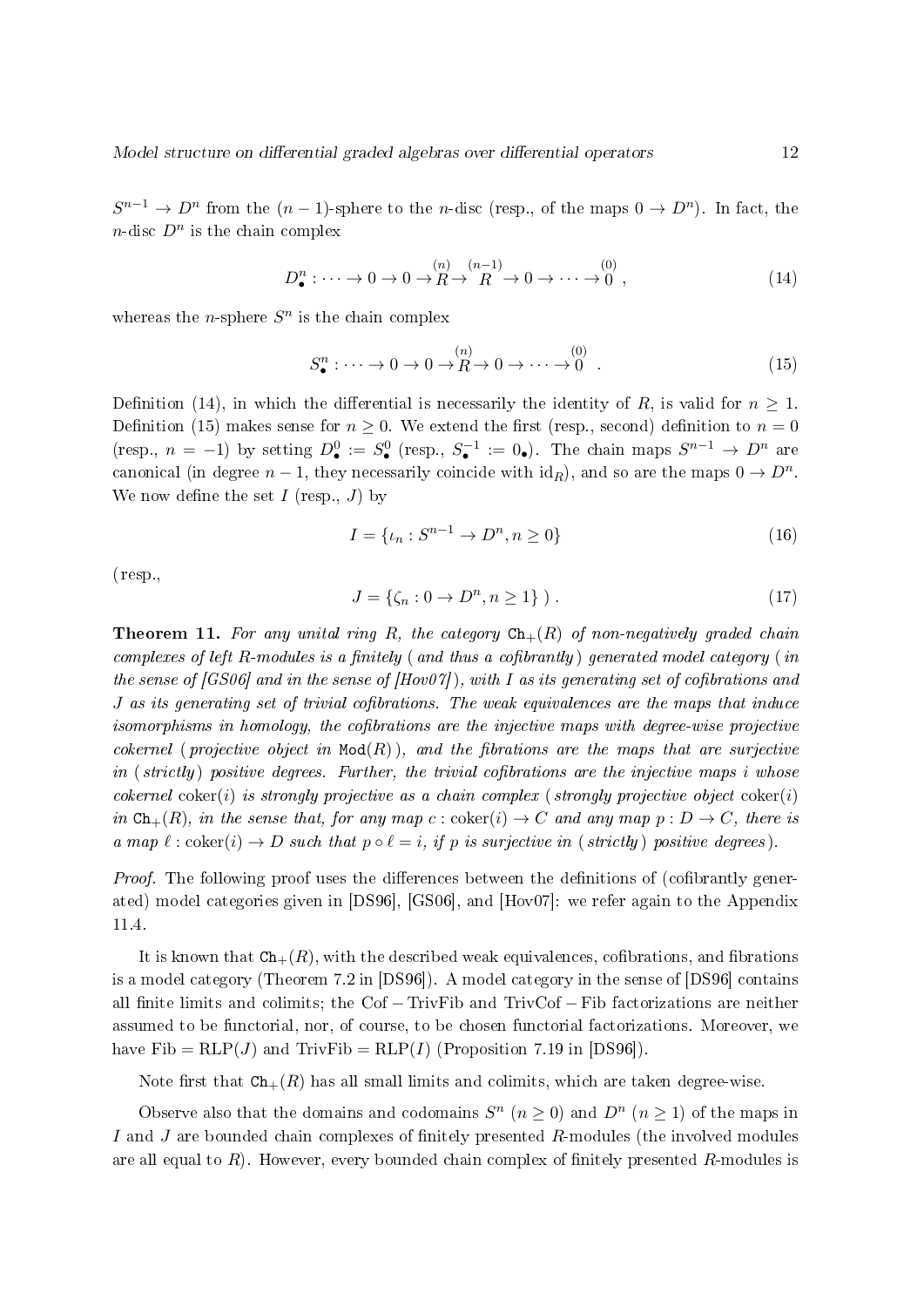$S^{n-1} \to D^n$ from the $(n-1)$-sphere to the $n$-disc (resp., of the maps $0 \to D^n$). In fact, the $n$-disc $D^n$ is the chain complex

$$D^n_\bullet : \cdots \to 0 \to 0 \to \overset{(n)}{R} \to \overset{(n-1)}{R} \to 0 \to \cdots \to \overset{(0)}{0} \ , \tag{14}$$

whereas the $n$-sphere $S^n$ is the chain complex

$$S^n_\bullet : \cdots \to 0 \to 0 \to \overset{(n)}{R} \to 0 \to \cdots \to \overset{(0)}{0} \ . \tag{15}$$

Definition (14), in which the differential is necessarily the identity of $R$, is valid for $n \geq 1$. Definition (15) makes sense for $n \geq 0$. We extend the first (resp., second) definition to $n = 0$ (resp., $n = -1$) by setting $D^0_\bullet := S^0_\bullet$ (resp., $S^{-1}_\bullet := 0_\bullet$). The chain maps $S^{n-1} \to D^n$ are canonical (in degree $n-1$, they necessarily coincide with $\mathrm{id}_R$), and so are the maps $0 \to D^n$. We now define the set $I$ (resp., $J$) by

$$I = \{\iota_n : S^{n-1} \to D^n, n \geq 0\} \tag{16}$$

(resp.,

$$J = \{\zeta_n : 0 \to D^n, n \geq 1\} \ ) \ . \tag{17}$$

**Theorem 11.** *For any unital ring $R$, the category $\mathtt{Ch}_+(R)$ of non-negatively graded chain complexes of left $R$-modules is a finitely (and thus a cofibrantly) generated model category (in the sense of [GS06] and in the sense of [Hov07]), with $I$ as its generating set of cofibrations and $J$ as its generating set of trivial cofibrations. The weak equivalences are the maps that induce isomorphisms in homology, the cofibrations are the injective maps with degree-wise projective cokernel (projective object in $\mathtt{Mod}(R)$), and the fibrations are the maps that are surjective in (strictly) positive degrees. Further, the trivial cofibrations are the injective maps $i$ whose cokernel $\operatorname{coker}(i)$ is strongly projective as a chain complex (strongly projective object $\operatorname{coker}(i)$ in $\mathtt{Ch}_+(R)$, in the sense that, for any map $c : \operatorname{coker}(i) \to C$ and any map $p : D \to C$, there is a map $\ell : \operatorname{coker}(i) \to D$ such that $p \circ \ell = i$, if $p$ is surjective in (strictly) positive degrees).*

*Proof.* The following proof uses the differences between the definitions of (cofibrantly generated) model categories given in [DS96], [GS06], and [Hov07]: we refer again to the Appendix 11.4.

It is known that $\mathtt{Ch}_+(R)$, with the described weak equivalences, cofibrations, and fibrations is a model category (Theorem 7.2 in [DS96]). A model category in the sense of [DS96] contains all finite limits and colimits; the $\mathrm{Cof} - \mathrm{TrivFib}$ and $\mathrm{TrivCof} - \mathrm{Fib}$ factorizations are neither assumed to be functorial, nor, of course, to be chosen functorial factorizations. Moreover, we have $\mathrm{Fib} = \mathrm{RLP}(J)$ and $\mathrm{TrivFib} = \mathrm{RLP}(I)$ (Proposition 7.19 in [DS96]).

Note first that $\mathtt{Ch}_+(R)$ has all small limits and colimits, which are taken degree-wise.

Observe also that the domains and codomains $S^n$ $(n \geq 0)$ and $D^n$ $(n \geq 1)$ of the maps in $I$ and $J$ are bounded chain complexes of finitely presented $R$-modules (the involved modules are all equal to $R$). However, every bounded chain complex of finitely presented $R$-modules is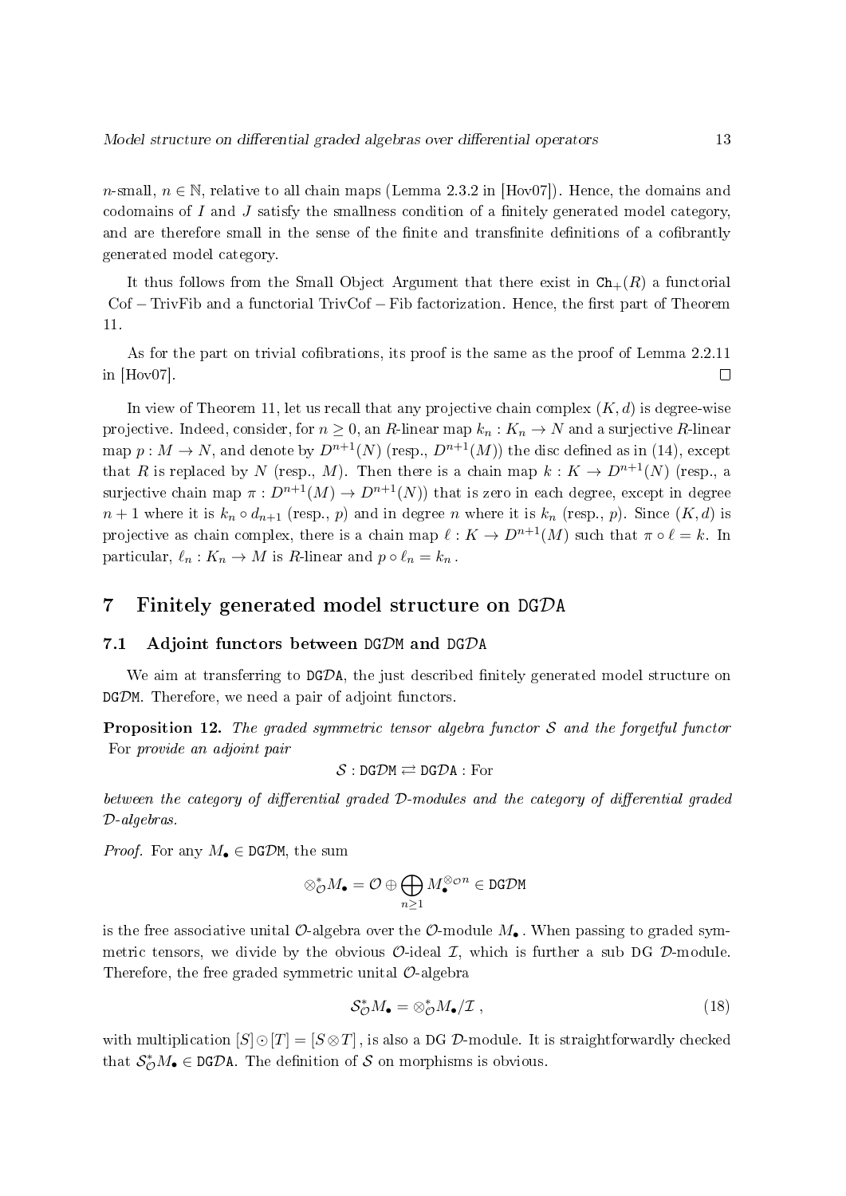$n$-small, $n \in \mathbb{N}$, relative to all chain maps (Lemma 2.3.2 in [Hov07]). Hence, the domains and codomains of $I$ and $J$ satisfy the smallness condition of a finitely generated model category, and are therefore small in the sense of the finite and transfinite definitions of a cofibrantly generated model category.

It thus follows from the Small Object Argument that there exist in $\mathtt{Ch}_+(R)$ a functorial Cof − TrivFib and a functorial TrivCof − Fib factorization. Hence, the first part of Theorem 11.

As for the part on trivial cofibrations, its proof is the same as the proof of Lemma 2.2.11 in [Hov07]. ◻

In view of Theorem 11, let us recall that any projective chain complex $(K, d)$ is degree-wise projective. Indeed, consider, for $n \geq 0$, an $R$-linear map $k_n : K_n \to N$ and a surjective $R$-linear map $p : M \to N$, and denote by $D^{n+1}(N)$ (resp., $D^{n+1}(M)$) the disc defined as in (14), except that $R$ is replaced by $N$ (resp., $M$). Then there is a chain map $k : K \to D^{n+1}(N)$ (resp., a surjective chain map $\pi : D^{n+1}(M) \to D^{n+1}(N)$) that is zero in each degree, except in degree $n+1$ where it is $k_n \circ d_{n+1}$ (resp., $p$) and in degree $n$ where it is $k_n$ (resp., $p$). Since $(K, d)$ is projective as chain complex, there is a chain map $\ell : K \to D^{n+1}(M)$ such that $\pi \circ \ell = k$. In particular, $\ell_n : K_n \to M$ is $R$-linear and $p \circ \ell_n = k_n$ .

# 7 Finitely generated model structure on $\mathtt{DG}\mathcal{D}\mathtt{A}$

## 7.1 Adjoint functors between $\mathtt{DG}\mathcal{D}\mathtt{M}$ and $\mathtt{DG}\mathcal{D}\mathtt{A}$

We aim at transferring to $\mathtt{DG}\mathcal{D}\mathtt{A}$, the just described finitely generated model structure on $\mathtt{DG}\mathcal{D}\mathtt{M}$. Therefore, we need a pair of adjoint functors.

**Proposition 12.** *The graded symmetric tensor algebra functor $\mathcal{S}$ and the forgetful functor* For *provide an adjoint pair*

$$\mathcal{S} : \mathtt{DG}\mathcal{D}\mathtt{M} \rightleftarrows \mathtt{DG}\mathcal{D}\mathtt{A} : \mathrm{For}$$

*between the category of differential graded $\mathcal{D}$-modules and the category of differential graded $\mathcal{D}$-algebras.*

*Proof.* For any $M_\bullet \in \mathtt{DG}\mathcal{D}\mathtt{M}$, the sum

$$\otimes^*_{\mathcal{O}} M_\bullet = \mathcal{O} \oplus \bigoplus_{n \geq 1} M_\bullet^{\otimes_{\mathcal{O}} n} \in \mathtt{DG}\mathcal{D}\mathtt{M}$$

is the free associative unital $\mathcal{O}$-algebra over the $\mathcal{O}$-module $M_\bullet$ . When passing to graded symmetric tensors, we divide by the obvious $\mathcal{O}$-ideal $\mathcal{I}$, which is further a sub DG $\mathcal{D}$-module. Therefore, the free graded symmetric unital $\mathcal{O}$-algebra

$$\mathcal{S}^*_{\mathcal{O}} M_\bullet = \otimes^*_{\mathcal{O}} M_\bullet / \mathcal{I} \ , \tag{18}$$

with multiplication $[S] \odot [T] = [S \otimes T]$ , is also a DG $\mathcal{D}$-module. It is straightforwardly checked that $\mathcal{S}^*_{\mathcal{O}} M_\bullet \in \mathtt{DG}\mathcal{D}\mathtt{A}$. The definition of $\mathcal{S}$ on morphisms is obvious.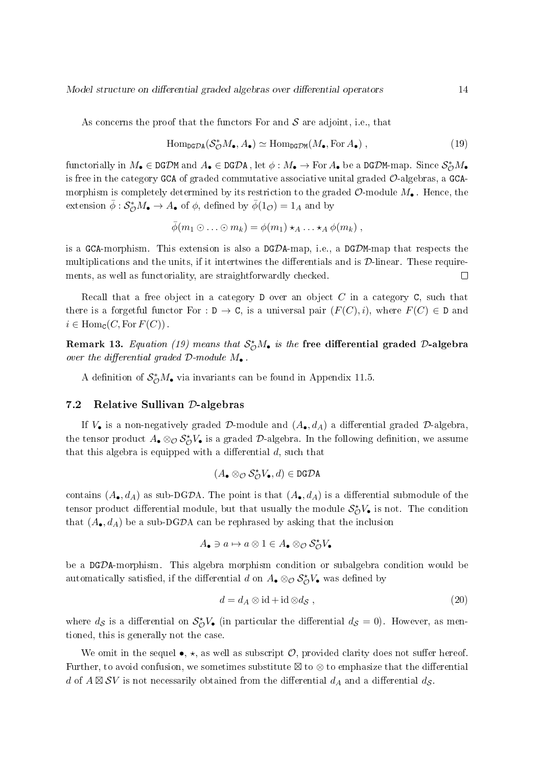As concerns the proof that the functors For and $\mathcal{S}$ are adjoint, i.e., that

$$\operatorname{Hom}_{\mathtt{DG}\mathcal{D}\mathtt{A}}(\mathcal{S}^*_{\mathcal{O}}M_\bullet, A_\bullet) \simeq \operatorname{Hom}_{\mathtt{DG}\mathcal{D}\mathtt{M}}(M_\bullet, \operatorname{For} A_\bullet) \;, \tag{19}$$

functorially in $M_\bullet \in \mathtt{DG}\mathcal{D}\mathtt{M}$ and $A_\bullet \in \mathtt{DG}\mathcal{D}\mathtt{A}$ , let $\phi : M_\bullet \to \operatorname{For} A_\bullet$ be a $\mathtt{DG}\mathcal{D}\mathtt{M}$-map. Since $\mathcal{S}^*_{\mathcal{O}}M_\bullet$ is free in the category GCA of graded commutative associative unital graded $\mathcal{O}$-algebras, a GCA-morphism is completely determined by its restriction to the graded $\mathcal{O}$-module $M_\bullet$ . Hence, the extension $\bar{\phi} : \mathcal{S}^*_{\mathcal{O}}M_\bullet \to A_\bullet$ of $\phi$, defined by $\bar{\phi}(1_{\mathcal{O}}) = 1_A$ and by

$$\bar{\phi}(m_1 \odot \ldots \odot m_k) = \phi(m_1) \star_A \ldots \star_A \phi(m_k) \;,$$

is a GCA-morphism. This extension is also a $\mathtt{DG}\mathcal{D}\mathtt{A}$-map, i.e., a $\mathtt{DG}\mathcal{D}\mathtt{M}$-map that respects the multiplications and the units, if it intertwines the differentials and is $\mathcal{D}$-linear. These requirements, as well as functoriality, are straightforwardly checked. □

Recall that a free object in a category D over an object $C$ in a category C, such that there is a forgetful functor For : D $\to$ C, is a universal pair $(F(C), i)$, where $F(C) \in$ D and $i \in \operatorname{Hom}_{\mathtt{C}}(C, \operatorname{For} F(C))$ .

**Remark 13.** *Equation (19) means that $\mathcal{S}^\star_{\mathcal{O}}M_\bullet$ is the* **free differential graded $\mathcal{D}$-algebra** *over the differential graded $\mathcal{D}$-module $M_\bullet$ .*

A definition of $\mathcal{S}^*_{\mathcal{O}}M_\bullet$ via invariants can be found in Appendix 11.5.

### 7.2 Relative Sullivan $\mathcal{D}$-algebras

If $V_\bullet$ is a non-negatively graded $\mathcal{D}$-module and $(A_\bullet, d_A)$ a differential graded $\mathcal{D}$-algebra, the tensor product $A_\bullet \otimes_{\mathcal{O}} \mathcal{S}^\star_{\mathcal{O}}V_\bullet$ is a graded $\mathcal{D}$-algebra. In the following definition, we assume that this algebra is equipped with a differential $d$, such that

$$(A_\bullet \otimes_{\mathcal{O}} \mathcal{S}^\star_{\mathcal{O}}V_\bullet, d) \in \mathtt{DG}\mathcal{D}\mathtt{A}$$

contains $(A_\bullet, d_A)$ as sub-DG$\mathcal{D}$A. The point is that $(A_\bullet, d_A)$ is a differential submodule of the tensor product differential module, but that usually the module $\mathcal{S}^\star_{\mathcal{O}}V_\bullet$ is not. The condition that $(A_\bullet, d_A)$ be a sub-DG$\mathcal{D}$A can be rephrased by asking that the inclusion

$$A_\bullet \ni a \mapsto a \otimes 1 \in A_\bullet \otimes_{\mathcal{O}} \mathcal{S}^\star_{\mathcal{O}}V_\bullet$$

be a $\mathtt{DG}\mathcal{D}\mathtt{A}$-morphism. This algebra morphism condition or subalgebra condition would be automatically satisfied, if the differential $d$ on $A_\bullet \otimes_{\mathcal{O}} \mathcal{S}^\star_{\mathcal{O}}V_\bullet$ was defined by

$$d = d_A \otimes \mathrm{id} + \mathrm{id} \otimes d_{\mathcal{S}} \;, \tag{20}$$

where $d_{\mathcal{S}}$ is a differential on $\mathcal{S}^\star_{\mathcal{O}}V_\bullet$ (in particular the differential $d_{\mathcal{S}} = 0$). However, as mentioned, this is generally not the case.

We omit in the sequel $\bullet$, $\star$, as well as subscript $\mathcal{O}$, provided clarity does not suffer hereof. Further, to avoid confusion, we sometimes substitute $\boxtimes$ to $\otimes$ to emphasize that the differential $d$ of $A \boxtimes \mathcal{S}V$ is not necessarily obtained from the differential $d_A$ and a differential $d_{\mathcal{S}}$.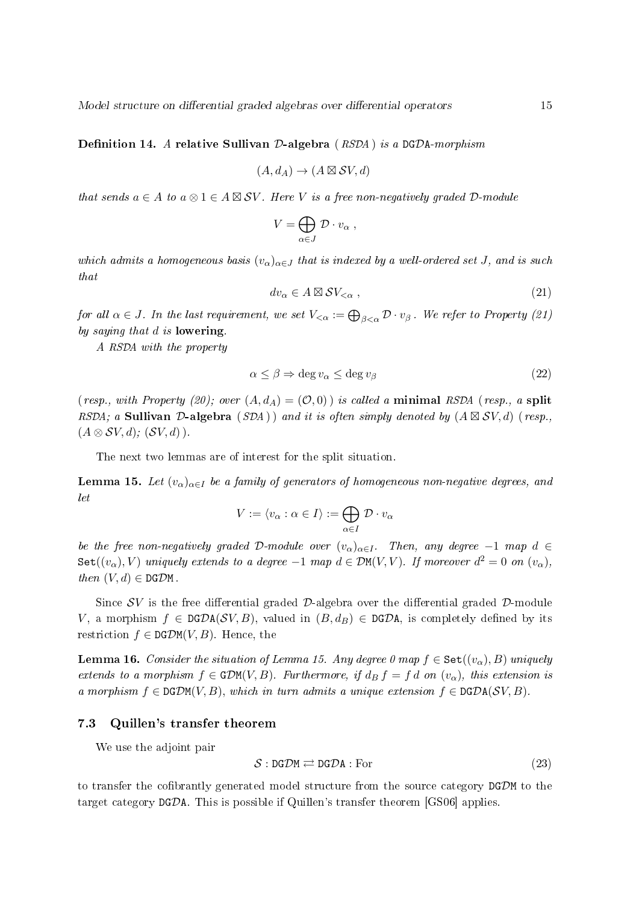**Definition 14.** *A* **relative Sullivan $\mathcal{D}$-algebra** *(RSDA) is a* $\mathtt{DG\mathcal{D}A}$*-morphism*

$$(A, d_A) \to (A \boxtimes \mathcal{S}V, d)$$

*that sends $a \in A$ to $a \otimes 1 \in A \boxtimes \mathcal{S}V$. Here $V$ is a free non-negatively graded $\mathcal{D}$-module*

$$V = \bigoplus_{\alpha \in J} \mathcal{D} \cdot v_\alpha \ ,$$

*which admits a homogeneous basis $(v_\alpha)_{\alpha \in J}$ that is indexed by a well-ordered set $J$, and is such that*

$$dv_\alpha \in A \boxtimes \mathcal{S}V_{<\alpha} \ , \tag{21}$$

*for all $\alpha \in J$. In the last requirement, we set $V_{<\alpha} := \bigoplus_{\beta<\alpha} \mathcal{D} \cdot v_\beta$. We refer to Property (21) by saying that $d$ is* **lowering**.

*A RSDA with the property*

$$\alpha \leq \beta \Rightarrow \deg v_\alpha \leq \deg v_\beta \tag{22}$$

*(resp., with Property (20); over $(A, d_A) = (\mathcal{O}, 0)$) is called a* **minimal** *RSDA (resp., a* **split** *RSDA; a* **Sullivan $\mathcal{D}$-algebra** *(SDA)) and it is often simply denoted by $(A \boxtimes \mathcal{S}V, d)$ (resp., $(A \otimes \mathcal{S}V, d)$; $(\mathcal{S}V, d)$).*

The next two lemmas are of interest for the split situation.

**Lemma 15.** *Let $(v_\alpha)_{\alpha \in I}$ be a family of generators of homogeneous non-negative degrees, and let*

$$V := \langle v_\alpha : \alpha \in I \rangle := \bigoplus_{\alpha \in I} \mathcal{D} \cdot v_\alpha$$

*be the free non-negatively graded $\mathcal{D}$-module over $(v_\alpha)_{\alpha \in I}$. Then, any degree $-1$ map $d \in \mathtt{Set}((v_\alpha), V)$ uniquely extends to a degree $-1$ map $d \in \mathtt{\mathcal{D}M}(V, V)$. If moreover $d^2 = 0$ on $(v_\alpha)$, then $(V, d) \in \mathtt{DG\mathcal{D}M}$.*

Since $\mathcal{S}V$ is the free differential graded $\mathcal{D}$-algebra over the differential graded $\mathcal{D}$-module $V$, a morphism $f \in \mathtt{DG\mathcal{D}A}(\mathcal{S}V, B)$, valued in $(B, d_B) \in \mathtt{DG\mathcal{D}A}$, is completely defined by its restriction $f \in \mathtt{DG\mathcal{D}M}(V, B)$. Hence, the

**Lemma 16.** *Consider the situation of Lemma 15. Any degree 0 map $f \in \mathtt{Set}((v_\alpha), B)$ uniquely extends to a morphism $f \in \mathtt{G\mathcal{D}M}(V, B)$. Furthermore, if $d_B f = f d$ on $(v_\alpha)$, this extension is a morphism $f \in \mathtt{DG\mathcal{D}M}(V, B)$, which in turn admits a unique extension $f \in \mathtt{DG\mathcal{D}A}(\mathcal{S}V, B)$.*

### 7.3 Quillen's transfer theorem

We use the adjoint pair

$$\mathcal{S} : \mathtt{DG\mathcal{D}M} \rightleftarrows \mathtt{DG\mathcal{D}A} : \mathrm{For} \tag{23}$$

to transfer the cofibrantly generated model structure from the source category $\mathtt{DG\mathcal{D}M}$ to the target category $\mathtt{DG\mathcal{D}A}$. This is possible if Quillen's transfer theorem [GS06] applies.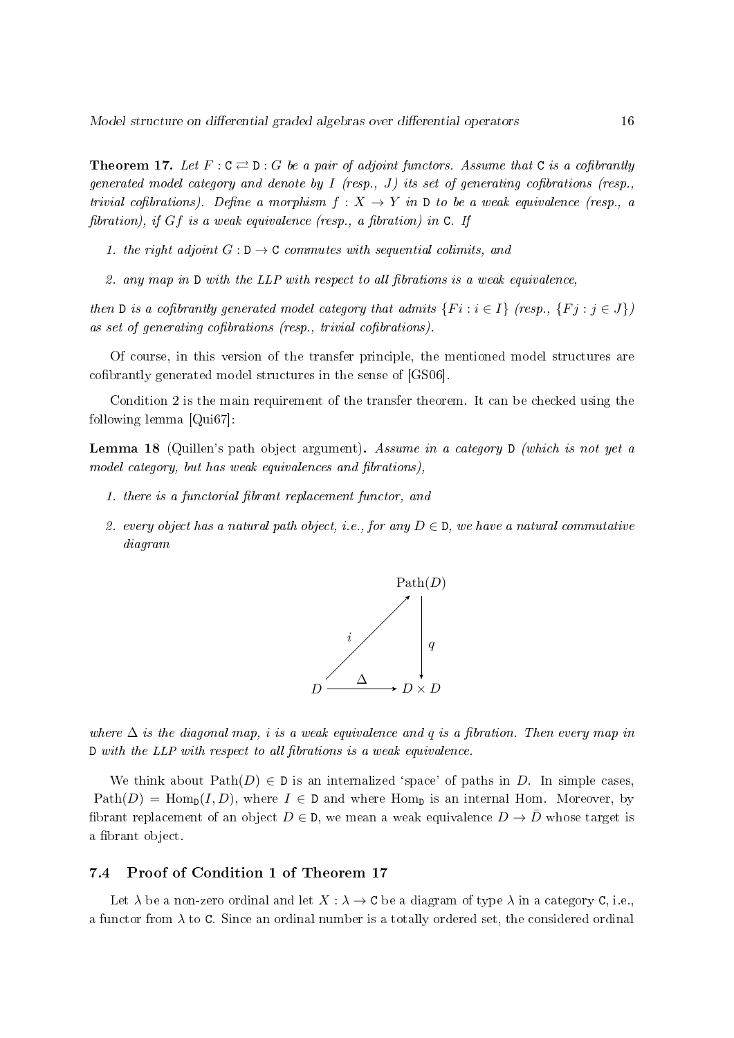**Theorem 17.** *Let $F : \mathtt{C} \rightleftarrows \mathtt{D} : G$ be a pair of adjoint functors. Assume that $\mathtt{C}$ is a cofibrantly generated model category and denote by $I$ (resp., $J$) its set of generating cofibrations (resp., trivial cofibrations). Define a morphism $f : X \to Y$ in $\mathtt{D}$ to be a weak equivalence (resp., a fibration), if $Gf$ is a weak equivalence (resp., a fibration) in $\mathtt{C}$. If*

1. *the right adjoint $G : \mathtt{D} \to \mathtt{C}$ commutes with sequential colimits, and*
2. *any map in $\mathtt{D}$ with the LLP with respect to all fibrations is a weak equivalence,*

*then $\mathtt{D}$ is a cofibrantly generated model category that admits $\{Fi : i \in I\}$ (resp., $\{Fj : j \in J\}$) as set of generating cofibrations (resp., trivial cofibrations).*

Of course, in this version of the transfer principle, the mentioned model structures are cofibrantly generated model structures in the sense of [GS06].

Condition 2 is the main requirement of the transfer theorem. It can be checked using the following lemma [Qui67]:

**Lemma 18** (Quillen's path object argument)**.** *Assume in a category $\mathtt{D}$ (which is not yet a model category, but has weak equivalences and fibrations),*

1. *there is a functorial fibrant replacement functor, and*
2. *every object has a natural path object, i.e., for any $D \in \mathtt{D}$, we have a natural commutative diagram*

$$\begin{array}{ccc} & & \mathrm{Path}(D) \\ & \overset{i}{\nearrow} & \big\downarrow q \\ D & \xrightarrow{\quad \Delta \quad} & D \times D \end{array}$$

*where $\Delta$ is the diagonal map, $i$ is a weak equivalence and $q$ is a fibration. Then every map in $\mathtt{D}$ with the LLP with respect to all fibrations is a weak equivalence.*

We think about $\mathrm{Path}(D) \in \mathtt{D}$ is an internalized 'space' of paths in $D$. In simple cases, $\mathrm{Path}(D) = \mathrm{Hom}_{\mathtt{D}}(I, D)$, where $I \in \mathtt{D}$ and where $\mathrm{Hom}_{\mathtt{D}}$ is an internal Hom. Moreover, by fibrant replacement of an object $D \in \mathtt{D}$, we mean a weak equivalence $D \to \bar{D}$ whose target is a fibrant object.

### 7.4 Proof of Condition 1 of Theorem 17

Let $\lambda$ be a non-zero ordinal and let $X : \lambda \to \mathtt{C}$ be a diagram of type $\lambda$ in a category $\mathtt{C}$, i.e., a functor from $\lambda$ to $\mathtt{C}$. Since an ordinal number is a totally ordered set, the considered ordinal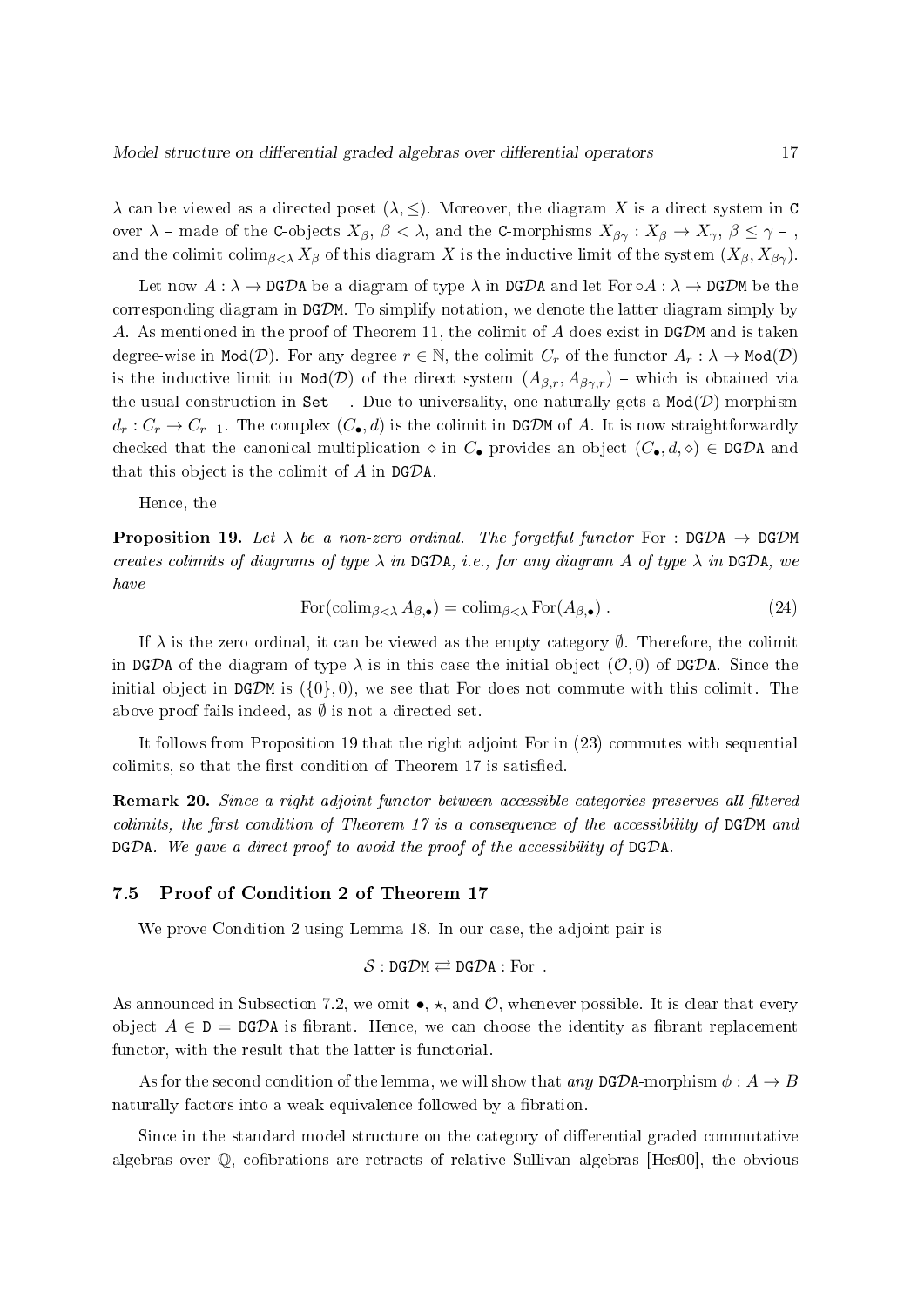$\lambda$ can be viewed as a directed poset $(\lambda, \leq)$. Moreover, the diagram $X$ is a direct system in $\mathtt{C}$ over $\lambda$ – made of the $\mathtt{C}$-objects $X_\beta$, $\beta < \lambda$, and the $\mathtt{C}$-morphisms $X_{\beta\gamma} : X_\beta \to X_\gamma$, $\beta \leq \gamma$ – , and the colimit $\mathrm{colim}_{\beta<\lambda} X_\beta$ of this diagram $X$ is the inductive limit of the system $(X_\beta, X_{\beta\gamma})$.

Let now $A : \lambda \to \mathtt{DG}\mathcal{D}\mathtt{A}$ be a diagram of type $\lambda$ in $\mathtt{DG}\mathcal{D}\mathtt{A}$ and let $\mathrm{For} \circ A : \lambda \to \mathtt{DG}\mathcal{D}\mathtt{M}$ be the corresponding diagram in $\mathtt{DG}\mathcal{D}\mathtt{M}$. To simplify notation, we denote the latter diagram simply by $A$. As mentioned in the proof of Theorem 11, the colimit of $A$ does exist in $\mathtt{DG}\mathcal{D}\mathtt{M}$ and is taken degree-wise in $\mathtt{Mod}(\mathcal{D})$. For any degree $r \in \mathbb{N}$, the colimit $C_r$ of the functor $A_r : \lambda \to \mathtt{Mod}(\mathcal{D})$ is the inductive limit in $\mathtt{Mod}(\mathcal{D})$ of the direct system $(A_{\beta,r}, A_{\beta\gamma,r})$ – which is obtained via the usual construction in $\mathtt{Set}$ – . Due to universality, one naturally gets a $\mathtt{Mod}(\mathcal{D})$-morphism $d_r : C_r \to C_{r-1}$. The complex $(C_\bullet, d)$ is the colimit in $\mathtt{DG}\mathcal{D}\mathtt{M}$ of $A$. It is now straightforwardly checked that the canonical multiplication $\diamond$ in $C_\bullet$ provides an object $(C_\bullet, d, \diamond) \in \mathtt{DG}\mathcal{D}\mathtt{A}$ and that this object is the colimit of $A$ in $\mathtt{DG}\mathcal{D}\mathtt{A}$.

Hence, the

**Proposition 19.** *Let $\lambda$ be a non-zero ordinal. The forgetful functor $\mathrm{For} : \mathtt{DG}\mathcal{D}\mathtt{A} \to \mathtt{DG}\mathcal{D}\mathtt{M}$ creates colimits of diagrams of type $\lambda$ in $\mathtt{DG}\mathcal{D}\mathtt{A}$, i.e., for any diagram $A$ of type $\lambda$ in $\mathtt{DG}\mathcal{D}\mathtt{A}$, we have*

$$\mathrm{For}(\mathrm{colim}_{\beta<\lambda} A_{\beta,\bullet}) = \mathrm{colim}_{\beta<\lambda} \mathrm{For}(A_{\beta,\bullet}) \,. \tag{24}$$

If $\lambda$ is the zero ordinal, it can be viewed as the empty category $\emptyset$. Therefore, the colimit in $\mathtt{DG}\mathcal{D}\mathtt{A}$ of the diagram of type $\lambda$ is in this case the initial object $(\mathcal{O}, 0)$ of $\mathtt{DG}\mathcal{D}\mathtt{A}$. Since the initial object in $\mathtt{DG}\mathcal{D}\mathtt{M}$ is $(\{0\}, 0)$, we see that For does not commute with this colimit. The above proof fails indeed, as $\emptyset$ is not a directed set.

It follows from Proposition 19 that the right adjoint For in (23) commutes with sequential colimits, so that the first condition of Theorem 17 is satisfied.

**Remark 20.** *Since a right adjoint functor between accessible categories preserves all filtered colimits, the first condition of Theorem 17 is a consequence of the accessibility of $\mathtt{DG}\mathcal{D}\mathtt{M}$ and $\mathtt{DG}\mathcal{D}\mathtt{A}$. We gave a direct proof to avoid the proof of the accessibility of $\mathtt{DG}\mathcal{D}\mathtt{A}$.*

### 7.5 Proof of Condition 2 of Theorem 17

We prove Condition 2 using Lemma 18. In our case, the adjoint pair is

$$\mathcal{S} : \mathtt{DG}\mathcal{D}\mathtt{M} \rightleftarrows \mathtt{DG}\mathcal{D}\mathtt{A} : \mathrm{For} \,.$$

As announced in Subsection 7.2, we omit $\bullet$, $\star$, and $\mathcal{O}$, whenever possible. It is clear that every object $A \in \mathtt{D} = \mathtt{DG}\mathcal{D}\mathtt{A}$ is fibrant. Hence, we can choose the identity as fibrant replacement functor, with the result that the latter is functorial.

As for the second condition of the lemma, we will show that *any* $\mathtt{DG}\mathcal{D}\mathtt{A}$-morphism $\phi : A \to B$ naturally factors into a weak equivalence followed by a fibration.

Since in the standard model structure on the category of differential graded commutative algebras over $\mathbb{Q}$, cofibrations are retracts of relative Sullivan algebras [Hes00], the obvious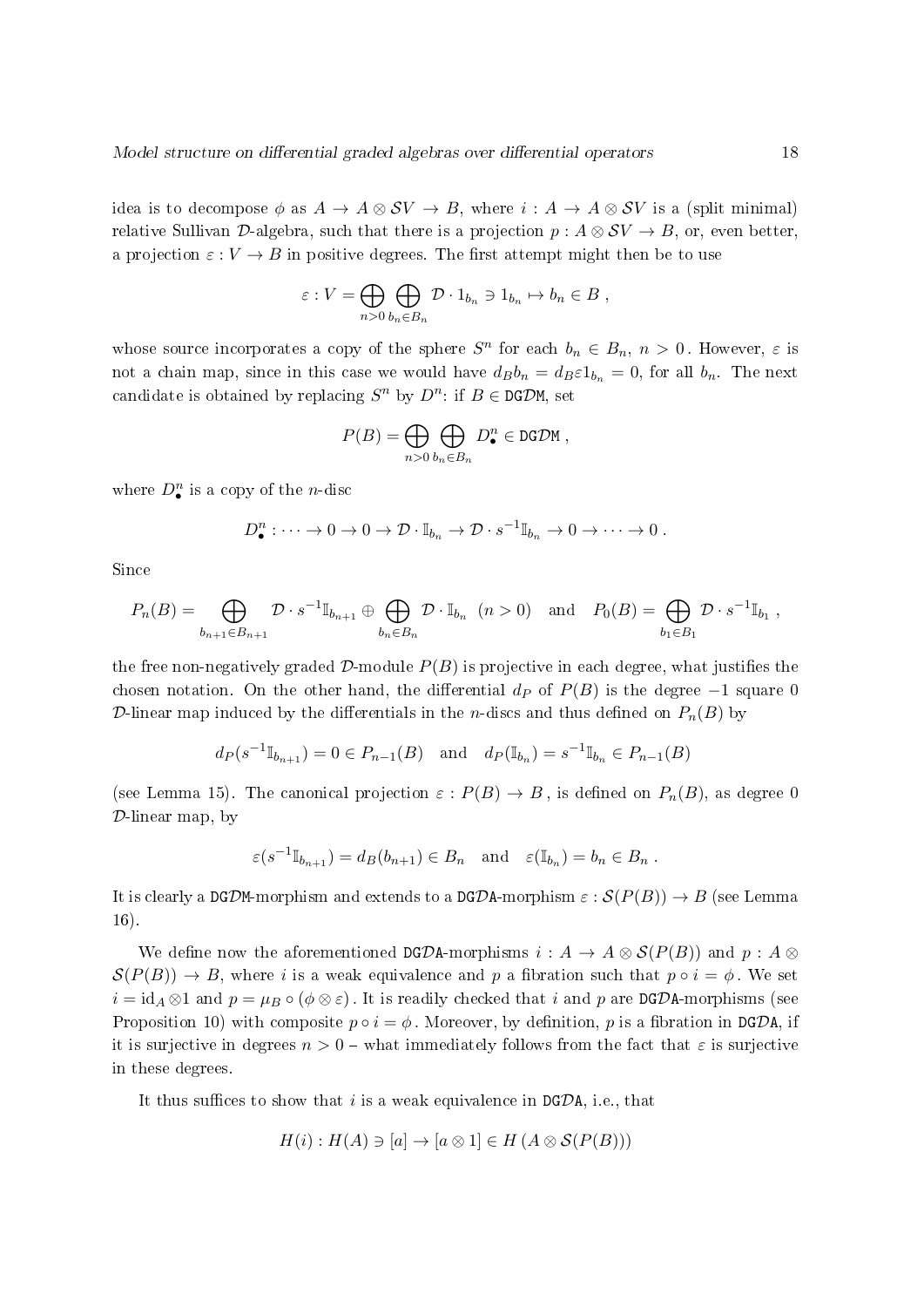idea is to decompose $\phi$ as $A \to A \otimes \mathcal{S}V \to B$, where $i : A \to A \otimes \mathcal{S}V$ is a (split minimal) relative Sullivan $\mathcal{D}$-algebra, such that there is a projection $p : A \otimes \mathcal{S}V \to B$, or, even better, a projection $\varepsilon : V \to B$ in positive degrees. The first attempt might then be to use

$$\varepsilon : V = \bigoplus_{n>0} \bigoplus_{b_n \in B_n} \mathcal{D} \cdot 1_{b_n} \ni 1_{b_n} \mapsto b_n \in B \ ,$$

whose source incorporates a copy of the sphere $S^n$ for each $b_n \in B_n$, $n > 0$. However, $\varepsilon$ is not a chain map, since in this case we would have $d_B b_n = d_B \varepsilon 1_{b_n} = 0$, for all $b_n$. The next candidate is obtained by replacing $S^n$ by $D^n$: if $B \in \mathtt{DG}\mathcal{D}\mathtt{M}$, set

$$P(B) = \bigoplus_{n>0} \bigoplus_{b_n \in B_n} D^n_\bullet \in \mathtt{DG}\mathcal{D}\mathtt{M} \ ,$$

where $D^n_\bullet$ is a copy of the $n$-disc

$$D^n_\bullet : \cdots \to 0 \to 0 \to \mathcal{D} \cdot \mathbb{I}_{b_n} \to \mathcal{D} \cdot s^{-1}\mathbb{I}_{b_n} \to 0 \to \cdots \to 0 \ .$$

Since

$$P_n(B) = \bigoplus_{b_{n+1} \in B_{n+1}} \mathcal{D} \cdot s^{-1}\mathbb{I}_{b_{n+1}} \oplus \bigoplus_{b_n \in B_n} \mathcal{D} \cdot \mathbb{I}_{b_n} \ \ (n > 0) \quad \text{and} \quad P_0(B) = \bigoplus_{b_1 \in B_1} \mathcal{D} \cdot s^{-1}\mathbb{I}_{b_1} \ ,$$

the free non-negatively graded $\mathcal{D}$-module $P(B)$ is projective in each degree, what justifies the chosen notation. On the other hand, the differential $d_P$ of $P(B)$ is the degree $-1$ square 0 $\mathcal{D}$-linear map induced by the differentials in the $n$-discs and thus defined on $P_n(B)$ by

$$d_P(s^{-1}\mathbb{I}_{b_{n+1}}) = 0 \in P_{n-1}(B) \quad \text{and} \quad d_P(\mathbb{I}_{b_n}) = s^{-1}\mathbb{I}_{b_n} \in P_{n-1}(B)$$

(see Lemma 15). The canonical projection $\varepsilon : P(B) \to B$, is defined on $P_n(B)$, as degree 0 $\mathcal{D}$-linear map, by

$$\varepsilon(s^{-1}\mathbb{I}_{b_{n+1}}) = d_B(b_{n+1}) \in B_n \quad \text{and} \quad \varepsilon(\mathbb{I}_{b_n}) = b_n \in B_n \ .$$

It is clearly a $\mathtt{DG}\mathcal{D}\mathtt{M}$-morphism and extends to a $\mathtt{DG}\mathcal{D}\mathtt{A}$-morphism $\varepsilon : \mathcal{S}(P(B)) \to B$ (see Lemma 16).

We define now the aforementioned $\mathtt{DG}\mathcal{D}\mathtt{A}$-morphisms $i : A \to A \otimes \mathcal{S}(P(B))$ and $p : A \otimes \mathcal{S}(P(B)) \to B$, where $i$ is a weak equivalence and $p$ a fibration such that $p \circ i = \phi$. We set $i = \mathrm{id}_A \otimes 1$ and $p = \mu_B \circ (\phi \otimes \varepsilon)$. It is readily checked that $i$ and $p$ are $\mathtt{DG}\mathcal{D}\mathtt{A}$-morphisms (see Proposition 10) with composite $p \circ i = \phi$. Moreover, by definition, $p$ is a fibration in $\mathtt{DG}\mathcal{D}\mathtt{A}$, if it is surjective in degrees $n > 0$ – what immediately follows from the fact that $\varepsilon$ is surjective in these degrees.

It thus suffices to show that $i$ is a weak equivalence in $\mathtt{DG}\mathcal{D}\mathtt{A}$, i.e., that

$$H(i) : H(A) \ni [a] \to [a \otimes 1] \in H\left(A \otimes \mathcal{S}(P(B))\right)$$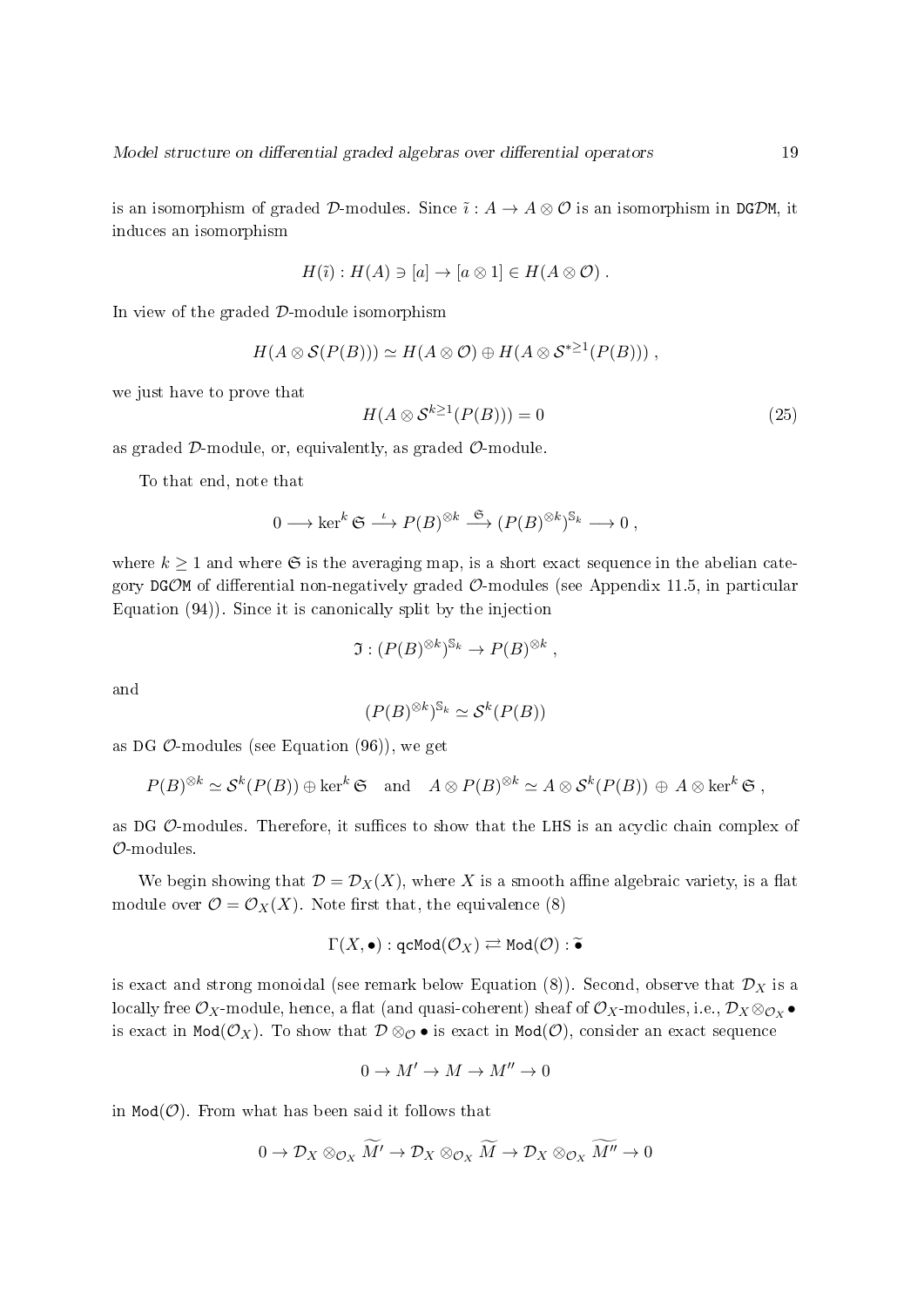is an isomorphism of graded $\mathcal{D}$-modules. Since $\tilde{\imath} : A \to A \otimes \mathcal{O}$ is an isomorphism in $\texttt{DG}\mathcal{D}\texttt{M}$, it induces an isomorphism

$$H(\tilde{\imath}) : H(A) \ni [a] \to [a \otimes 1] \in H(A \otimes \mathcal{O})\ .$$

In view of the graded $\mathcal{D}$-module isomorphism

$$H(A \otimes \mathcal{S}(P(B))) \simeq H(A \otimes \mathcal{O}) \oplus H(A \otimes \mathcal{S}^{*\geq 1}(P(B)))\ ,$$

we just have to prove that

$$H(A \otimes \mathcal{S}^{k\geq 1}(P(B))) = 0 \tag{25}$$

as graded $\mathcal{D}$-module, or, equivalently, as graded $\mathcal{O}$-module.

To that end, note that

$$0 \longrightarrow \ker^k \mathfrak{S} \stackrel{\iota}{\longrightarrow} P(B)^{\otimes k} \stackrel{\mathfrak{S}}{\longrightarrow} (P(B)^{\otimes k})^{\mathbb{S}_k} \longrightarrow 0\ ,$$

where $k \geq 1$ and where $\mathfrak{S}$ is the averaging map, is a short exact sequence in the abelian category $\texttt{DG}\mathcal{O}\texttt{M}$ of differential non-negatively graded $\mathcal{O}$-modules (see Appendix 11.5, in particular Equation (94)). Since it is canonically split by the injection

$$\mathfrak{I} : (P(B)^{\otimes k})^{\mathbb{S}_k} \to P(B)^{\otimes k}\ ,$$

and

$$(P(B)^{\otimes k})^{\mathbb{S}_k} \simeq \mathcal{S}^k(P(B))$$

as $\texttt{DG}$ $\mathcal{O}$-modules (see Equation (96)), we get

$$P(B)^{\otimes k} \simeq \mathcal{S}^k(P(B)) \oplus \ker^k \mathfrak{S} \quad \text{and} \quad A \otimes P(B)^{\otimes k} \simeq A \otimes \mathcal{S}^k(P(B))\ \oplus\ A \otimes \ker^k \mathfrak{S}\ ,$$

as $\texttt{DG}$ $\mathcal{O}$-modules. Therefore, it suffices to show that the $\texttt{LHS}$ is an acyclic chain complex of $\mathcal{O}$-modules.

We begin showing that $\mathcal{D} = \mathcal{D}_X(X)$, where $X$ is a smooth affine algebraic variety, is a flat module over $\mathcal{O} = \mathcal{O}_X(X)$. Note first that, the equivalence (8)

$$\Gamma(X, \bullet) : \texttt{qcMod}(\mathcal{O}_X) \rightleftarrows \texttt{Mod}(\mathcal{O}) : \widetilde{\bullet}$$

is exact and strong monoidal (see remark below Equation (8)). Second, observe that $\mathcal{D}_X$ is a locally free $\mathcal{O}_X$-module, hence, a flat (and quasi-coherent) sheaf of $\mathcal{O}_X$-modules, i.e., $\mathcal{D}_X \otimes_{\mathcal{O}_X} \bullet$ is exact in $\texttt{Mod}(\mathcal{O}_X)$. To show that $\mathcal{D} \otimes_{\mathcal{O}} \bullet$ is exact in $\texttt{Mod}(\mathcal{O})$, consider an exact sequence

$$0 \to M' \to M \to M'' \to 0$$

in $\texttt{Mod}(\mathcal{O})$. From what has been said it follows that

$$0 \to \mathcal{D}_X \otimes_{\mathcal{O}_X} \widetilde{M'} \to \mathcal{D}_X \otimes_{\mathcal{O}_X} \widetilde{M} \to \mathcal{D}_X \otimes_{\mathcal{O}_X} \widetilde{M''} \to 0$$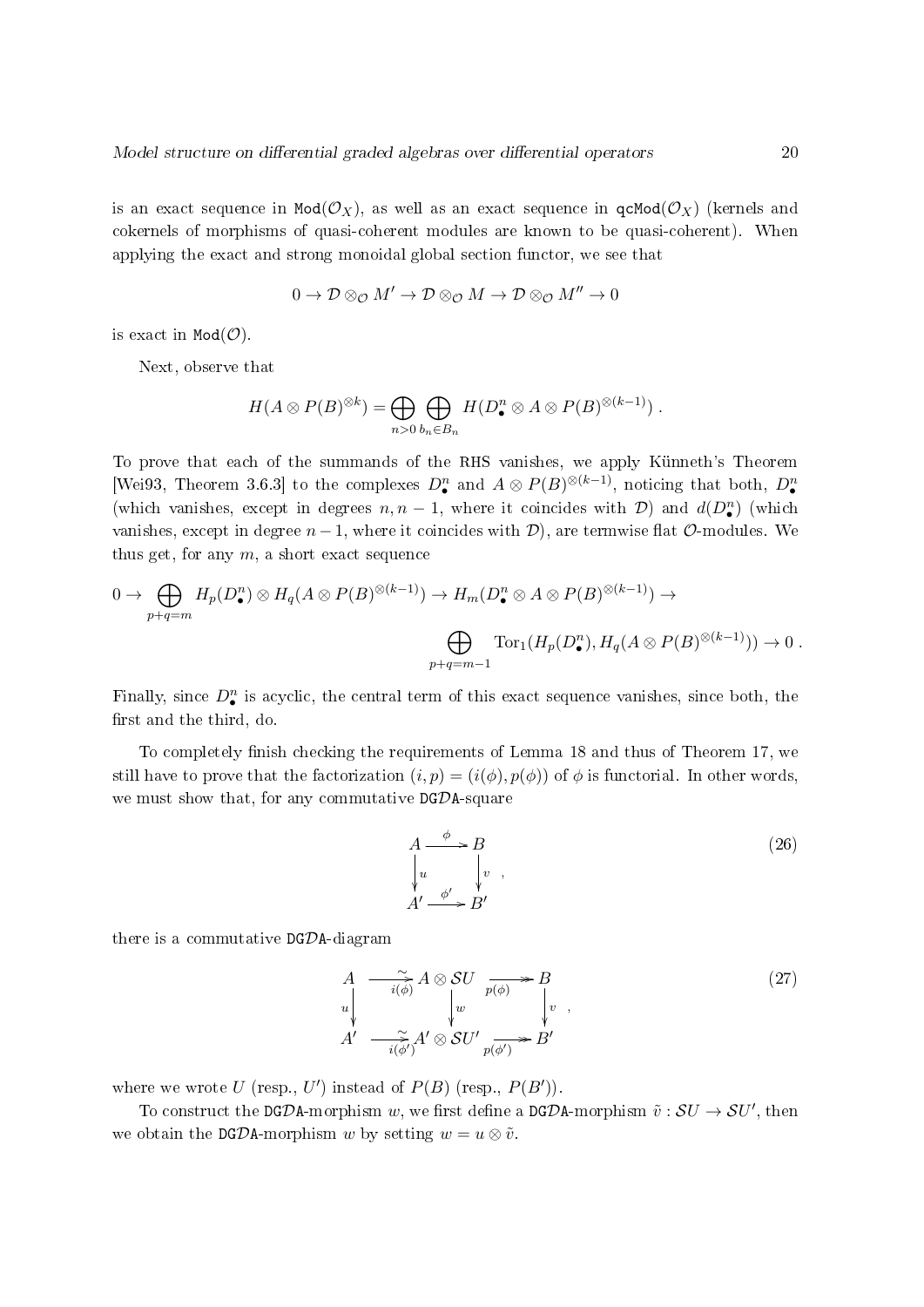is an exact sequence in $\texttt{Mod}(\mathcal{O}_X)$, as well as an exact sequence in $\texttt{qcMod}(\mathcal{O}_X)$ (kernels and cokernels of morphisms of quasi-coherent modules are known to be quasi-coherent). When applying the exact and strong monoidal global section functor, we see that

$$0 \to \mathcal{D} \otimes_{\mathcal{O}} M' \to \mathcal{D} \otimes_{\mathcal{O}} M \to \mathcal{D} \otimes_{\mathcal{O}} M'' \to 0$$

is exact in $\texttt{Mod}(\mathcal{O})$.

Next, observe that

$$H(A \otimes P(B)^{\otimes k}) = \bigoplus_{n>0} \bigoplus_{b_n \in B_n} H(D^n_\bullet \otimes A \otimes P(B)^{\otimes (k-1)}) \; .$$

To prove that each of the summands of the RHS vanishes, we apply Künneth's Theorem [Wei93, Theorem 3.6.3] to the complexes $D^n_\bullet$ and $A \otimes P(B)^{\otimes(k-1)}$, noticing that both, $D^n_\bullet$ (which vanishes, except in degrees $n, n-1$, where it coincides with $\mathcal{D}$) and $d(D^n_\bullet)$ (which vanishes, except in degree $n-1$, where it coincides with $\mathcal{D}$), are termwise flat $\mathcal{O}$-modules. We thus get, for any $m$, a short exact sequence

$$0 \to \bigoplus_{p+q=m} H_p(D^n_\bullet) \otimes H_q(A \otimes P(B)^{\otimes(k-1)}) \to H_m(D^n_\bullet \otimes A \otimes P(B)^{\otimes(k-1)}) \to$$
$$\bigoplus_{p+q=m-1} \operatorname{Tor}_1(H_p(D^n_\bullet), H_q(A \otimes P(B)^{\otimes(k-1)})) \to 0 \; .$$

Finally, since $D^n_\bullet$ is acyclic, the central term of this exact sequence vanishes, since both, the first and the third, do.

To completely finish checking the requirements of Lemma 18 and thus of Theorem 17, we still have to prove that the factorization $(i, p) = (i(\phi), p(\phi))$ of $\phi$ is functorial. In other words, we must show that, for any commutative $\texttt{DG}\mathcal{D}\texttt{A}$-square

$$\begin{array}{ccc} A & \xrightarrow{\;\phi\;} & B \\ \Big\downarrow{\scriptstyle u} & & \Big\downarrow{\scriptstyle v} \\ A' & \xrightarrow{\;\phi'\;} & B' \end{array} \quad , \tag{26}$$

there is a commutative $\texttt{DG}\mathcal{D}\texttt{A}$-diagram

$$\begin{array}{ccccc} A & \xrightarrow[i(\phi)]{\sim} & A \otimes \mathcal{S}U & \xrightarrow[p(\phi)]{} & B \\ {\scriptstyle u}\Big\downarrow & & \Big\downarrow{\scriptstyle w} & & \Big\downarrow{\scriptstyle v} \\ A' & \xrightarrow[i(\phi')]{\sim} & A' \otimes \mathcal{S}U' & \xrightarrow[p(\phi')]{} & B' \end{array} \quad , \tag{27}$$

where we wrote $U$ (resp., $U'$) instead of $P(B)$ (resp., $P(B')$).

To construct the $\texttt{DG}\mathcal{D}\texttt{A}$-morphism $w$, we first define a $\texttt{DG}\mathcal{D}\texttt{A}$-morphism $\tilde{v} : \mathcal{S}U \to \mathcal{S}U'$, then we obtain the $\texttt{DG}\mathcal{D}\texttt{A}$-morphism $w$ by setting $w = u \otimes \tilde{v}$.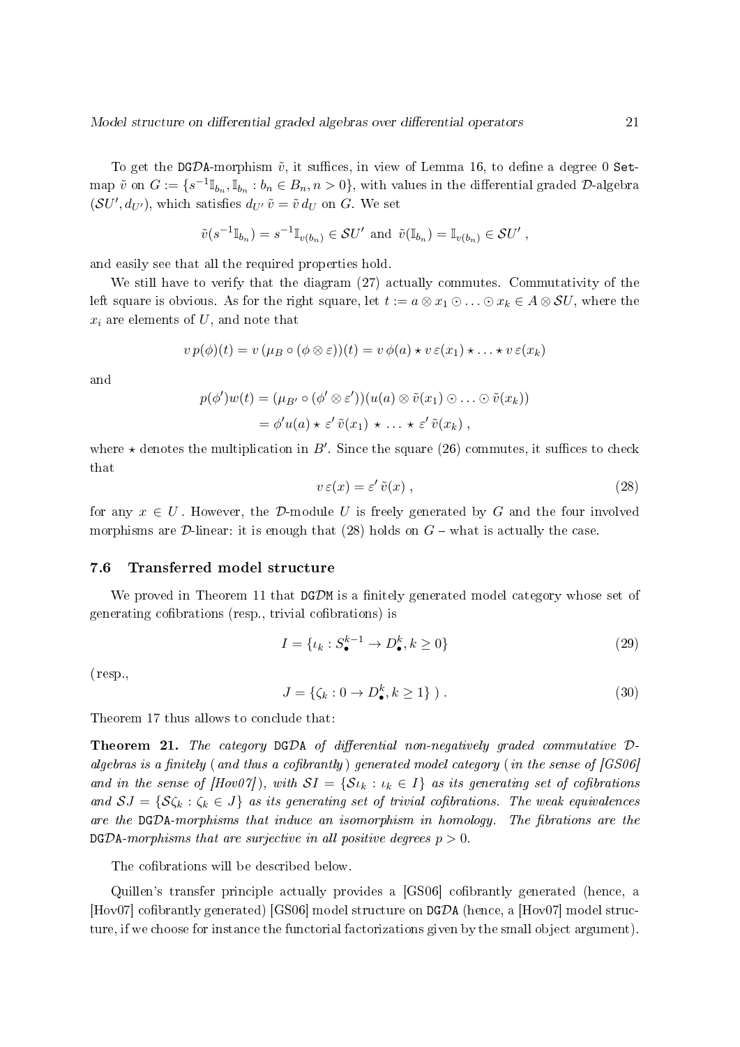To get the $\mathtt{DG}\mathcal{D}\mathtt{A}$-morphism $\tilde{v}$, it suffices, in view of Lemma 16, to define a degree 0 $\mathtt{Set}$-map $\tilde{v}$ on $G := \{s^{-1}\mathbb{I}_{b_n}, \mathbb{I}_{b_n} : b_n \in B_n, n > 0\}$, with values in the differential graded $\mathcal{D}$-algebra $(\mathcal{S}U', d_{U'})$, which satisfies $d_{U'}\,\tilde{v} = \tilde{v}\,d_U$ on $G$. We set

$$\tilde{v}(s^{-1}\mathbb{I}_{b_n}) = s^{-1}\mathbb{I}_{v(b_n)} \in \mathcal{S}U' \text{ and } \tilde{v}(\mathbb{I}_{b_n}) = \mathbb{I}_{v(b_n)} \in \mathcal{S}U' ,$$

and easily see that all the required properties hold.

We still have to verify that the diagram (27) actually commutes. Commutativity of the left square is obvious. As for the right square, let $t := a \otimes x_1 \odot \ldots \odot x_k \in A \otimes \mathcal{S}U$, where the $x_i$ are elements of $U$, and note that

$$v\,p(\phi)(t) = v\,(\mu_B \circ (\phi \otimes \varepsilon))(t) = v\,\phi(a) \star v\,\varepsilon(x_1) \star \ldots \star v\,\varepsilon(x_k)$$

and

$$\begin{aligned} p(\phi')w(t) &= (\mu_{B'} \circ (\phi' \otimes \varepsilon'))(u(a) \otimes \tilde{v}(x_1) \odot \ldots \odot \tilde{v}(x_k)) \\ &= \phi' u(a) \star \varepsilon'\,\tilde{v}(x_1) \star \ldots \star \varepsilon'\,\tilde{v}(x_k) , \end{aligned}$$

where $\star$ denotes the multiplication in $B'$. Since the square (26) commutes, it suffices to check that

$$v\,\varepsilon(x) = \varepsilon'\,\tilde{v}(x) , \tag{28}$$

for any $x \in U$. However, the $\mathcal{D}$-module $U$ is freely generated by $G$ and the four involved morphisms are $\mathcal{D}$-linear: it is enough that (28) holds on $G$ – what is actually the case.

### 7.6 Transferred model structure

We proved in Theorem 11 that $\mathtt{DG}\mathcal{D}\mathtt{M}$ is a finitely generated model category whose set of generating cofibrations (resp., trivial cofibrations) is

$$I = \{\iota_k : S_\bullet^{k-1} \to D_\bullet^k, k \geq 0\} \tag{29}$$

(resp.,

$$J = \{\zeta_k : 0 \to D_\bullet^k, k \geq 1\} ) . \tag{30}$$

Theorem 17 thus allows to conclude that:

**Theorem 21.** *The category $\mathtt{DG}\mathcal{D}\mathtt{A}$ of differential non-negatively graded commutative $\mathcal{D}$-algebras is a finitely (and thus a cofibrantly) generated model category (in the sense of [GS06] and in the sense of [Hov07]), with $\mathcal{S}I = \{\mathcal{S}\iota_k : \iota_k \in I\}$ as its generating set of cofibrations and $\mathcal{S}J = \{\mathcal{S}\zeta_k : \zeta_k \in J\}$ as its generating set of trivial cofibrations. The weak equivalences are the $\mathtt{DG}\mathcal{D}\mathtt{A}$-morphisms that induce an isomorphism in homology. The fibrations are the $\mathtt{DG}\mathcal{D}\mathtt{A}$-morphisms that are surjective in all positive degrees $p > 0$.*

The cofibrations will be described below.

Quillen's transfer principle actually provides a [GS06] cofibrantly generated (hence, a [Hov07] cofibrantly generated) [GS06] model structure on $\mathtt{DG}\mathcal{D}\mathtt{A}$ (hence, a [Hov07] model structure, if we choose for instance the functorial factorizations given by the small object argument).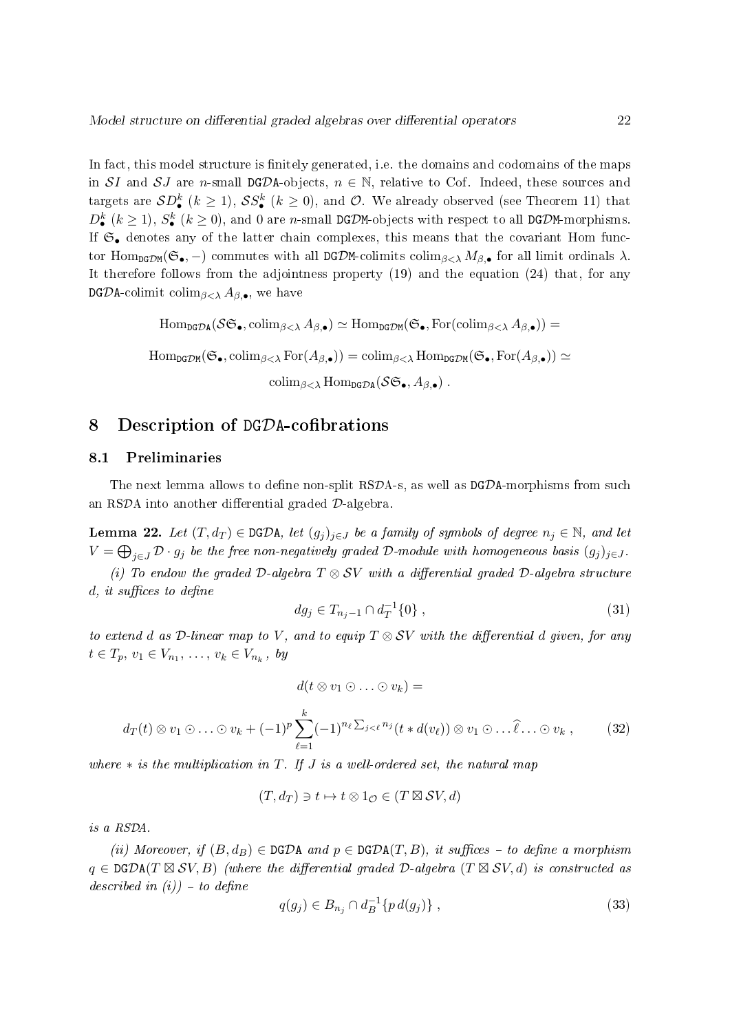In fact, this model structure is finitely generated, i.e. the domains and codomains of the maps in $\mathcal{S}I$ and $\mathcal{S}J$ are $n$-small $\mathtt{DG}\mathcal{D}\mathtt{A}$-objects, $n \in \mathbb{N}$, relative to Cof. Indeed, these sources and targets are $\mathcal{S}D^k_\bullet$ $(k \geq 1)$, $\mathcal{S}S^k_\bullet$ $(k \geq 0)$, and $\mathcal{O}$. We already observed (see Theorem 11) that $D^k_\bullet$ $(k \geq 1)$, $S^k_\bullet$ $(k \geq 0)$, and 0 are $n$-small $\mathtt{DG}\mathcal{D}\mathtt{M}$-objects with respect to all $\mathtt{DG}\mathcal{D}\mathtt{M}$-morphisms. If $\mathfrak{S}_\bullet$ denotes any of the latter chain complexes, this means that the covariant Hom functor $\operatorname{Hom}_{\mathtt{DG}\mathcal{D}\mathtt{M}}(\mathfrak{S}_\bullet, -)$ commutes with all $\mathtt{DG}\mathcal{D}\mathtt{M}$-colimits $\operatorname{colim}_{\beta<\lambda} M_{\beta,\bullet}$ for all limit ordinals $\lambda$. It therefore follows from the adjointness property (19) and the equation (24) that, for any $\mathtt{DG}\mathcal{D}\mathtt{A}$-colimit $\operatorname{colim}_{\beta<\lambda} A_{\beta,\bullet}$, we have

$$\operatorname{Hom}_{\mathtt{DG}\mathcal{D}\mathtt{A}}(\mathcal{S}\mathfrak{S}_\bullet, \operatorname{colim}_{\beta<\lambda} A_{\beta,\bullet}) \simeq \operatorname{Hom}_{\mathtt{DG}\mathcal{D}\mathtt{M}}(\mathfrak{S}_\bullet, \operatorname{For}(\operatorname{colim}_{\beta<\lambda} A_{\beta,\bullet})) =$$

$$\operatorname{Hom}_{\mathtt{DG}\mathcal{D}\mathtt{M}}(\mathfrak{S}_\bullet, \operatorname{colim}_{\beta<\lambda} \operatorname{For}(A_{\beta,\bullet})) = \operatorname{colim}_{\beta<\lambda} \operatorname{Hom}_{\mathtt{DG}\mathcal{D}\mathtt{M}}(\mathfrak{S}_\bullet, \operatorname{For}(A_{\beta,\bullet})) \simeq$$

$$\operatorname{colim}_{\beta<\lambda} \operatorname{Hom}_{\mathtt{DG}\mathcal{D}\mathtt{A}}(\mathcal{S}\mathfrak{S}_\bullet, A_{\beta,\bullet})\ .$$

# 8 Description of $\mathtt{DG}\mathcal{D}\mathtt{A}$-cofibrations

## 8.1 Preliminaries

The next lemma allows to define non-split $\mathtt{RS}\mathcal{D}\mathtt{A}$-s, as well as $\mathtt{DG}\mathcal{D}\mathtt{A}$-morphisms from such an $\mathtt{RS}\mathcal{D}\mathtt{A}$ into another differential graded $\mathcal{D}$-algebra.

**Lemma 22.** *Let $(T, d_T) \in \mathtt{DG}\mathcal{D}\mathtt{A}$, let $(g_j)_{j\in J}$ be a family of symbols of degree $n_j \in \mathbb{N}$, and let $V = \bigoplus_{j\in J} \mathcal{D}\cdot g_j$ be the free non-negatively graded $\mathcal{D}$-module with homogeneous basis $(g_j)_{j\in J}$.*

*(i) To endow the graded $\mathcal{D}$-algebra $T \otimes \mathcal{S}V$ with a differential graded $\mathcal{D}$-algebra structure $d$, it suffices to define*

$$dg_j \in T_{n_j-1} \cap d_T^{-1}\{0\}\ , \tag{31}$$

*to extend $d$ as $\mathcal{D}$-linear map to $V$, and to equip $T \otimes \mathcal{S}V$ with the differential $d$ given, for any $t \in T_p$, $v_1 \in V_{n_1}, \ldots, v_k \in V_{n_k}$, by*

$$d(t \otimes v_1 \odot \ldots \odot v_k) =$$

$$d_T(t) \otimes v_1 \odot \ldots \odot v_k + (-1)^p \sum_{\ell=1}^{k} (-1)^{n_\ell \sum_{j<\ell} n_j} (t * d(v_\ell)) \otimes v_1 \odot \ldots \widehat{\ell} \ldots \odot v_k\ , \tag{32}$$

*where $*$ is the multiplication in $T$. If $J$ is a well-ordered set, the natural map*

$$(T, d_T) \ni t \mapsto t \otimes 1_{\mathcal{O}} \in (T \boxtimes \mathcal{S}V, d)$$

*is a RSDA.*

*(ii) Moreover, if $(B, d_B) \in \mathtt{DG}\mathcal{D}\mathtt{A}$ and $p \in \mathtt{DG}\mathcal{D}\mathtt{A}(T, B)$, it suffices – to define a morphism $q \in \mathtt{DG}\mathcal{D}\mathtt{A}(T \boxtimes \mathcal{S}V, B)$ (where the differential graded $\mathcal{D}$-algebra $(T \boxtimes \mathcal{S}V, d)$ is constructed as described in (i)) – to define*

$$q(g_j) \in B_{n_j} \cap d_B^{-1}\{p\, d(g_j)\}\ , \tag{33}$$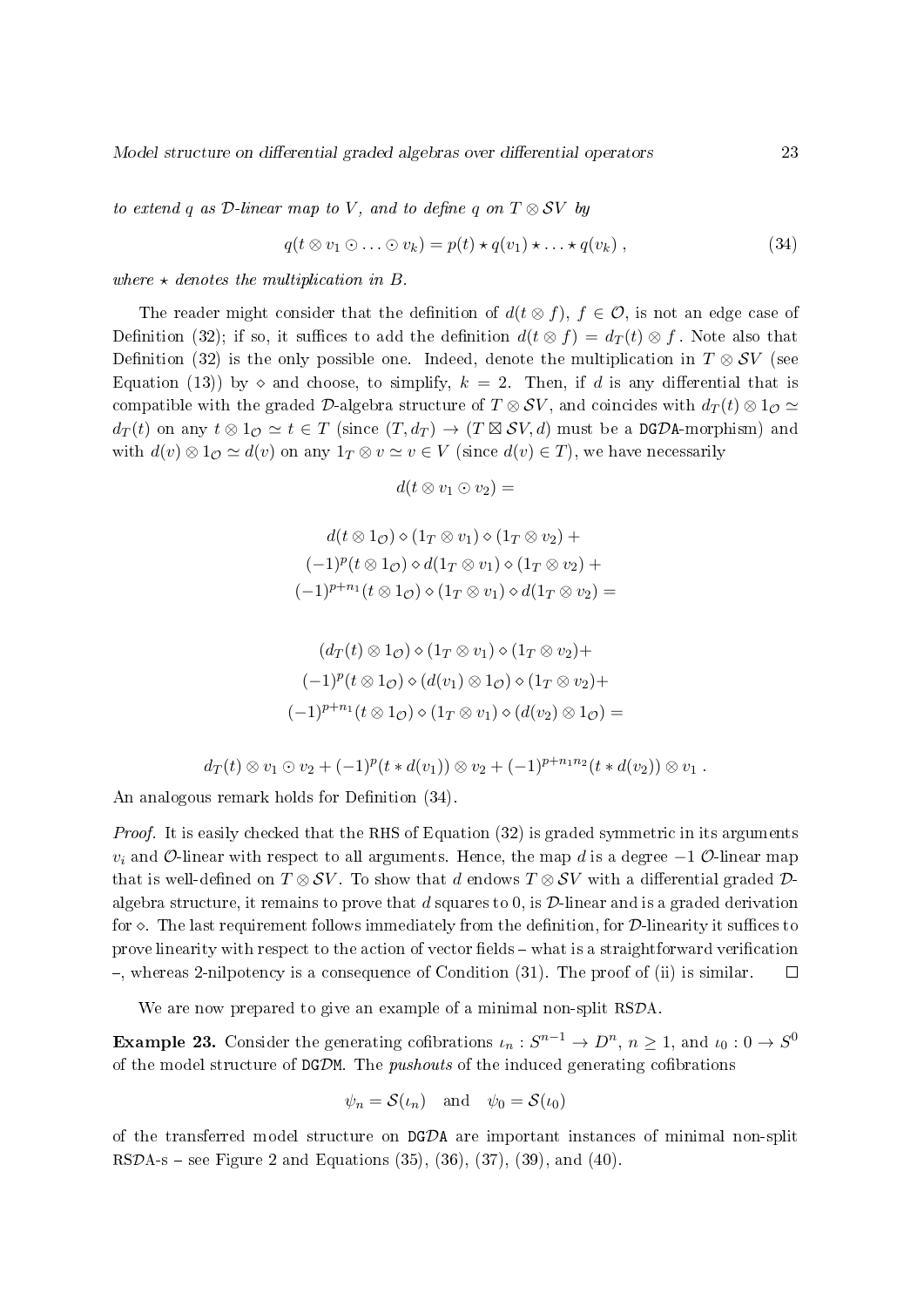*to extend $q$ as $\mathcal{D}$-linear map to $V$, and to define $q$ on $T \otimes \mathcal{S}V$ by*

$$q(t \otimes v_1 \odot \ldots \odot v_k) = p(t) \star q(v_1) \star \ldots \star q(v_k) \;, \tag{34}$$

*where $\star$ denotes the multiplication in $B$.*

The reader might consider that the definition of $d(t \otimes f)$, $f \in \mathcal{O}$, is not an edge case of Definition (32); if so, it suffices to add the definition $d(t \otimes f) = d_T(t) \otimes f$. Note also that Definition (32) is the only possible one. Indeed, denote the multiplication in $T \otimes \mathcal{S}V$ (see Equation (13)) by $\diamond$ and choose, to simplify, $k = 2$. Then, if $d$ is any differential that is compatible with the graded $\mathcal{D}$-algebra structure of $T \otimes \mathcal{S}V$, and coincides with $d_T(t) \otimes 1_\mathcal{O} \simeq d_T(t)$ on any $t \otimes 1_\mathcal{O} \simeq t \in T$ (since $(T, d_T) \to (T \boxtimes \mathcal{S}V, d)$ must be a DG$\mathcal{D}$A-morphism) and with $d(v) \otimes 1_\mathcal{O} \simeq d(v)$ on any $1_T \otimes v \simeq v \in V$ (since $d(v) \in T$), we have necessarily

$$d(t \otimes v_1 \odot v_2) =$$

$$d(t \otimes 1_\mathcal{O}) \diamond (1_T \otimes v_1) \diamond (1_T \otimes v_2) +$$
$$(-1)^p (t \otimes 1_\mathcal{O}) \diamond d(1_T \otimes v_1) \diamond (1_T \otimes v_2) +$$
$$(-1)^{p+n_1} (t \otimes 1_\mathcal{O}) \diamond (1_T \otimes v_1) \diamond d(1_T \otimes v_2) =$$

$$(d_T(t) \otimes 1_\mathcal{O}) \diamond (1_T \otimes v_1) \diamond (1_T \otimes v_2) +$$
$$(-1)^p (t \otimes 1_\mathcal{O}) \diamond (d(v_1) \otimes 1_\mathcal{O}) \diamond (1_T \otimes v_2) +$$
$$(-1)^{p+n_1} (t \otimes 1_\mathcal{O}) \diamond (1_T \otimes v_1) \diamond (d(v_2) \otimes 1_\mathcal{O}) =$$

$$d_T(t) \otimes v_1 \odot v_2 + (-1)^p (t * d(v_1)) \otimes v_2 + (-1)^{p + n_1 n_2} (t * d(v_2)) \otimes v_1 \;.$$

An analogous remark holds for Definition (34).

*Proof.* It is easily checked that the RHS of Equation (32) is graded symmetric in its arguments $v_i$ and $\mathcal{O}$-linear with respect to all arguments. Hence, the map $d$ is a degree $-1$ $\mathcal{O}$-linear map that is well-defined on $T \otimes \mathcal{S}V$. To show that $d$ endows $T \otimes \mathcal{S}V$ with a differential graded $\mathcal{D}$-algebra structure, it remains to prove that $d$ squares to 0, is $\mathcal{D}$-linear and is a graded derivation for $\diamond$. The last requirement follows immediately from the definition, for $\mathcal{D}$-linearity it suffices to prove linearity with respect to the action of vector fields – what is a straightforward verification –, whereas 2-nilpotency is a consequence of Condition (31). The proof of (ii) is similar. $\square$

We are now prepared to give an example of a minimal non-split RS$\mathcal{D}$A.

**Example 23.** Consider the generating cofibrations $\iota_n : S^{n-1} \to D^n$, $n \geq 1$, and $\iota_0 : 0 \to S^0$ of the model structure of DG$\mathcal{D}$M. The *pushouts* of the induced generating cofibrations

$$\psi_n = \mathcal{S}(\iota_n) \quad \text{and} \quad \psi_0 = \mathcal{S}(\iota_0)$$

of the transferred model structure on DG$\mathcal{D}$A are important instances of minimal non-split RS$\mathcal{D}$A-s – see Figure 2 and Equations (35), (36), (37), (39), and (40).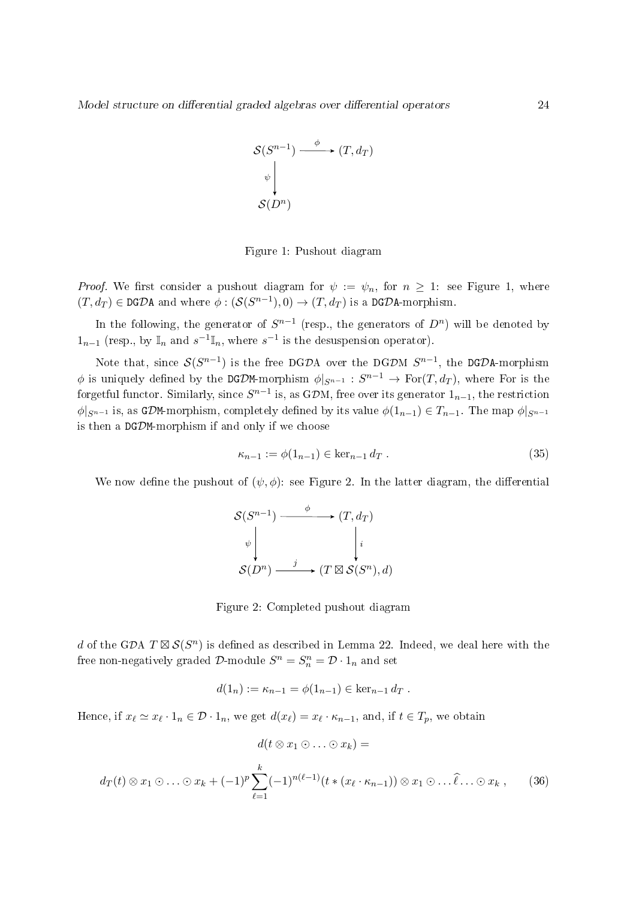$$
\begin{array}{ccc}
\mathcal{S}(S^{n-1}) & \xrightarrow{\ \phi\ } & (T, d_T) \\
{\scriptstyle\psi}\big\downarrow & & \\
\mathcal{S}(D^n) & &
\end{array}
$$

Figure 1: Pushout diagram

*Proof.* We first consider a pushout diagram for $\psi := \psi_n$, for $n \geq 1$: see Figure 1, where $(T, d_T) \in \mathtt{DG}\mathcal{D}\mathtt{A}$ and where $\phi : (\mathcal{S}(S^{n-1}), 0) \to (T, d_T)$ is a $\mathtt{DG}\mathcal{D}\mathtt{A}$-morphism.

In the following, the generator of $S^{n-1}$ (resp., the generators of $D^n$) will be denoted by $1_{n-1}$ (resp., by $\mathbb{I}_n$ and $s^{-1}\mathbb{I}_n$, where $s^{-1}$ is the desuspension operator).

Note that, since $\mathcal{S}(S^{n-1})$ is the free DG$\mathcal{D}$A over the DG$\mathcal{D}$M $S^{n-1}$, the $\mathtt{DG}\mathcal{D}\mathtt{A}$-morphism $\phi$ is uniquely defined by the $\mathtt{DG}\mathcal{D}\mathtt{M}$-morphism $\phi|_{S^{n-1}} : S^{n-1} \to \operatorname{For}(T, d_T)$, where For is the forgetful functor. Similarly, since $S^{n-1}$ is, as G$\mathcal{D}$M, free over its generator $1_{n-1}$, the restriction $\phi|_{S^{n-1}}$ is, as $\mathtt{G}\mathcal{D}\mathtt{M}$-morphism, completely defined by its value $\phi(1_{n-1}) \in T_{n-1}$. The map $\phi|_{S^{n-1}}$ is then a $\mathtt{DG}\mathcal{D}\mathtt{M}$-morphism if and only if we choose

$$
\kappa_{n-1} := \phi(1_{n-1}) \in \ker_{n-1} d_T \ . \tag{35}
$$

We now define the pushout of $(\psi, \phi)$: see Figure 2. In the latter diagram, the differential

$$
\begin{array}{ccc}
\mathcal{S}(S^{n-1}) & \xrightarrow{\ \phi\ } & (T, d_T) \\
{\scriptstyle\psi}\big\downarrow & & \big\downarrow{\scriptstyle i} \\
\mathcal{S}(D^n) & \xrightarrow{\ j\ } & (T \boxtimes \mathcal{S}(S^n), d)
\end{array}
$$

Figure 2: Completed pushout diagram

$d$ of the G$\mathcal{D}$A $T \boxtimes \mathcal{S}(S^n)$ is defined as described in Lemma 22. Indeed, we deal here with the free non-negatively graded $\mathcal{D}$-module $S^n = S^n_n = \mathcal{D} \cdot 1_n$ and set

$$
d(1_n) := \kappa_{n-1} = \phi(1_{n-1}) \in \ker_{n-1} d_T \ .
$$

Hence, if $x_\ell \simeq x_\ell \cdot 1_n \in \mathcal{D} \cdot 1_n$, we get $d(x_\ell) = x_\ell \cdot \kappa_{n-1}$, and, if $t \in T_p$, we obtain

$$
d(t \otimes x_1 \odot \ldots \odot x_k) =
$$

$$
d_T(t) \otimes x_1 \odot \ldots \odot x_k + (-1)^p \sum_{\ell=1}^{k} (-1)^{n(\ell-1)} (t * (x_\ell \cdot \kappa_{n-1})) \otimes x_1 \odot \ldots \widehat{\ell} \ldots \odot x_k \ , \tag{36}
$$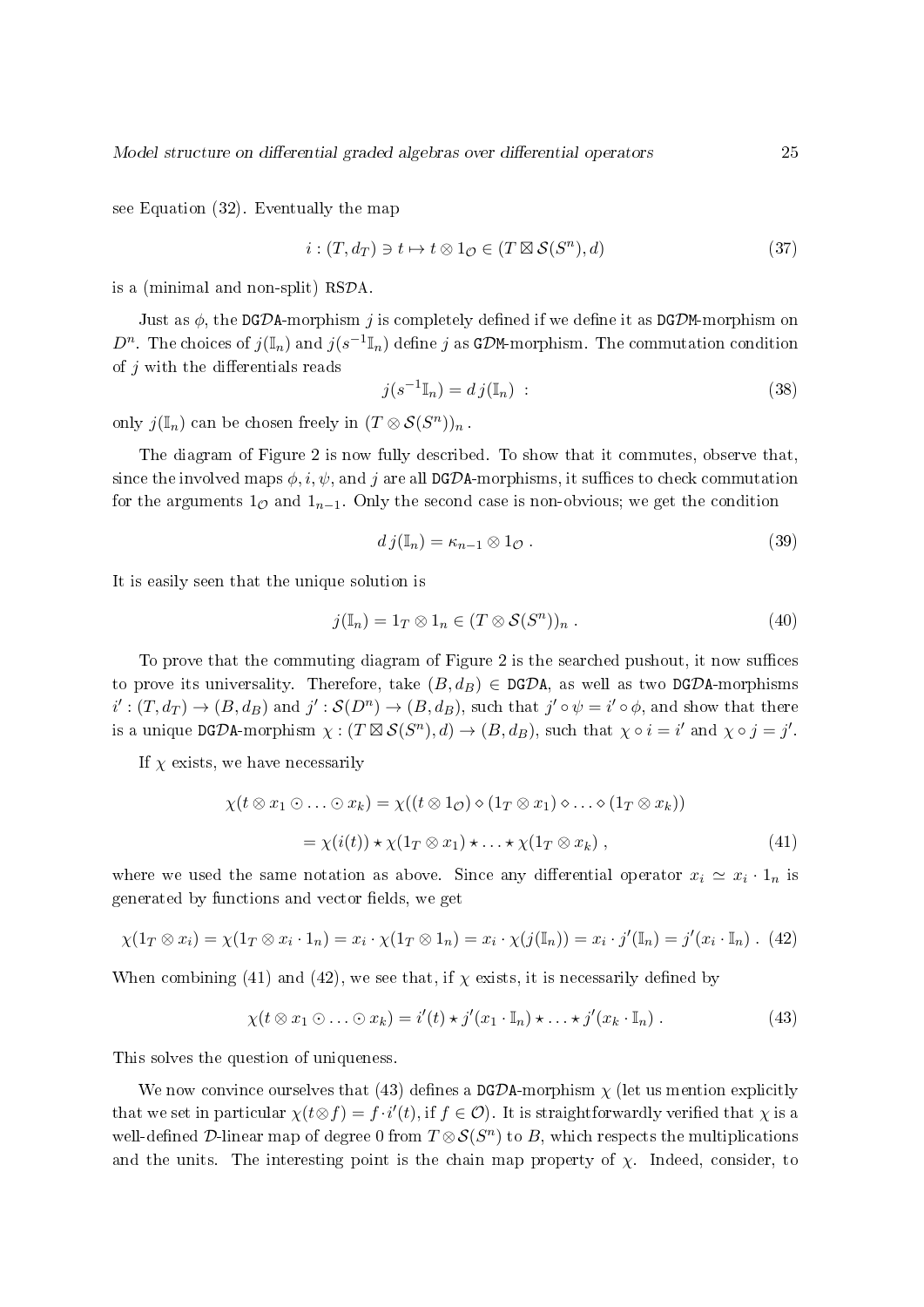see Equation (32). Eventually the map

$$i : (T, d_T) \ni t \mapsto t \otimes 1_{\mathcal{O}} \in (T \boxtimes \mathcal{S}(S^n), d) \tag{37}$$

is a (minimal and non-split) RS$\mathcal{D}$A.

Just as $\phi$, the DG$\mathcal{D}$A-morphism $j$ is completely defined if we define it as DG$\mathcal{D}$M-morphism on $D^n$. The choices of $j(\mathbb{I}_n)$ and $j(s^{-1}\mathbb{I}_n)$ define $j$ as G$\mathcal{D}$M-morphism. The commutation condition of $j$ with the differentials reads

$$j(s^{-1}\mathbb{I}_n) = d\, j(\mathbb{I}_n) \ : \tag{38}$$

only $j(\mathbb{I}_n)$ can be chosen freely in $(T \otimes \mathcal{S}(S^n))_n$.

The diagram of Figure 2 is now fully described. To show that it commutes, observe that, since the involved maps $\phi, i, \psi$, and $j$ are all DG$\mathcal{D}$A-morphisms, it suffices to check commutation for the arguments $1_{\mathcal{O}}$ and $1_{n-1}$. Only the second case is non-obvious; we get the condition

$$d\, j(\mathbb{I}_n) = \kappa_{n-1} \otimes 1_{\mathcal{O}} \, . \tag{39}$$

It is easily seen that the unique solution is

$$j(\mathbb{I}_n) = 1_T \otimes 1_n \in (T \otimes \mathcal{S}(S^n))_n \, . \tag{40}$$

To prove that the commuting diagram of Figure 2 is the searched pushout, it now suffices to prove its universality. Therefore, take $(B, d_B) \in$ DG$\mathcal{D}$A, as well as two DG$\mathcal{D}$A-morphisms $i' : (T, d_T) \to (B, d_B)$ and $j' : \mathcal{S}(D^n) \to (B, d_B)$, such that $j' \circ \psi = i' \circ \phi$, and show that there is a unique DG$\mathcal{D}$A-morphism $\chi : (T \boxtimes \mathcal{S}(S^n), d) \to (B, d_B)$, such that $\chi \circ i = i'$ and $\chi \circ j = j'$.

If $\chi$ exists, we have necessarily

$$\begin{aligned}\chi(t \otimes x_1 \odot \ldots \odot x_k) &= \chi((t \otimes 1_{\mathcal{O}}) \diamond (1_T \otimes x_1) \diamond \ldots \diamond (1_T \otimes x_k)) \\ &= \chi(i(t)) \star \chi(1_T \otimes x_1) \star \ldots \star \chi(1_T \otimes x_k) \, ,\end{aligned} \tag{41}$$

where we used the same notation as above. Since any differential operator $x_i \simeq x_i \cdot 1_n$ is generated by functions and vector fields, we get

$$\chi(1_T \otimes x_i) = \chi(1_T \otimes x_i \cdot 1_n) = x_i \cdot \chi(1_T \otimes 1_n) = x_i \cdot \chi(j(\mathbb{I}_n)) = x_i \cdot j'(\mathbb{I}_n) = j'(x_i \cdot \mathbb{I}_n) \, . \tag{42}$$

When combining (41) and (42), we see that, if $\chi$ exists, it is necessarily defined by

$$\chi(t \otimes x_1 \odot \ldots \odot x_k) = i'(t) \star j'(x_1 \cdot \mathbb{I}_n) \star \ldots \star j'(x_k \cdot \mathbb{I}_n) \, . \tag{43}$$

This solves the question of uniqueness.

We now convince ourselves that (43) defines a DG$\mathcal{D}$A-morphism $\chi$ (let us mention explicitly that we set in particular $\chi(t \otimes f) = f \cdot i'(t)$, if $f \in \mathcal{O}$). It is straightforwardly verified that $\chi$ is a well-defined $\mathcal{D}$-linear map of degree 0 from $T \otimes \mathcal{S}(S^n)$ to $B$, which respects the multiplications and the units. The interesting point is the chain map property of $\chi$. Indeed, consider, to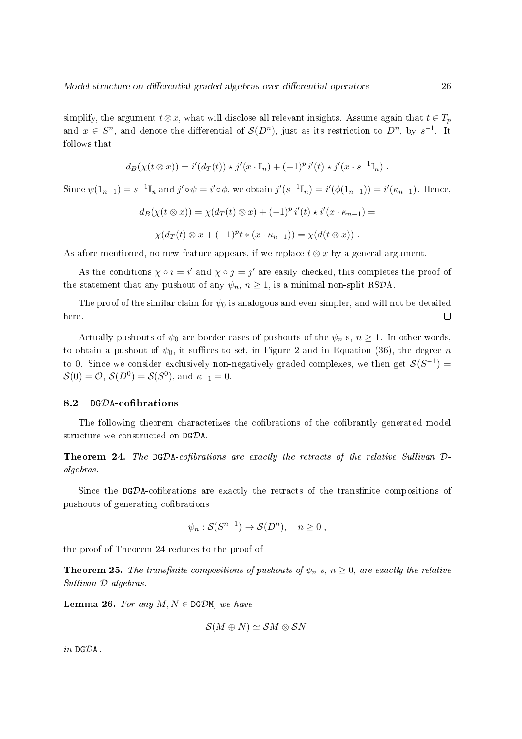simplify, the argument $t \otimes x$, what will disclose all relevant insights. Assume again that $t \in T_p$ and $x \in S^n$, and denote the differential of $\mathcal{S}(D^n)$, just as its restriction to $D^n$, by $s^{-1}$. It follows that

$$d_B(\chi(t \otimes x)) = i'(d_T(t)) \star j'(x \cdot \mathbb{I}_n) + (-1)^p \, i'(t) \star j'(x \cdot s^{-1}\mathbb{I}_n) \; .$$

Since $\psi(1_{n-1}) = s^{-1}\mathbb{I}_n$ and $j' \circ \psi = i' \circ \phi$, we obtain $j'(s^{-1}\mathbb{I}_n) = i'(\phi(1_{n-1})) = i'(\kappa_{n-1})$. Hence,

$$d_B(\chi(t \otimes x)) = \chi(d_T(t) \otimes x) + (-1)^p \, i'(t) \star i'(x \cdot \kappa_{n-1}) =$$

$$\chi(d_T(t) \otimes x + (-1)^p t * (x \cdot \kappa_{n-1})) = \chi(d(t \otimes x)) \; .$$

As afore-mentioned, no new feature appears, if we replace $t \otimes x$ by a general argument.

As the conditions $\chi \circ i = i'$ and $\chi \circ j = j'$ are easily checked, this completes the proof of the statement that any pushout of any $\psi_n$, $n \geq 1$, is a minimal non-split RS$\mathcal{D}$A.

The proof of the similar claim for $\psi_0$ is analogous and even simpler, and will not be detailed here. ∎

Actually pushouts of $\psi_0$ are border cases of pushouts of the $\psi_n$-s, $n \geq 1$. In other words, to obtain a pushout of $\psi_0$, it suffices to set, in Figure 2 and in Equation (36), the degree $n$ to 0. Since we consider exclusively non-negatively graded complexes, we then get $\mathcal{S}(S^{-1}) = \mathcal{S}(0) = \mathcal{O}$, $\mathcal{S}(D^0) = \mathcal{S}(S^0)$, and $\kappa_{-1} = 0$.

### 8.2 DG$\mathcal{D}$A-cofibrations

The following theorem characterizes the cofibrations of the cofibrantly generated model structure we constructed on DG$\mathcal{D}$A.

**Theorem 24.** *The DG$\mathcal{D}$A-cofibrations are exactly the retracts of the relative Sullivan $\mathcal{D}$-algebras.*

Since the DG$\mathcal{D}$A-cofibrations are exactly the retracts of the transfinite compositions of pushouts of generating cofibrations

$$\psi_n : \mathcal{S}(S^{n-1}) \to \mathcal{S}(D^n), \quad n \geq 0 \; ,$$

the proof of Theorem 24 reduces to the proof of

**Theorem 25.** *The transfinite compositions of pushouts of $\psi_n$-s, $n \geq 0$, are exactly the relative Sullivan $\mathcal{D}$-algebras.*

**Lemma 26.** *For any $M, N \in$ DG$\mathcal{D}$M, we have*

$$\mathcal{S}(M \oplus N) \simeq \mathcal{S}M \otimes \mathcal{S}N$$

*in DG$\mathcal{D}$A.*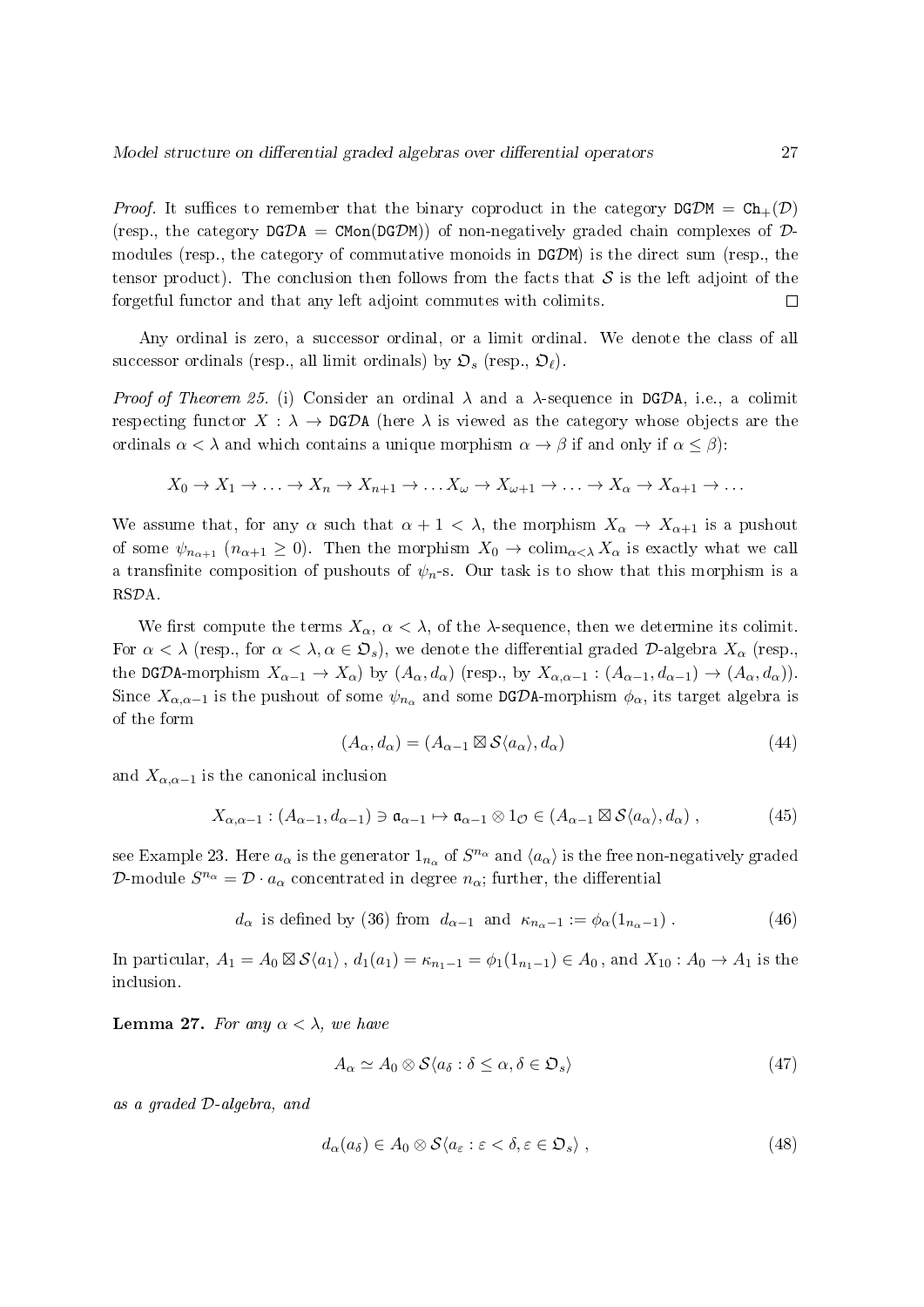*Proof.* It suffices to remember that the binary coproduct in the category $\texttt{DG}\mathcal{D}\texttt{M} = \texttt{Ch}_+(\mathcal{D})$ (resp., the category $\texttt{DG}\mathcal{D}\texttt{A} = \texttt{CMon}(\texttt{DG}\mathcal{D}\texttt{M})$) of non-negatively graded chain complexes of $\mathcal{D}$-modules (resp., the category of commutative monoids in $\texttt{DG}\mathcal{D}\texttt{M}$) is the direct sum (resp., the tensor product). The conclusion then follows from the facts that $\mathcal{S}$ is the left adjoint of the forgetful functor and that any left adjoint commutes with colimits. $\square$

Any ordinal is zero, a successor ordinal, or a limit ordinal. We denote the class of all successor ordinals (resp., all limit ordinals) by $\mathfrak{O}_s$ (resp., $\mathfrak{O}_\ell$).

*Proof of Theorem 25.* (i) Consider an ordinal $\lambda$ and a $\lambda$-sequence in $\texttt{DG}\mathcal{D}\texttt{A}$, i.e., a colimit respecting functor $X : \lambda \to \texttt{DG}\mathcal{D}\texttt{A}$ (here $\lambda$ is viewed as the category whose objects are the ordinals $\alpha < \lambda$ and which contains a unique morphism $\alpha \to \beta$ if and only if $\alpha \leq \beta$):

$$X_0 \to X_1 \to \ldots \to X_n \to X_{n+1} \to \ldots X_\omega \to X_{\omega+1} \to \ldots \to X_\alpha \to X_{\alpha+1} \to \ldots$$

We assume that, for any $\alpha$ such that $\alpha + 1 < \lambda$, the morphism $X_\alpha \to X_{\alpha+1}$ is a pushout of some $\psi_{n_{\alpha+1}}$ $(n_{\alpha+1} \geq 0)$. Then the morphism $X_0 \to \operatorname{colim}_{\alpha<\lambda} X_\alpha$ is exactly what we call a transfinite composition of pushouts of $\psi_n$-s. Our task is to show that this morphism is a $\mathrm{RS}\mathcal{D}\mathrm{A}$.

We first compute the terms $X_\alpha$, $\alpha < \lambda$, of the $\lambda$-sequence, then we determine its colimit. For $\alpha < \lambda$ (resp., for $\alpha < \lambda, \alpha \in \mathfrak{O}_s$), we denote the differential graded $\mathcal{D}$-algebra $X_\alpha$ (resp., the $\texttt{DG}\mathcal{D}\texttt{A}$-morphism $X_{\alpha-1} \to X_\alpha$) by $(A_\alpha, d_\alpha)$ (resp., by $X_{\alpha,\alpha-1} : (A_{\alpha-1}, d_{\alpha-1}) \to (A_\alpha, d_\alpha)$). Since $X_{\alpha,\alpha-1}$ is the pushout of some $\psi_{n_\alpha}$ and some $\texttt{DG}\mathcal{D}\texttt{A}$-morphism $\phi_\alpha$, its target algebra is of the form

$$(A_\alpha, d_\alpha) = (A_{\alpha-1} \boxtimes \mathcal{S}\langle a_\alpha \rangle, d_\alpha) \tag{44}$$

and $X_{\alpha,\alpha-1}$ is the canonical inclusion

$$X_{\alpha,\alpha-1} : (A_{\alpha-1}, d_{\alpha-1}) \ni \mathfrak{a}_{\alpha-1} \mapsto \mathfrak{a}_{\alpha-1} \otimes 1_\mathcal{O} \in (A_{\alpha-1} \boxtimes \mathcal{S}\langle a_\alpha \rangle, d_\alpha)\ , \tag{45}$$

see Example 23. Here $a_\alpha$ is the generator $1_{n_\alpha}$ of $S^{n_\alpha}$ and $\langle a_\alpha \rangle$ is the free non-negatively graded $\mathcal{D}$-module $S^{n_\alpha} = \mathcal{D} \cdot a_\alpha$ concentrated in degree $n_\alpha$; further, the differential

$$d_\alpha \text{ is defined by (36) from } d_{\alpha-1} \text{ and } \kappa_{n_\alpha-1} := \phi_\alpha(1_{n_\alpha-1})\ . \tag{46}$$

In particular, $A_1 = A_0 \boxtimes \mathcal{S}\langle a_1 \rangle$, $d_1(a_1) = \kappa_{n_1-1} = \phi_1(1_{n_1-1}) \in A_0$, and $X_{10} : A_0 \to A_1$ is the inclusion.

**Lemma 27.** *For any $\alpha < \lambda$, we have*

$$A_\alpha \simeq A_0 \otimes \mathcal{S}\langle a_\delta : \delta \leq \alpha, \delta \in \mathfrak{O}_s \rangle \tag{47}$$

*as a graded $\mathcal{D}$-algebra, and*

$$d_\alpha(a_\delta) \in A_0 \otimes \mathcal{S}\langle a_\varepsilon : \varepsilon < \delta, \varepsilon \in \mathfrak{O}_s \rangle\ , \tag{48}$$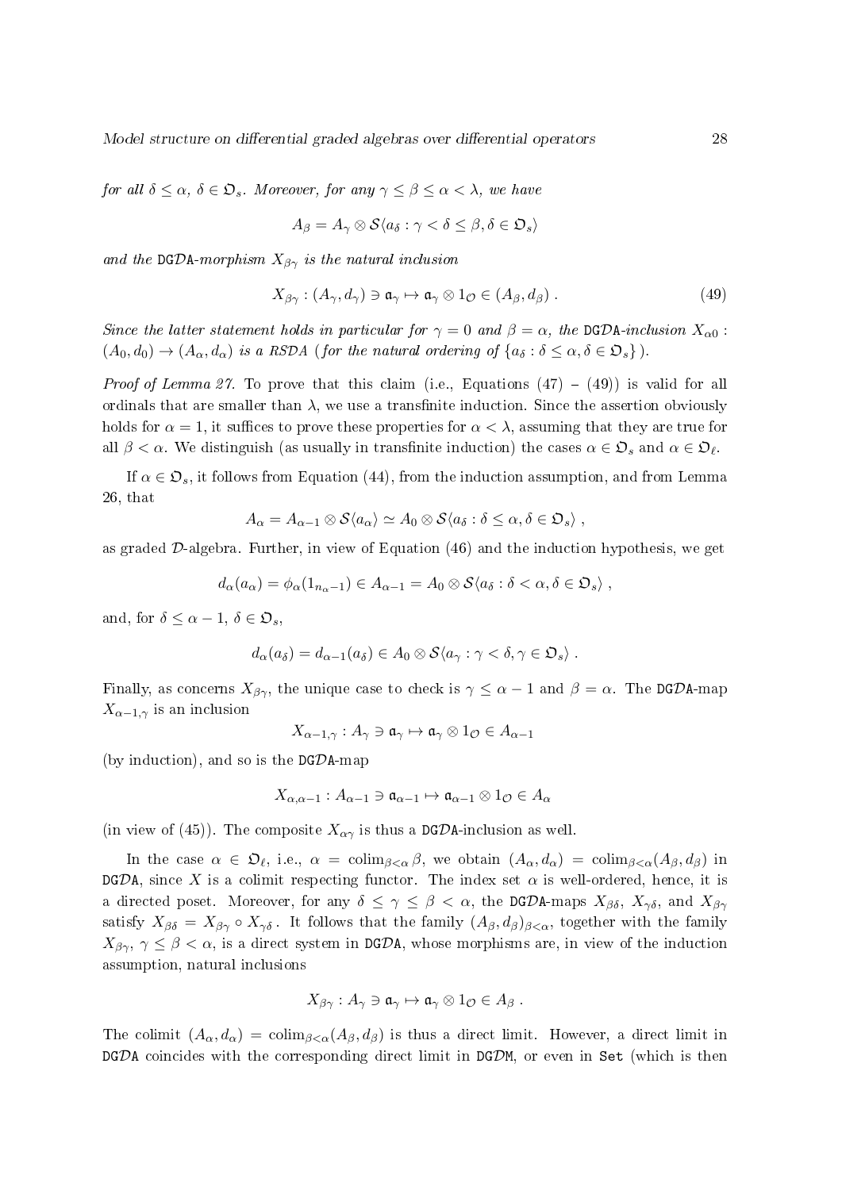*for all $\delta \le \alpha$, $\delta \in \mathfrak{O}_s$. Moreover, for any $\gamma \le \beta \le \alpha < \lambda$, we have*

$$A_\beta = A_\gamma \otimes \mathcal{S}\langle a_\delta : \gamma < \delta \le \beta, \delta \in \mathfrak{O}_s \rangle$$

*and the* DG$\mathcal{D}$A*-morphism $X_{\beta\gamma}$ is the natural inclusion*

$$X_{\beta\gamma} : (A_\gamma, d_\gamma) \ni \mathfrak{a}_\gamma \mapsto \mathfrak{a}_\gamma \otimes 1_\mathcal{O} \in (A_\beta, d_\beta) \ . \tag{49}$$

*Since the latter statement holds in particular for $\gamma = 0$ and $\beta = \alpha$, the* DG$\mathcal{D}$A*-inclusion $X_{\alpha 0}$ : $(A_0, d_0) \to (A_\alpha, d_\alpha)$ is a RSDA (for the natural ordering of $\{a_\delta : \delta \le \alpha, \delta \in \mathfrak{O}_s\}$).*

*Proof of Lemma 27.* To prove that this claim (i.e., Equations (47) – (49)) is valid for all ordinals that are smaller than $\lambda$, we use a transfinite induction. Since the assertion obviously holds for $\alpha = 1$, it suffices to prove these properties for $\alpha < \lambda$, assuming that they are true for all $\beta < \alpha$. We distinguish (as usually in transfinite induction) the cases $\alpha \in \mathfrak{O}_s$ and $\alpha \in \mathfrak{O}_\ell$.

If $\alpha \in \mathfrak{O}_s$, it follows from Equation (44), from the induction assumption, and from Lemma 26, that

$$A_\alpha = A_{\alpha-1} \otimes \mathcal{S}\langle a_\alpha \rangle \simeq A_0 \otimes \mathcal{S}\langle a_\delta : \delta \le \alpha, \delta \in \mathfrak{O}_s \rangle \ ,$$

as graded $\mathcal{D}$-algebra. Further, in view of Equation (46) and the induction hypothesis, we get

$$d_\alpha(a_\alpha) = \phi_\alpha(1_{n_\alpha - 1}) \in A_{\alpha-1} = A_0 \otimes \mathcal{S}\langle a_\delta : \delta < \alpha, \delta \in \mathfrak{O}_s \rangle \ ,$$

and, for $\delta \le \alpha - 1$, $\delta \in \mathfrak{O}_s$,

$$d_\alpha(a_\delta) = d_{\alpha-1}(a_\delta) \in A_0 \otimes \mathcal{S}\langle a_\gamma : \gamma < \delta, \gamma \in \mathfrak{O}_s \rangle \ .$$

Finally, as concerns $X_{\beta\gamma}$, the unique case to check is $\gamma \le \alpha - 1$ and $\beta = \alpha$. The DG$\mathcal{D}$A-map $X_{\alpha-1,\gamma}$ is an inclusion

$$X_{\alpha-1,\gamma} : A_\gamma \ni \mathfrak{a}_\gamma \mapsto \mathfrak{a}_\gamma \otimes 1_\mathcal{O} \in A_{\alpha-1}$$

(by induction), and so is the DG$\mathcal{D}$A-map

$$X_{\alpha,\alpha-1} : A_{\alpha-1} \ni \mathfrak{a}_{\alpha-1} \mapsto \mathfrak{a}_{\alpha-1} \otimes 1_\mathcal{O} \in A_\alpha$$

(in view of (45)). The composite $X_{\alpha\gamma}$ is thus a DG$\mathcal{D}$A-inclusion as well.

In the case $\alpha \in \mathfrak{O}_\ell$, i.e., $\alpha = \operatorname{colim}_{\beta<\alpha} \beta$, we obtain $(A_\alpha, d_\alpha) = \operatorname{colim}_{\beta<\alpha}(A_\beta, d_\beta)$ in DG$\mathcal{D}$A, since $X$ is a colimit respecting functor. The index set $\alpha$ is well-ordered, hence, it is a directed poset. Moreover, for any $\delta \le \gamma \le \beta < \alpha$, the DG$\mathcal{D}$A-maps $X_{\beta\delta}$, $X_{\gamma\delta}$, and $X_{\beta\gamma}$ satisfy $X_{\beta\delta} = X_{\beta\gamma} \circ X_{\gamma\delta}$. It follows that the family $(A_\beta, d_\beta)_{\beta<\alpha}$, together with the family $X_{\beta\gamma}$, $\gamma \le \beta < \alpha$, is a direct system in DG$\mathcal{D}$A, whose morphisms are, in view of the induction assumption, natural inclusions

$$X_{\beta\gamma} : A_\gamma \ni \mathfrak{a}_\gamma \mapsto \mathfrak{a}_\gamma \otimes 1_\mathcal{O} \in A_\beta \ .$$

The colimit $(A_\alpha, d_\alpha) = \operatorname{colim}_{\beta<\alpha}(A_\beta, d_\beta)$ is thus a direct limit. However, a direct limit in DG$\mathcal{D}$A coincides with the corresponding direct limit in DG$\mathcal{D}$M, or even in Set (which is then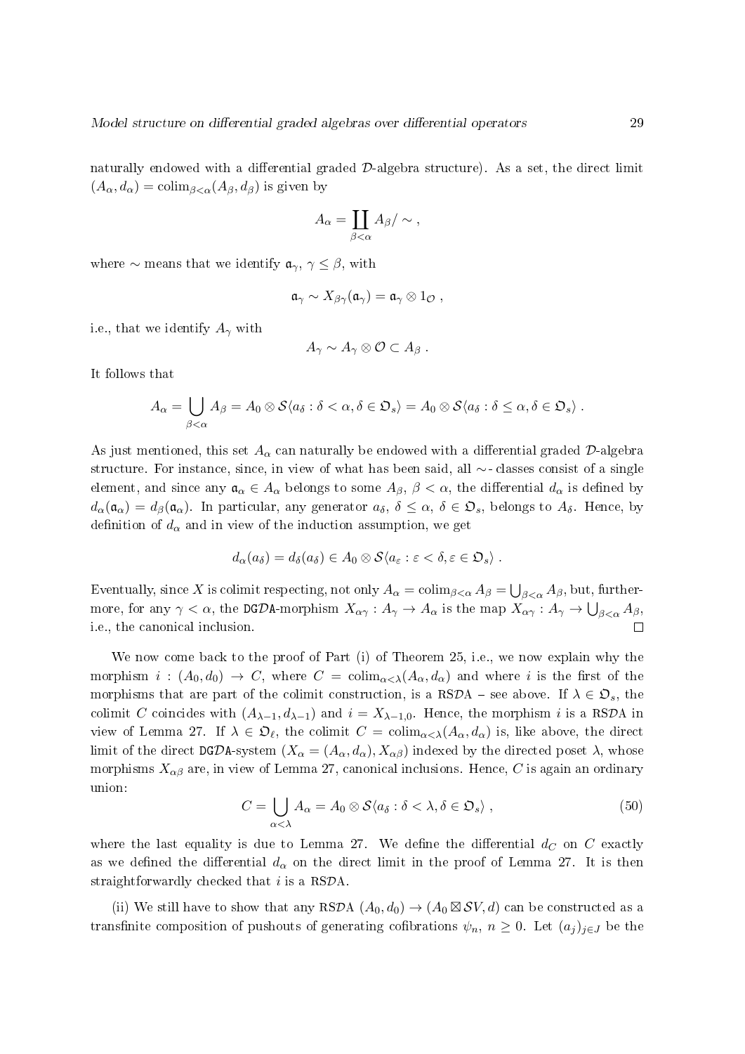naturally endowed with a differential graded $\mathcal{D}$-algebra structure). As a set, the direct limit $(A_\alpha, d_\alpha) = \operatorname{colim}_{\beta<\alpha}(A_\beta, d_\beta)$ is given by

$$A_\alpha = \coprod_{\beta<\alpha} A_\beta / \sim ,$$

where $\sim$ means that we identify $\mathfrak{a}_\gamma$, $\gamma \leq \beta$, with

$$\mathfrak{a}_\gamma \sim X_{\beta\gamma}(\mathfrak{a}_\gamma) = \mathfrak{a}_\gamma \otimes 1_\mathcal{O} ,$$

i.e., that we identify $A_\gamma$ with

$$A_\gamma \sim A_\gamma \otimes \mathcal{O} \subset A_\beta .$$

It follows that

$$A_\alpha = \bigcup_{\beta<\alpha} A_\beta = A_0 \otimes \mathcal{S}\langle a_\delta : \delta < \alpha, \delta \in \mathfrak{O}_s\rangle = A_0 \otimes \mathcal{S}\langle a_\delta : \delta \leq \alpha, \delta \in \mathfrak{O}_s\rangle .$$

As just mentioned, this set $A_\alpha$ can naturally be endowed with a differential graded $\mathcal{D}$-algebra structure. For instance, since, in view of what has been said, all $\sim$- classes consist of a single element, and since any $\mathfrak{a}_\alpha \in A_\alpha$ belongs to some $A_\beta$, $\beta < \alpha$, the differential $d_\alpha$ is defined by $d_\alpha(\mathfrak{a}_\alpha) = d_\beta(\mathfrak{a}_\alpha)$. In particular, any generator $a_\delta$, $\delta \leq \alpha$, $\delta \in \mathfrak{O}_s$, belongs to $A_\delta$. Hence, by definition of $d_\alpha$ and in view of the induction assumption, we get

$$d_\alpha(a_\delta) = d_\delta(a_\delta) \in A_0 \otimes \mathcal{S}\langle a_\varepsilon : \varepsilon < \delta, \varepsilon \in \mathfrak{O}_s\rangle .$$

Eventually, since $X$ is colimit respecting, not only $A_\alpha = \operatorname{colim}_{\beta<\alpha} A_\beta = \bigcup_{\beta<\alpha} A_\beta$, but, furthermore, for any $\gamma < \alpha$, the DG$\mathcal{D}$A-morphism $X_{\alpha\gamma} : A_\gamma \to A_\alpha$ is the map $X_{\alpha\gamma} : A_\gamma \to \bigcup_{\beta<\alpha} A_\beta$, i.e., the canonical inclusion. □

We now come back to the proof of Part (i) of Theorem 25, i.e., we now explain why the morphism $i : (A_0, d_0) \to C$, where $C = \operatorname{colim}_{\alpha<\lambda}(A_\alpha, d_\alpha)$ and where $i$ is the first of the morphisms that are part of the colimit construction, is a RS$\mathcal{D}$A – see above. If $\lambda \in \mathfrak{O}_s$, the colimit $C$ coincides with $(A_{\lambda-1}, d_{\lambda-1})$ and $i = X_{\lambda-1,0}$. Hence, the morphism $i$ is a RS$\mathcal{D}$A in view of Lemma 27. If $\lambda \in \mathfrak{O}_\ell$, the colimit $C = \operatorname{colim}_{\alpha<\lambda}(A_\alpha, d_\alpha)$ is, like above, the direct limit of the direct DG$\mathcal{D}$A-system $(X_\alpha = (A_\alpha, d_\alpha), X_{\alpha\beta})$ indexed by the directed poset $\lambda$, whose morphisms $X_{\alpha\beta}$ are, in view of Lemma 27, canonical inclusions. Hence, $C$ is again an ordinary union:

$$C = \bigcup_{\alpha<\lambda} A_\alpha = A_0 \otimes \mathcal{S}\langle a_\delta : \delta < \lambda, \delta \in \mathfrak{O}_s\rangle , \tag{50}$$

where the last equality is due to Lemma 27. We define the differential $d_C$ on $C$ exactly as we defined the differential $d_\alpha$ on the direct limit in the proof of Lemma 27. It is then straightforwardly checked that $i$ is a RS$\mathcal{D}$A.

(ii) We still have to show that any RS$\mathcal{D}$A $(A_0, d_0) \to (A_0 \boxtimes \mathcal{S}V, d)$ can be constructed as a transfinite composition of pushouts of generating cofibrations $\psi_n$, $n \geq 0$. Let $(a_j)_{j\in J}$ be the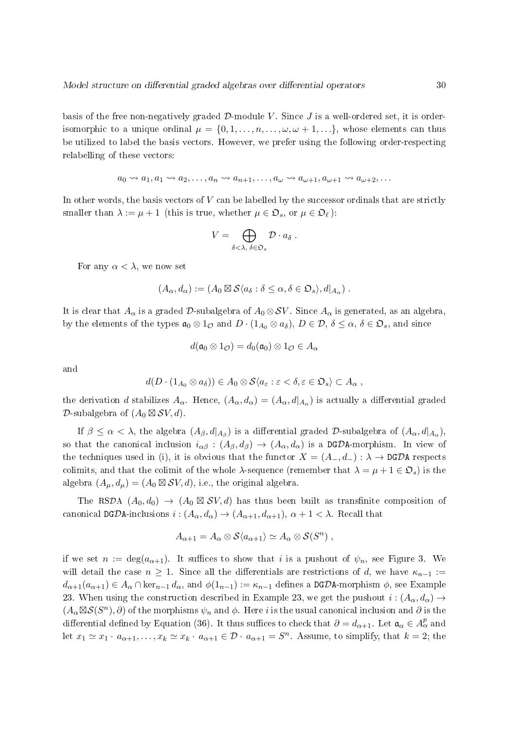basis of the free non-negatively graded $\mathcal{D}$-module $V$. Since $J$ is a well-ordered set, it is order-isomorphic to a unique ordinal $\mu = \{0, 1, \ldots, n, \ldots, \omega, \omega+1, \ldots\}$, whose elements can thus be utilized to label the basis vectors. However, we prefer using the following order-respecting relabelling of these vectors:

$$a_0 \rightsquigarrow a_1, a_1 \rightsquigarrow a_2, \ldots, a_n \rightsquigarrow a_{n+1}, \ldots, a_\omega \rightsquigarrow a_{\omega+1}, a_{\omega+1} \rightsquigarrow a_{\omega+2}, \ldots$$

In other words, the basis vectors of $V$ can be labelled by the successor ordinals that are strictly smaller than $\lambda := \mu + 1$ (this is true, whether $\mu \in \mathfrak{O}_s$, or $\mu \in \mathfrak{O}_\ell$ ):

$$V = \bigoplus_{\delta < \lambda,\, \delta \in \mathfrak{O}_s} \mathcal{D} \cdot a_\delta \,.$$

For any $\alpha < \lambda$, we now set

$$(A_\alpha, d_\alpha) := (A_0 \boxtimes \mathcal{S}\langle a_\delta : \delta \leq \alpha, \delta \in \mathfrak{O}_s \rangle, d|_{A_\alpha}) \,.$$

It is clear that $A_\alpha$ is a graded $\mathcal{D}$-subalgebra of $A_0 \otimes \mathcal{S}V$. Since $A_\alpha$ is generated, as an algebra, by the elements of the types $\mathfrak{a}_0 \otimes 1_\mathcal{O}$ and $D \cdot (1_{A_0} \otimes a_\delta)$, $D \in \mathcal{D}$, $\delta \leq \alpha$, $\delta \in \mathfrak{O}_s$, and since

$$d(\mathfrak{a}_0 \otimes 1_\mathcal{O}) = d_0(\mathfrak{a}_0) \otimes 1_\mathcal{O} \in A_\alpha$$

and

$$d(D \cdot (1_{A_0} \otimes a_\delta)) \in A_0 \otimes \mathcal{S}\langle a_\varepsilon : \varepsilon < \delta, \varepsilon \in \mathfrak{O}_s \rangle \subset A_\alpha \,,$$

the derivation $d$ stabilizes $A_\alpha$. Hence, $(A_\alpha, d_\alpha) = (A_\alpha, d|_{A_\alpha})$ is actually a differential graded $\mathcal{D}$-subalgebra of $(A_0 \boxtimes \mathcal{S}V, d)$.

If $\beta \leq \alpha < \lambda$, the algebra $(A_\beta, d|_{A_\beta})$ is a differential graded $\mathcal{D}$-subalgebra of $(A_\alpha, d|_{A_\alpha})$, so that the canonical inclusion $i_{\alpha\beta} : (A_\beta, d_\beta) \to (A_\alpha, d_\alpha)$ is a DG$\mathcal{D}$A-morphism. In view of the techniques used in (i), it is obvious that the functor $X = (A_-, d_-) : \lambda \to$ DG$\mathcal{D}$A respects colimits, and that the colimit of the whole $\lambda$-sequence (remember that $\lambda = \mu + 1 \in \mathfrak{O}_s$) is the algebra $(A_\mu, d_\mu) = (A_0 \boxtimes \mathcal{S}V, d)$, i.e., the original algebra.

The RS$\mathcal{D}$A $(A_0, d_0) \to (A_0 \boxtimes \mathcal{S}V, d)$ has thus been built as transfinite composition of canonical DG$\mathcal{D}$A-inclusions $i : (A_\alpha, d_\alpha) \to (A_{\alpha+1}, d_{\alpha+1})$, $\alpha + 1 < \lambda$. Recall that

$$A_{\alpha+1} = A_\alpha \otimes \mathcal{S}\langle a_{\alpha+1} \rangle \simeq A_\alpha \otimes \mathcal{S}(S^n) \,,$$

if we set $n := \deg(a_{\alpha+1})$. It suffices to show that $i$ is a pushout of $\psi_n$, see Figure 3. We will detail the case $n \geq 1$. Since all the differentials are restrictions of $d$, we have $\kappa_{n-1} := d_{\alpha+1}(a_{\alpha+1}) \in A_\alpha \cap \ker_{n-1} d_\alpha$, and $\phi(1_{n-1}) := \kappa_{n-1}$ defines a DG$\mathcal{D}$A-morphism $\phi$, see Example 23. When using the construction described in Example 23, we get the pushout $i : (A_\alpha, d_\alpha) \to (A_\alpha \boxtimes \mathcal{S}(S^n), \partial)$ of the morphisms $\psi_n$ and $\phi$. Here $i$ is the usual canonical inclusion and $\partial$ is the differential defined by Equation (36). It thus suffices to check that $\partial = d_{\alpha+1}$. Let $\mathfrak{a}_\alpha \in A^p_\alpha$ and let $x_1 \simeq x_1 \cdot a_{\alpha+1}, \ldots, x_k \simeq x_k \cdot a_{\alpha+1} \in \mathcal{D} \cdot a_{\alpha+1} = S^n$. Assume, to simplify, that $k = 2$; the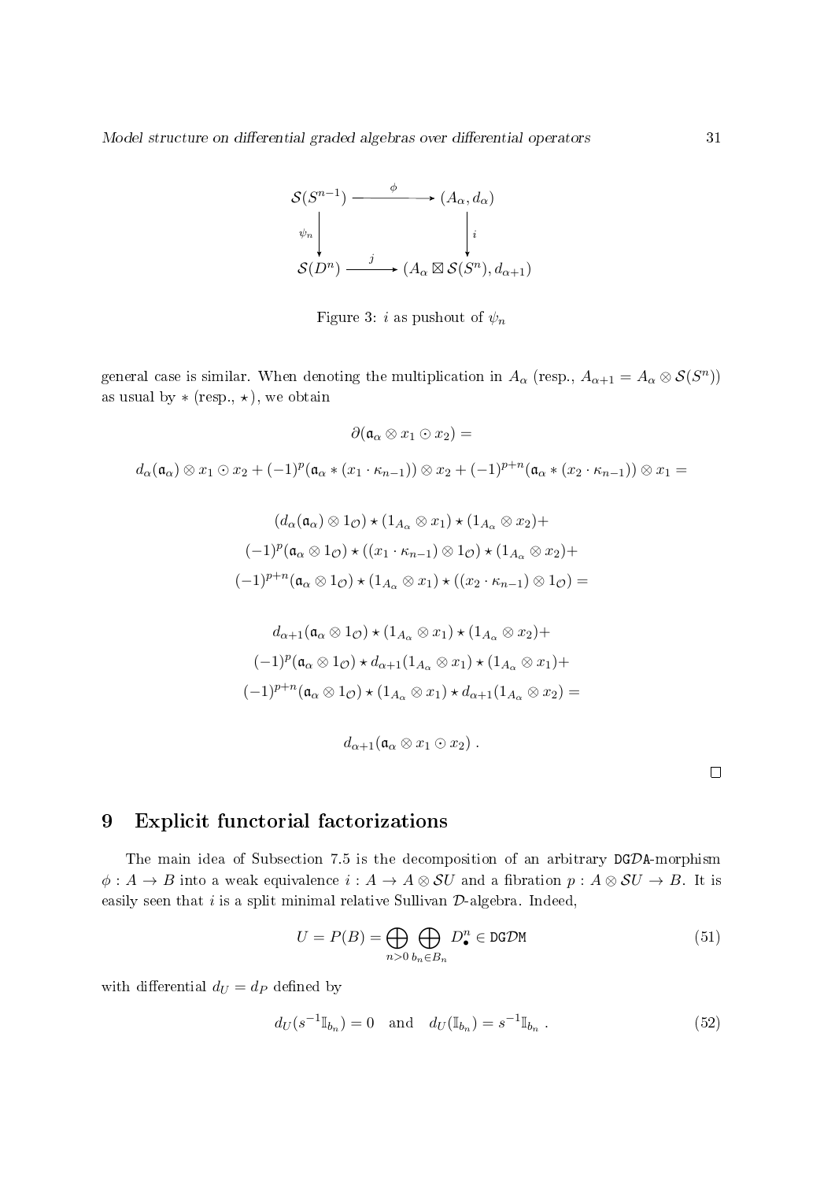$$
\begin{array}{ccc}
\mathcal{S}(S^{n-1}) & \xrightarrow{\ \phi\ } & (A_\alpha, d_\alpha) \\
\Big\downarrow{\scriptstyle \psi_n} & & \Big\downarrow{\scriptstyle i} \\
\mathcal{S}(D^n) & \xrightarrow{\ j\ } & (A_\alpha \boxtimes \mathcal{S}(S^n), d_{\alpha+1})
\end{array}
$$

Figure 3: $i$ as pushout of $\psi_n$

general case is similar. When denoting the multiplication in $A_\alpha$ (resp., $A_{\alpha+1} = A_\alpha \otimes \mathcal{S}(S^n)$) as usual by $*$ (resp., $\star$), we obtain

$$\partial(\mathfrak{a}_\alpha \otimes x_1 \odot x_2) =$$

$$d_\alpha(\mathfrak{a}_\alpha) \otimes x_1 \odot x_2 + (-1)^p(\mathfrak{a}_\alpha * (x_1 \cdot \kappa_{n-1})) \otimes x_2 + (-1)^{p+n}(\mathfrak{a}_\alpha * (x_2 \cdot \kappa_{n-1})) \otimes x_1 =$$

$$(d_\alpha(\mathfrak{a}_\alpha) \otimes 1_\mathcal{O}) \star (1_{A_\alpha} \otimes x_1) \star (1_{A_\alpha} \otimes x_2) +$$
$$(-1)^p(\mathfrak{a}_\alpha \otimes 1_\mathcal{O}) \star ((x_1 \cdot \kappa_{n-1}) \otimes 1_\mathcal{O}) \star (1_{A_\alpha} \otimes x_2) +$$
$$(-1)^{p+n}(\mathfrak{a}_\alpha \otimes 1_\mathcal{O}) \star (1_{A_\alpha} \otimes x_1) \star ((x_2 \cdot \kappa_{n-1}) \otimes 1_\mathcal{O}) =$$

$$d_{\alpha+1}(\mathfrak{a}_\alpha \otimes 1_\mathcal{O}) \star (1_{A_\alpha} \otimes x_1) \star (1_{A_\alpha} \otimes x_2) +$$
$$(-1)^p(\mathfrak{a}_\alpha \otimes 1_\mathcal{O}) \star d_{\alpha+1}(1_{A_\alpha} \otimes x_1) \star (1_{A_\alpha} \otimes x_1) +$$
$$(-1)^{p+n}(\mathfrak{a}_\alpha \otimes 1_\mathcal{O}) \star (1_{A_\alpha} \otimes x_1) \star d_{\alpha+1}(1_{A_\alpha} \otimes x_2) =$$

$$d_{\alpha+1}(\mathfrak{a}_\alpha \otimes x_1 \odot x_2)\ .$$

□

# 9 Explicit functorial factorizations

The main idea of Subsection 7.5 is the decomposition of an arbitrary DG$\mathcal{D}$A-morphism $\phi : A \to B$ into a weak equivalence $i : A \to A \otimes \mathcal{S}U$ and a fibration $p : A \otimes \mathcal{S}U \to B$. It is easily seen that $i$ is a split minimal relative Sullivan $\mathcal{D}$-algebra. Indeed,

$$U = P(B) = \bigoplus_{n>0} \bigoplus_{b_n \in B_n} D^n_\bullet \in \texttt{DG}\mathcal{D}\texttt{M} \tag{51}$$

with differential $d_U = d_P$ defined by

$$d_U(s^{-1}\mathbb{I}_{b_n}) = 0 \quad \text{and} \quad d_U(\mathbb{I}_{b_n}) = s^{-1}\mathbb{I}_{b_n}\ . \tag{52}$$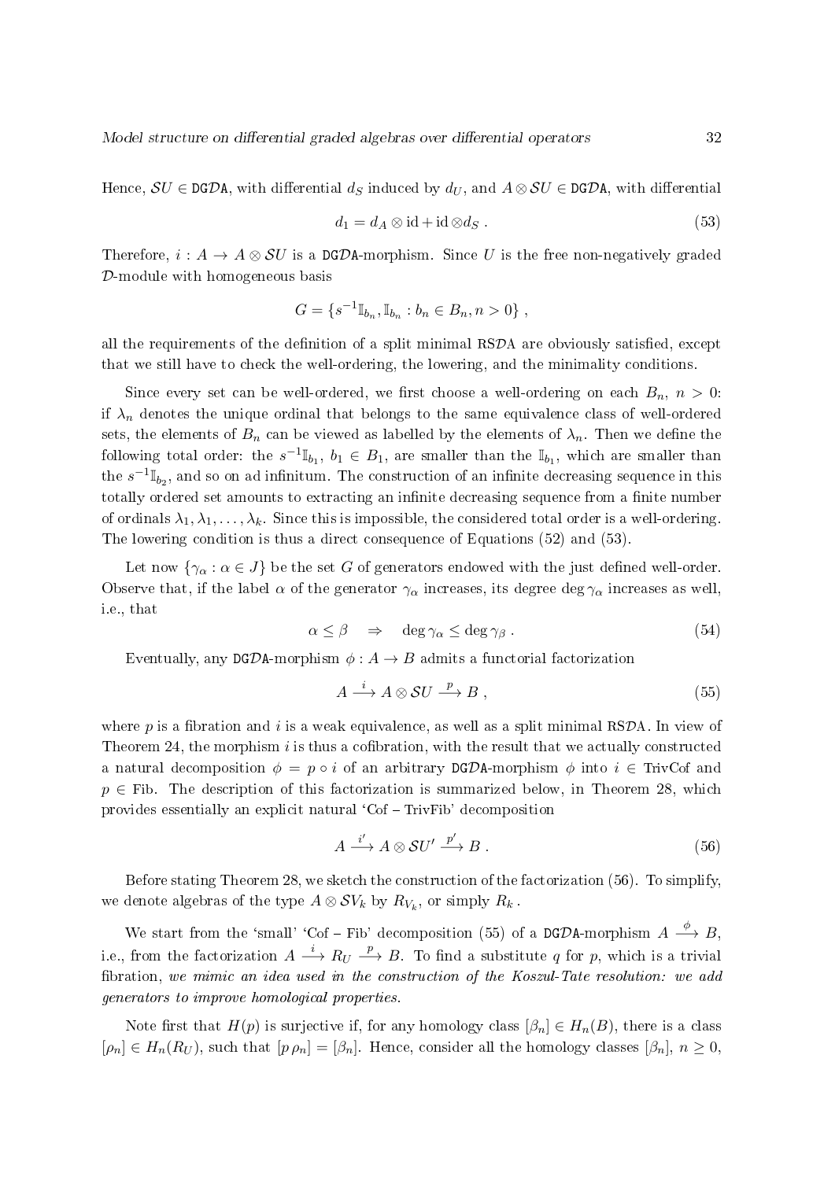Hence, $\mathcal{S}U \in \mathtt{DG}\mathcal{D}\mathtt{A}$, with differential $d_S$ induced by $d_U$, and $A \otimes \mathcal{S}U \in \mathtt{DG}\mathcal{D}\mathtt{A}$, with differential

$$d_1 = d_A \otimes \mathrm{id} + \mathrm{id} \otimes d_S \; . \tag{53}$$

Therefore, $i : A \to A \otimes \mathcal{S}U$ is a $\mathtt{DG}\mathcal{D}\mathtt{A}$-morphism. Since $U$ is the free non-negatively graded $\mathcal{D}$-module with homogeneous basis

$$G = \{s^{-1}\mathbb{I}_{b_n}, \mathbb{I}_{b_n} : b_n \in B_n, n > 0\} \; ,$$

all the requirements of the definition of a split minimal $\mathtt{RS}\mathcal{D}\mathtt{A}$ are obviously satisfied, except that we still have to check the well-ordering, the lowering, and the minimality conditions.

Since every set can be well-ordered, we first choose a well-ordering on each $B_n$, $n > 0$: if $\lambda_n$ denotes the unique ordinal that belongs to the same equivalence class of well-ordered sets, the elements of $B_n$ can be viewed as labelled by the elements of $\lambda_n$. Then we define the following total order: the $s^{-1}\mathbb{I}_{b_1}$, $b_1 \in B_1$, are smaller than the $\mathbb{I}_{b_1}$, which are smaller than the $s^{-1}\mathbb{I}_{b_2}$, and so on ad infinitum. The construction of an infinite decreasing sequence in this totally ordered set amounts to extracting an infinite decreasing sequence from a finite number of ordinals $\lambda_1, \lambda_1, \ldots, \lambda_k$. Since this is impossible, the considered total order is a well-ordering. The lowering condition is thus a direct consequence of Equations (52) and (53).

Let now $\{\gamma_\alpha : \alpha \in J\}$ be the set $G$ of generators endowed with the just defined well-order. Observe that, if the label $\alpha$ of the generator $\gamma_\alpha$ increases, its degree $\deg \gamma_\alpha$ increases as well, i.e., that

$$\alpha \leq \beta \quad \Rightarrow \quad \deg \gamma_\alpha \leq \deg \gamma_\beta \; . \tag{54}$$

Eventually, any $\mathtt{DG}\mathcal{D}\mathtt{A}$-morphism $\phi : A \to B$ admits a functorial factorization

$$A \xrightarrow{\; i \;} A \otimes \mathcal{S}U \xrightarrow{\; p \;} B \; , \tag{55}$$

where $p$ is a fibration and $i$ is a weak equivalence, as well as a split minimal $\mathtt{RS}\mathcal{D}\mathtt{A}$. In view of Theorem 24, the morphism $i$ is thus a cofibration, with the result that we actually constructed a natural decomposition $\phi = p \circ i$ of an arbitrary $\mathtt{DG}\mathcal{D}\mathtt{A}$-morphism $\phi$ into $i \in \mathrm{TrivCof}$ and $p \in \mathrm{Fib}$. The description of this factorization is summarized below, in Theorem 28, which provides essentially an explicit natural 'Cof – TrivFib' decomposition

$$A \xrightarrow{\; i' \;} A \otimes \mathcal{S}U' \xrightarrow{\; p' \;} B \; . \tag{56}$$

Before stating Theorem 28, we sketch the construction of the factorization (56). To simplify, we denote algebras of the type $A \otimes \mathcal{S}V_k$ by $R_{V_k}$, or simply $R_k$.

We start from the 'small' 'Cof – Fib' decomposition (55) of a $\mathtt{DG}\mathcal{D}\mathtt{A}$-morphism $A \xrightarrow{\phi} B$, i.e., from the factorization $A \xrightarrow{\; i \;} R_U \xrightarrow{\; p \;} B$. To find a substitute $q$ for $p$, which is a trivial fibration, *we mimic an idea used in the construction of the Koszul-Tate resolution: we add generators to improve homological properties.*

Note first that $H(p)$ is surjective if, for any homology class $[\beta_n] \in H_n(B)$, there is a class $[\rho_n] \in H_n(R_U)$, such that $[p\,\rho_n] = [\beta_n]$. Hence, consider all the homology classes $[\beta_n]$, $n \geq 0$,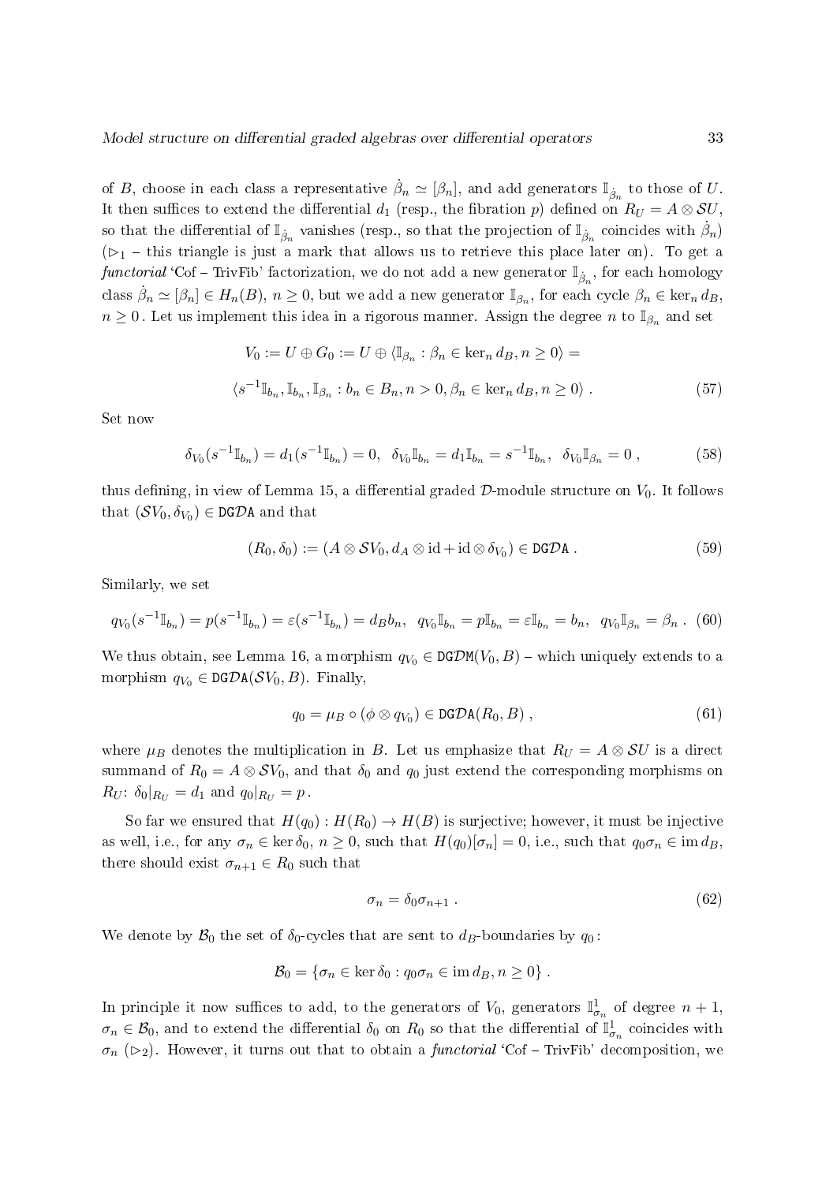of $B$, choose in each class a representative $\dot{\beta}_n \simeq [\beta_n]$, and add generators $\mathbb{I}_{\dot{\beta}_n}$ to those of $U$. It then suffices to extend the differential $d_1$ (resp., the fibration $p$) defined on $R_U = A \otimes \mathcal{S}U$, so that the differential of $\mathbb{I}_{\dot{\beta}_n}$ vanishes (resp., so that the projection of $\mathbb{I}_{\dot{\beta}_n}$ coincides with $\dot{\beta}_n$) ($\rhd_1$ – this triangle is just a mark that allows us to retrieve this place later on). To get a *functorial* 'Cof – TrivFib' factorization, we do not add a new generator $\mathbb{I}_{\dot{\beta}_n}$, for each homology class $\dot{\beta}_n \simeq [\beta_n] \in H_n(B)$, $n \geq 0$, but we add a new generator $\mathbb{I}_{\beta_n}$, for each cycle $\beta_n \in \ker_n d_B$, $n \geq 0$. Let us implement this idea in a rigorous manner. Assign the degree $n$ to $\mathbb{I}_{\beta_n}$ and set

$$V_0 := U \oplus G_0 := U \oplus \langle \mathbb{I}_{\beta_n} : \beta_n \in \ker_n d_B, n \geq 0 \rangle =$$

$$\langle s^{-1}\mathbb{I}_{b_n}, \mathbb{I}_{b_n}, \mathbb{I}_{\beta_n} : b_n \in B_n, n > 0, \beta_n \in \ker_n d_B, n \geq 0 \rangle \, . \tag{57}$$

Set now

$$\delta_{V_0}(s^{-1}\mathbb{I}_{b_n}) = d_1(s^{-1}\mathbb{I}_{b_n}) = 0, \;\; \delta_{V_0}\mathbb{I}_{b_n} = d_1\mathbb{I}_{b_n} = s^{-1}\mathbb{I}_{b_n}, \;\; \delta_{V_0}\mathbb{I}_{\beta_n} = 0 \, , \tag{58}$$

thus defining, in view of Lemma 15, a differential graded $\mathcal{D}$-module structure on $V_0$. It follows that $(\mathcal{S}V_0, \delta_{V_0}) \in \mathtt{DG}\mathcal{D}\mathtt{A}$ and that

$$(R_0, \delta_0) := (A \otimes \mathcal{S}V_0, d_A \otimes \mathrm{id} + \mathrm{id} \otimes \delta_{V_0}) \in \mathtt{DG}\mathcal{D}\mathtt{A} \, . \tag{59}$$

Similarly, we set

$$q_{V_0}(s^{-1}\mathbb{I}_{b_n}) = p(s^{-1}\mathbb{I}_{b_n}) = \varepsilon(s^{-1}\mathbb{I}_{b_n}) = d_B b_n, \;\; q_{V_0}\mathbb{I}_{b_n} = p\mathbb{I}_{b_n} = \varepsilon\mathbb{I}_{b_n} = b_n, \;\; q_{V_0}\mathbb{I}_{\beta_n} = \beta_n \, . \tag{60}$$

We thus obtain, see Lemma 16, a morphism $q_{V_0} \in \mathtt{DG}\mathcal{D}\mathtt{M}(V_0, B)$ – which uniquely extends to a morphism $q_{V_0} \in \mathtt{DG}\mathcal{D}\mathtt{A}(\mathcal{S}V_0, B)$. Finally,

$$q_0 = \mu_B \circ (\phi \otimes q_{V_0}) \in \mathtt{DG}\mathcal{D}\mathtt{A}(R_0, B) \, , \tag{61}$$

where $\mu_B$ denotes the multiplication in $B$. Let us emphasize that $R_U = A \otimes \mathcal{S}U$ is a direct summand of $R_0 = A \otimes \mathcal{S}V_0$, and that $\delta_0$ and $q_0$ just extend the corresponding morphisms on $R_U$: $\delta_0|_{R_U} = d_1$ and $q_0|_{R_U} = p$.

So far we ensured that $H(q_0) : H(R_0) \to H(B)$ is surjective; however, it must be injective as well, i.e., for any $\sigma_n \in \ker \delta_0$, $n \geq 0$, such that $H(q_0)[\sigma_n] = 0$, i.e., such that $q_0\sigma_n \in \operatorname{im} d_B$, there should exist $\sigma_{n+1} \in R_0$ such that

$$\sigma_n = \delta_0 \sigma_{n+1} \, . \tag{62}$$

We denote by $\mathcal{B}_0$ the set of $\delta_0$-cycles that are sent to $d_B$-boundaries by $q_0$:

$$\mathcal{B}_0 = \{\sigma_n \in \ker \delta_0 : q_0\sigma_n \in \operatorname{im} d_B, n \geq 0\} \, .$$

In principle it now suffices to add, to the generators of $V_0$, generators $\mathbb{I}^1_{\sigma_n}$ of degree $n+1$, $\sigma_n \in \mathcal{B}_0$, and to extend the differential $\delta_0$ on $R_0$ so that the differential of $\mathbb{I}^1_{\sigma_n}$ coincides with $\sigma_n$ ($\rhd_2$). However, it turns out that to obtain a *functorial* 'Cof – TrivFib' decomposition, we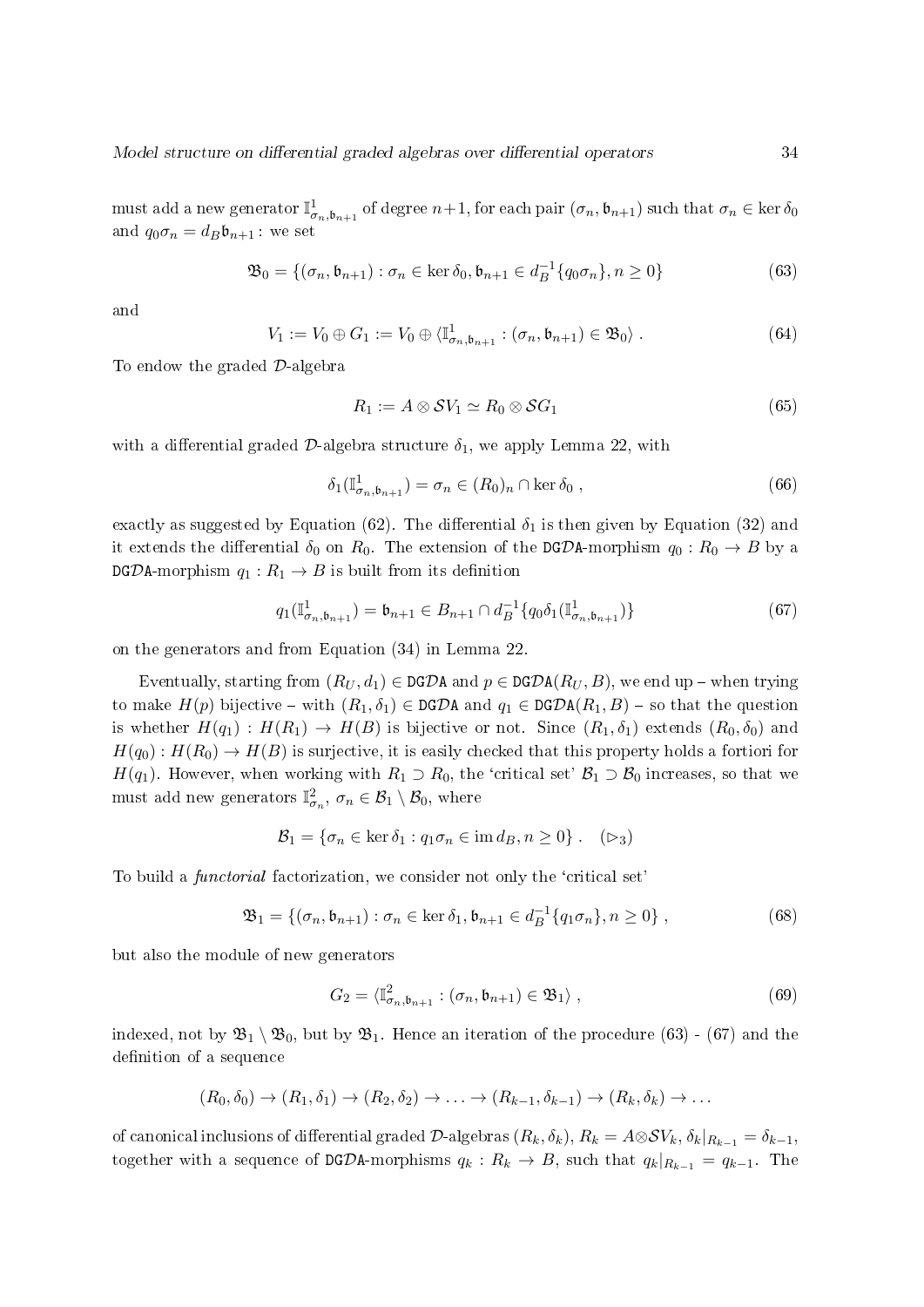must add a new generator $\mathbb{I}^1_{\sigma_n,\mathfrak{b}_{n+1}}$ of degree $n+1$, for each pair $(\sigma_n, \mathfrak{b}_{n+1})$ such that $\sigma_n \in \ker \delta_0$ and $q_0\sigma_n = d_B\mathfrak{b}_{n+1}$ : we set

$$\mathfrak{B}_0 = \{(\sigma_n, \mathfrak{b}_{n+1}) : \sigma_n \in \ker \delta_0, \mathfrak{b}_{n+1} \in d_B^{-1}\{q_0\sigma_n\}, n \geq 0\} \tag{63}$$

and

$$V_1 := V_0 \oplus G_1 := V_0 \oplus \langle \mathbb{I}^1_{\sigma_n,\mathfrak{b}_{n+1}} : (\sigma_n, \mathfrak{b}_{n+1}) \in \mathfrak{B}_0 \rangle \ . \tag{64}$$

To endow the graded $\mathcal{D}$-algebra

$$R_1 := A \otimes \mathcal{S}V_1 \simeq R_0 \otimes \mathcal{S}G_1 \tag{65}$$

with a differential graded $\mathcal{D}$-algebra structure $\delta_1$, we apply Lemma 22, with

$$\delta_1(\mathbb{I}^1_{\sigma_n,\mathfrak{b}_{n+1}}) = \sigma_n \in (R_0)_n \cap \ker \delta_0 \ , \tag{66}$$

exactly as suggested by Equation (62). The differential $\delta_1$ is then given by Equation (32) and it extends the differential $\delta_0$ on $R_0$. The extension of the $\mathtt{DG}\mathcal{D}\mathtt{A}$-morphism $q_0 : R_0 \to B$ by a $\mathtt{DG}\mathcal{D}\mathtt{A}$-morphism $q_1 : R_1 \to B$ is built from its definition

$$q_1(\mathbb{I}^1_{\sigma_n,\mathfrak{b}_{n+1}}) = \mathfrak{b}_{n+1} \in B_{n+1} \cap d_B^{-1}\{q_0\delta_1(\mathbb{I}^1_{\sigma_n,\mathfrak{b}_{n+1}})\} \tag{67}$$

on the generators and from Equation (34) in Lemma 22.

Eventually, starting from $(R_U, d_1) \in \mathtt{DG}\mathcal{D}\mathtt{A}$ and $p \in \mathtt{DG}\mathcal{D}\mathtt{A}(R_U, B)$, we end up – when trying to make $H(p)$ bijective – with $(R_1, \delta_1) \in \mathtt{DG}\mathcal{D}\mathtt{A}$ and $q_1 \in \mathtt{DG}\mathcal{D}\mathtt{A}(R_1, B)$ – so that the question is whether $H(q_1) : H(R_1) \to H(B)$ is bijective or not. Since $(R_1, \delta_1)$ extends $(R_0, \delta_0)$ and $H(q_0) : H(R_0) \to H(B)$ is surjective, it is easily checked that this property holds a fortiori for $H(q_1)$. However, when working with $R_1 \supset R_0$, the 'critical set' $\mathcal{B}_1 \supset \mathcal{B}_0$ increases, so that we must add new generators $\mathbb{I}^2_{\sigma_n}$, $\sigma_n \in \mathcal{B}_1 \setminus \mathcal{B}_0$, where

$$\mathcal{B}_1 = \{\sigma_n \in \ker \delta_1 : q_1\sigma_n \in \operatorname{im} d_B, n \geq 0\} \ . \quad (\rhd_3)$$

To build a *functorial* factorization, we consider not only the 'critical set'

$$\mathfrak{B}_1 = \{(\sigma_n, \mathfrak{b}_{n+1}) : \sigma_n \in \ker \delta_1, \mathfrak{b}_{n+1} \in d_B^{-1}\{q_1\sigma_n\}, n \geq 0\} \ , \tag{68}$$

but also the module of new generators

$$G_2 = \langle \mathbb{I}^2_{\sigma_n,\mathfrak{b}_{n+1}} : (\sigma_n, \mathfrak{b}_{n+1}) \in \mathfrak{B}_1 \rangle \ , \tag{69}$$

indexed, not by $\mathfrak{B}_1 \setminus \mathfrak{B}_0$, but by $\mathfrak{B}_1$. Hence an iteration of the procedure (63) - (67) and the definition of a sequence

$$(R_0, \delta_0) \to (R_1, \delta_1) \to (R_2, \delta_2) \to \ldots \to (R_{k-1}, \delta_{k-1}) \to (R_k, \delta_k) \to \ldots$$

of canonical inclusions of differential graded $\mathcal{D}$-algebras $(R_k, \delta_k)$, $R_k = A \otimes \mathcal{S}V_k$, $\delta_k|_{R_{k-1}} = \delta_{k-1}$, together with a sequence of $\mathtt{DG}\mathcal{D}\mathtt{A}$-morphisms $q_k : R_k \to B$, such that $q_k|_{R_{k-1}} = q_{k-1}$. The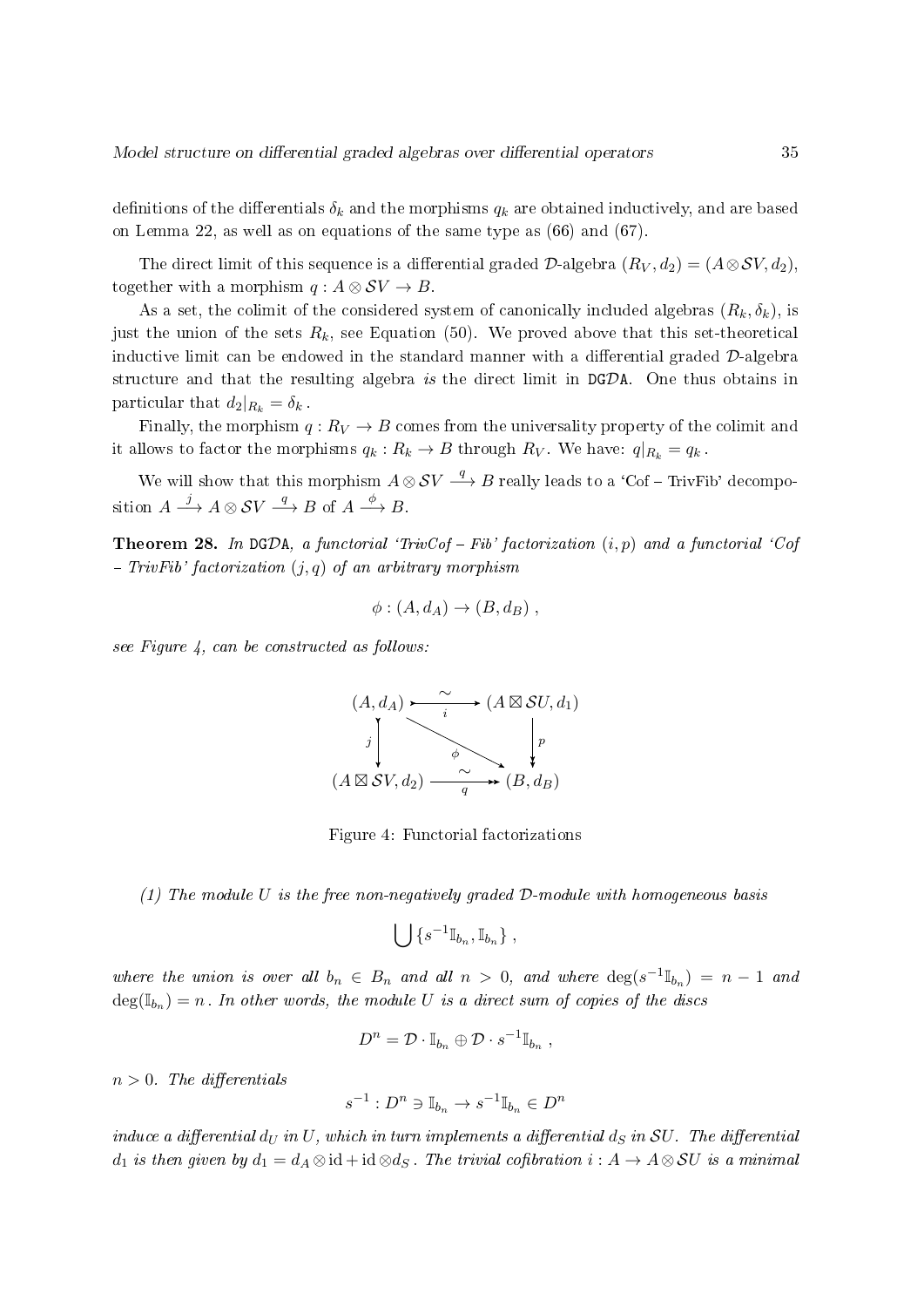definitions of the differentials $\delta_k$ and the morphisms $q_k$ are obtained inductively, and are based on Lemma 22, as well as on equations of the same type as (66) and (67).

The direct limit of this sequence is a differential graded $\mathcal{D}$-algebra $(R_V, d_2) = (A \otimes \mathcal{S}V, d_2)$, together with a morphism $q : A \otimes \mathcal{S}V \to B$.

As a set, the colimit of the considered system of canonically included algebras $(R_k, \delta_k)$, is just the union of the sets $R_k$, see Equation (50). We proved above that this set-theoretical inductive limit can be endowed in the standard manner with a differential graded $\mathcal{D}$-algebra structure and that the resulting algebra *is* the direct limit in DG$\mathcal{D}$A. One thus obtains in particular that $d_2|_{R_k} = \delta_k$.

Finally, the morphism $q : R_V \to B$ comes from the universality property of the colimit and it allows to factor the morphisms $q_k : R_k \to B$ through $R_V$. We have: $q|_{R_k} = q_k$.

We will show that this morphism $A \otimes \mathcal{S}V \xrightarrow{q} B$ really leads to a 'Cof – TrivFib' decomposition $A \xrightarrow{j} A \otimes \mathcal{S}V \xrightarrow{q} B$ of $A \xrightarrow{\phi} B$.

**Theorem 28.** *In DG$\mathcal{D}$A, a functorial 'TrivCof – Fib' factorization $(i, p)$ and a functorial 'Cof – TrivFib' factorization $(j, q)$ of an arbitrary morphism*

$$\phi : (A, d_A) \to (B, d_B)\ ,$$

*see Figure 4, can be constructed as follows:*

$$\begin{array}{ccc} (A, d_A) & \xrightarrow[i]{\sim} & (A \boxtimes \mathcal{S}U, d_1) \\ {\scriptstyle j}\downarrow & \searrow^{\phi} & \downarrow{\scriptstyle p} \\ (A \boxtimes \mathcal{S}V, d_2) & \xrightarrow[q]{\sim} & (B, d_B) \end{array}$$

Figure 4: Functorial factorizations

*(1) The module $U$ is the free non-negatively graded $\mathcal{D}$-module with homogeneous basis*

$$\bigcup \{s^{-1}\mathbb{I}_{b_n}, \mathbb{I}_{b_n}\}\ ,$$

*where the union is over all $b_n \in B_n$ and all $n > 0$, and where $\deg(s^{-1}\mathbb{I}_{b_n}) = n - 1$ and $\deg(\mathbb{I}_{b_n}) = n$. In other words, the module $U$ is a direct sum of copies of the discs*

$$D^n = \mathcal{D} \cdot \mathbb{I}_{b_n} \oplus \mathcal{D} \cdot s^{-1}\mathbb{I}_{b_n}\ ,$$

*$n > 0$. The differentials*

$$s^{-1} : D^n \ni \mathbb{I}_{b_n} \to s^{-1}\mathbb{I}_{b_n} \in D^n$$

*induce a differential $d_U$ in $U$, which in turn implements a differential $d_S$ in $\mathcal{S}U$. The differential $d_1$ is then given by $d_1 = d_A \otimes \mathrm{id} + \mathrm{id} \otimes d_S$. The trivial cofibration $i : A \to A \otimes \mathcal{S}U$ is a minimal*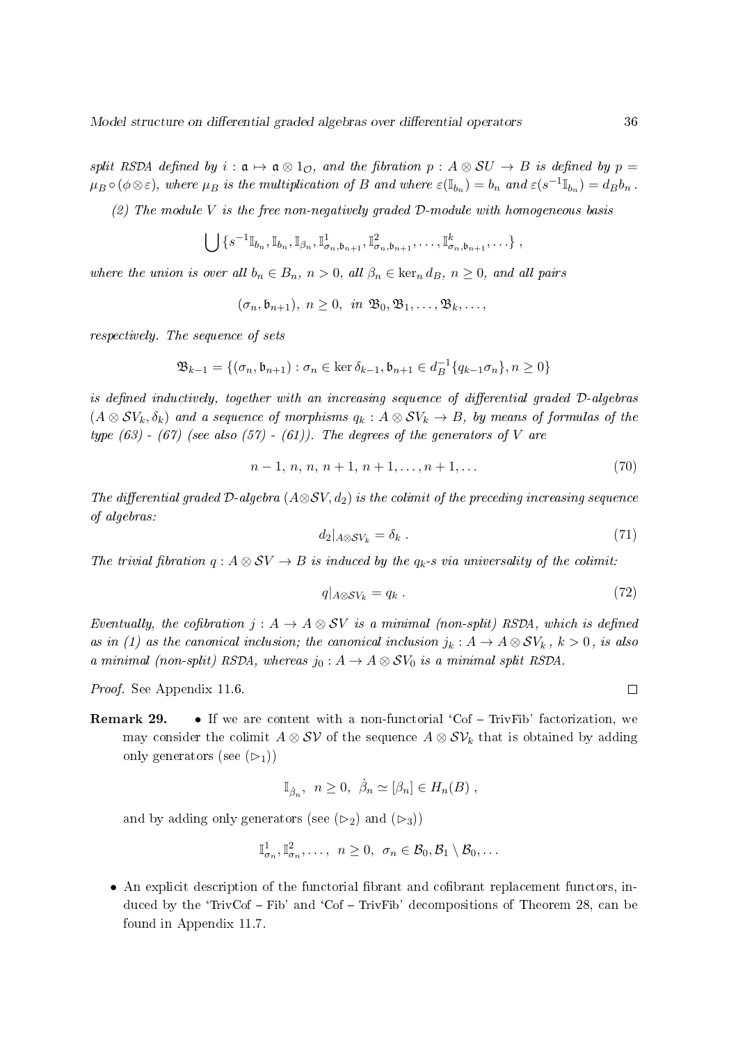*split RSDA defined by $i : \mathfrak{a} \mapsto \mathfrak{a} \otimes 1_{\mathcal{O}}$, and the fibration $p : A \otimes \mathcal{S}U \to B$ is defined by $p = \mu_B \circ (\phi \otimes \varepsilon)$, where $\mu_B$ is the multiplication of $B$ and where $\varepsilon(\mathbb{I}_{b_n}) = b_n$ and $\varepsilon(s^{-1}\mathbb{I}_{b_n}) = d_B b_n$.*

*(2) The module $V$ is the free non-negatively graded $\mathcal{D}$-module with homogeneous basis*

$$\bigcup \{s^{-1}\mathbb{I}_{b_n}, \mathbb{I}_{b_n}, \mathbb{I}_{\beta_n}, \mathbb{I}^1_{\sigma_n,\mathfrak{b}_{n+1}}, \mathbb{I}^2_{\sigma_n,\mathfrak{b}_{n+1}}, \ldots, \mathbb{I}^k_{\sigma_n,\mathfrak{b}_{n+1}}, \ldots\} ,$$

*where the union is over all $b_n \in B_n$, $n > 0$, all $\beta_n \in \ker_n d_B$, $n \geq 0$, and all pairs*

$$(\sigma_n, \mathfrak{b}_{n+1}),\ n \geq 0,\ \text{in } \mathfrak{B}_0, \mathfrak{B}_1, \ldots, \mathfrak{B}_k, \ldots,$$

*respectively. The sequence of sets*

$$\mathfrak{B}_{k-1} = \{(\sigma_n, \mathfrak{b}_{n+1}) : \sigma_n \in \ker \delta_{k-1}, \mathfrak{b}_{n+1} \in d_B^{-1}\{q_{k-1}\sigma_n\}, n \geq 0\}$$

*is defined inductively, together with an increasing sequence of differential graded $\mathcal{D}$-algebras $(A \otimes \mathcal{S}V_k, \delta_k)$ and a sequence of morphisms $q_k : A \otimes \mathcal{S}V_k \to B$, by means of formulas of the type (63) - (67) (see also (57) - (61)). The degrees of the generators of $V$ are*

$$n-1,\ n,\ n,\ n+1,\ n+1, \ldots, n+1, \ldots \tag{70}$$

*The differential graded $\mathcal{D}$-algebra $(A \otimes \mathcal{S}V, d_2)$ is the colimit of the preceding increasing sequence of algebras:*

$$d_2|_{A \otimes \mathcal{S}V_k} = \delta_k\ . \tag{71}$$

*The trivial fibration $q : A \otimes \mathcal{S}V \to B$ is induced by the $q_k$-s via universality of the colimit:*

$$q|_{A \otimes \mathcal{S}V_k} = q_k\ . \tag{72}$$

*Eventually, the cofibration $j : A \to A \otimes \mathcal{S}V$ is a minimal (non-split) RSDA, which is defined as in (1) as the canonical inclusion; the canonical inclusion $j_k : A \to A \otimes \mathcal{S}V_k$, $k > 0$, is also a minimal (non-split) RSDA, whereas $j_0 : A \to A \otimes \mathcal{S}V_0$ is a minimal split RSDA.*

*Proof.* See Appendix 11.6. □

**Remark 29.**

- If we are content with a non-functorial 'Cof – TrivFib' factorization, we may consider the colimit $A \otimes \mathcal{S}\mathcal{V}$ of the sequence $A \otimes \mathcal{S}\mathcal{V}_k$ that is obtained by adding only generators (see $(\triangleright_1)$)

  $$\mathbb{I}_{\dot{\beta}_n},\ n \geq 0,\ \dot{\beta}_n \simeq [\beta_n] \in H_n(B)\ ,$$

  and by adding only generators (see $(\triangleright_2)$ and $(\triangleright_3)$)

  $$\mathbb{I}^1_{\sigma_n}, \mathbb{I}^2_{\sigma_n}, \ldots,\ n \geq 0,\ \sigma_n \in \mathcal{B}_0, \mathcal{B}_1 \setminus \mathcal{B}_0, \ldots$$

- An explicit description of the functorial fibrant and cofibrant replacement functors, induced by the 'TrivCof – Fib' and 'Cof – TrivFib' decompositions of Theorem 28, can be found in Appendix 11.7.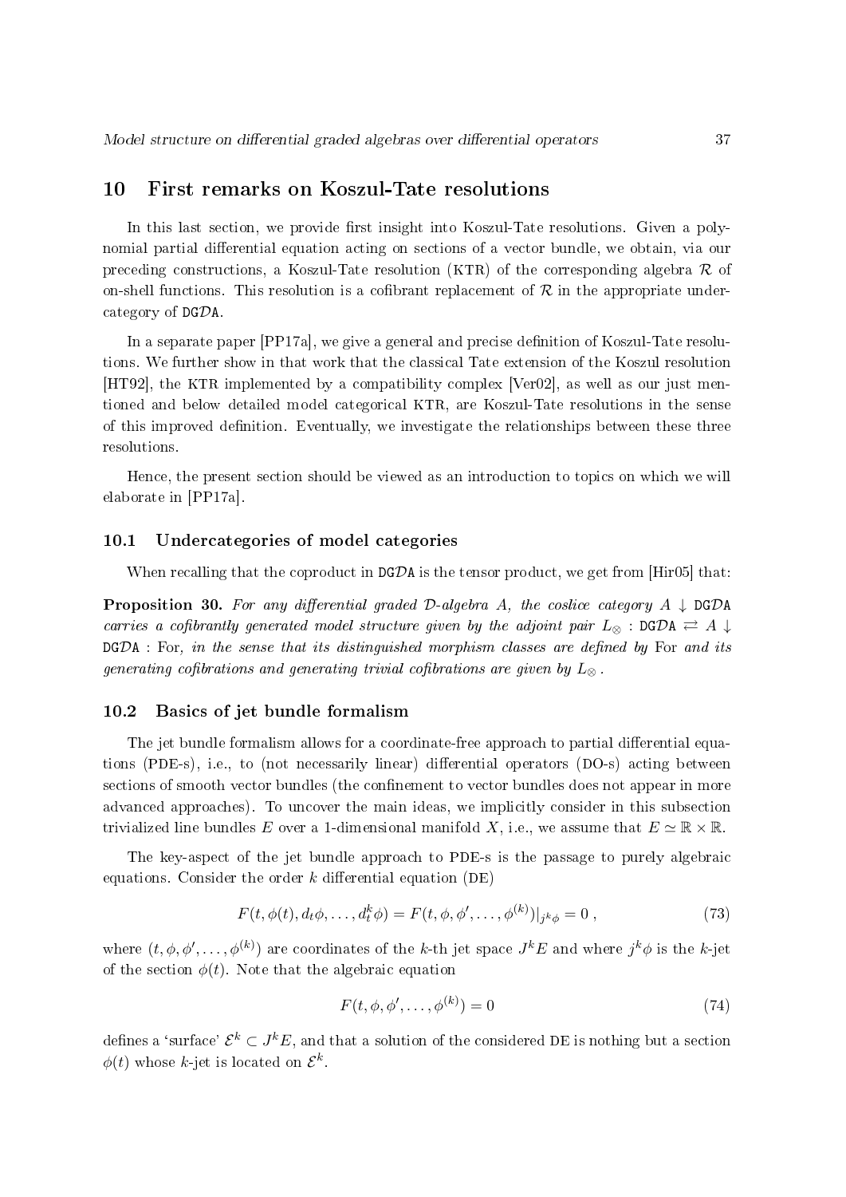## 10 First remarks on Koszul-Tate resolutions

In this last section, we provide first insight into Koszul-Tate resolutions. Given a polynomial partial differential equation acting on sections of a vector bundle, we obtain, via our preceding constructions, a Koszul-Tate resolution (KTR) of the corresponding algebra $\mathcal{R}$ of on-shell functions. This resolution is a cofibrant replacement of $\mathcal{R}$ in the appropriate undercategory of $\mathtt{DG\mathcal{D}A}$.

In a separate paper [PP17a], we give a general and precise definition of Koszul-Tate resolutions. We further show in that work that the classical Tate extension of the Koszul resolution [HT92], the KTR implemented by a compatibility complex [Ver02], as well as our just mentioned and below detailed model categorical KTR, are Koszul-Tate resolutions in the sense of this improved definition. Eventually, we investigate the relationships between these three resolutions.

Hence, the present section should be viewed as an introduction to topics on which we will elaborate in [PP17a].

### 10.1 Undercategories of model categories

When recalling that the coproduct in $\mathtt{DG\mathcal{D}A}$ is the tensor product, we get from [Hir05] that:

**Proposition 30.** *For any differential graded $\mathcal{D}$-algebra $A$, the coslice category $A \downarrow \mathtt{DG\mathcal{D}A}$ carries a cofibrantly generated model structure given by the adjoint pair $L_\otimes : \mathtt{DG\mathcal{D}A} \rightleftarrows A \downarrow \mathtt{DG\mathcal{D}A} : \mathrm{For}$, in the sense that its distinguished morphism classes are defined by* For *and its generating cofibrations and generating trivial cofibrations are given by $L_\otimes$.*

### 10.2 Basics of jet bundle formalism

The jet bundle formalism allows for a coordinate-free approach to partial differential equations (PDE-s), i.e., to (not necessarily linear) differential operators (DO-s) acting between sections of smooth vector bundles (the confinement to vector bundles does not appear in more advanced approaches). To uncover the main ideas, we implicitly consider in this subsection trivialized line bundles $E$ over a 1-dimensional manifold $X$, i.e., we assume that $E \simeq \mathbb{R} \times \mathbb{R}$.

The key-aspect of the jet bundle approach to PDE-s is the passage to purely algebraic equations. Consider the order $k$ differential equation (DE)

$$F(t, \phi(t), d_t\phi, \ldots, d_t^k\phi) = F(t, \phi, \phi', \ldots, \phi^{(k)})|_{j^k\phi} = 0 \,, \tag{73}$$

where $(t, \phi, \phi', \ldots, \phi^{(k)})$ are coordinates of the $k$-th jet space $J^kE$ and where $j^k\phi$ is the $k$-jet of the section $\phi(t)$. Note that the algebraic equation

$$F(t, \phi, \phi', \ldots, \phi^{(k)}) = 0 \tag{74}$$

defines a 'surface' $\mathcal{E}^k \subset J^kE$, and that a solution of the considered DE is nothing but a section $\phi(t)$ whose $k$-jet is located on $\mathcal{E}^k$.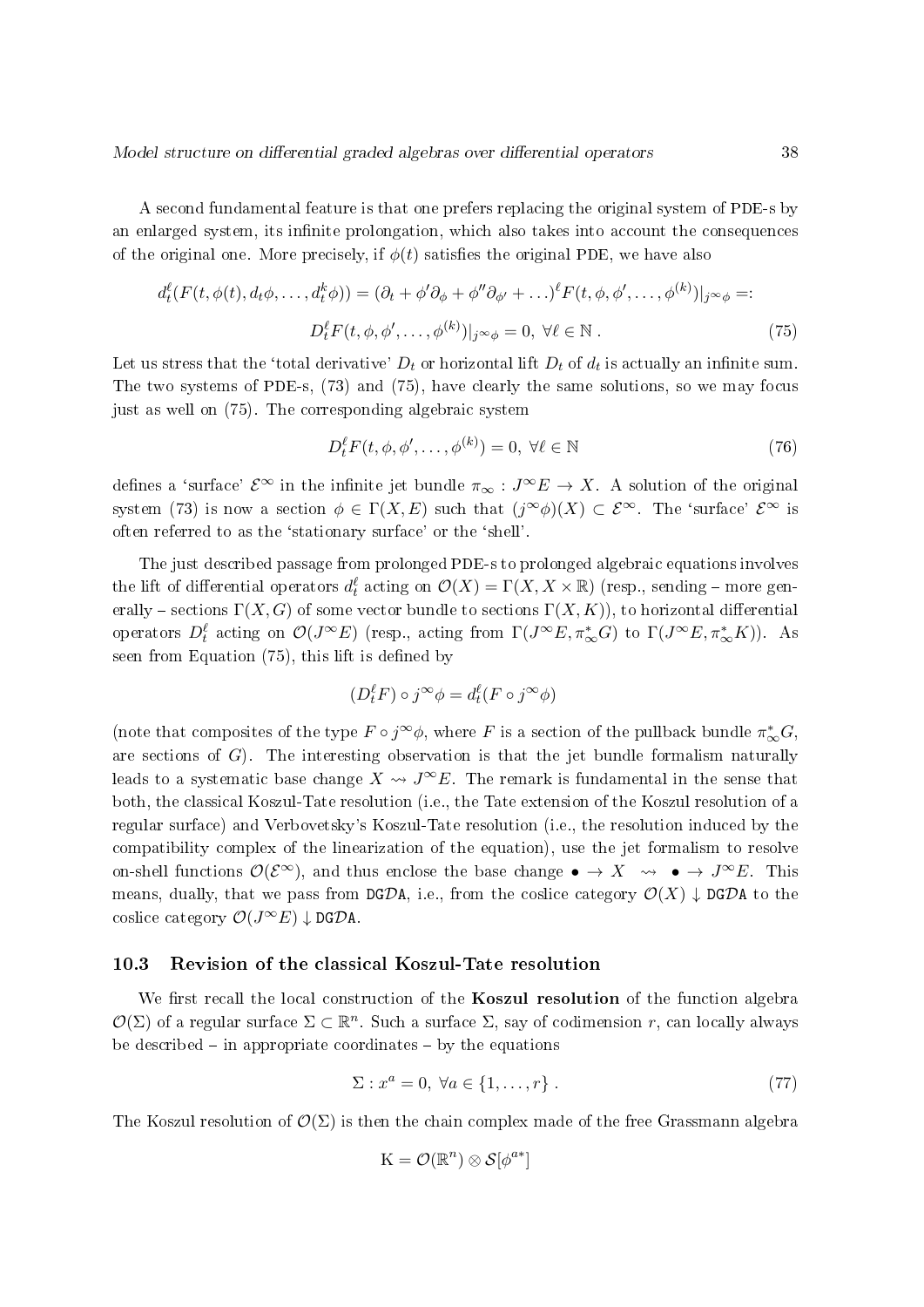A second fundamental feature is that one prefers replacing the original system of PDE-s by an enlarged system, its infinite prolongation, which also takes into account the consequences of the original one. More precisely, if $\phi(t)$ satisfies the original PDE, we have also

$$d_t^\ell(F(t,\phi(t),d_t\phi,\ldots,d_t^k\phi)) = (\partial_t + \phi'\partial_\phi + \phi''\partial_{\phi'} + \ldots)^\ell F(t,\phi,\phi',\ldots,\phi^{(k)})|_{j^\infty\phi} =:$$

$$D_t^\ell F(t,\phi,\phi',\ldots,\phi^{(k)})|_{j^\infty\phi} = 0,\ \forall \ell \in \mathbb{N}\ . \tag{75}$$

Let us stress that the 'total derivative' $D_t$ or horizontal lift $D_t$ of $d_t$ is actually an infinite sum. The two systems of PDE-s, (73) and (75), have clearly the same solutions, so we may focus just as well on (75). The corresponding algebraic system

$$D_t^\ell F(t,\phi,\phi',\ldots,\phi^{(k)}) = 0,\ \forall \ell \in \mathbb{N} \tag{76}$$

defines a 'surface' $\mathcal{E}^\infty$ in the infinite jet bundle $\pi_\infty : J^\infty E \to X$. A solution of the original system (73) is now a section $\phi \in \Gamma(X,E)$ such that $(j^\infty\phi)(X) \subset \mathcal{E}^\infty$. The 'surface' $\mathcal{E}^\infty$ is often referred to as the 'stationary surface' or the 'shell'.

The just described passage from prolonged PDE-s to prolonged algebraic equations involves the lift of differential operators $d_t^\ell$ acting on $\mathcal{O}(X) = \Gamma(X, X\times\mathbb{R})$ (resp., sending – more generally – sections $\Gamma(X,G)$ of some vector bundle to sections $\Gamma(X,K)$), to horizontal differential operators $D_t^\ell$ acting on $\mathcal{O}(J^\infty E)$ (resp., acting from $\Gamma(J^\infty E, \pi_\infty^* G)$ to $\Gamma(J^\infty E, \pi_\infty^* K)$). As seen from Equation (75), this lift is defined by

$$(D_t^\ell F)\circ j^\infty\phi = d_t^\ell(F\circ j^\infty\phi)$$

(note that composites of the type $F\circ j^\infty\phi$, where $F$ is a section of the pullback bundle $\pi_\infty^* G$, are sections of $G$). The interesting observation is that the jet bundle formalism naturally leads to a systematic base change $X \rightsquigarrow J^\infty E$. The remark is fundamental in the sense that both, the classical Koszul-Tate resolution (i.e., the Tate extension of the Koszul resolution of a regular surface) and Verbovetsky's Koszul-Tate resolution (i.e., the resolution induced by the compatibility complex of the linearization of the equation), use the jet formalism to resolve on-shell functions $\mathcal{O}(\mathcal{E}^\infty)$, and thus enclose the base change $\bullet \to X \ \rightsquigarrow\ \bullet \to J^\infty E$. This means, dually, that we pass from $\mathtt{DG}\mathcal{D}\mathtt{A}$, i.e., from the coslice category $\mathcal{O}(X)\downarrow \mathtt{DG}\mathcal{D}\mathtt{A}$ to the coslice category $\mathcal{O}(J^\infty E)\downarrow \mathtt{DG}\mathcal{D}\mathtt{A}$.

### 10.3 Revision of the classical Koszul-Tate resolution

We first recall the local construction of the **Koszul resolution** of the function algebra $\mathcal{O}(\Sigma)$ of a regular surface $\Sigma \subset \mathbb{R}^n$. Such a surface $\Sigma$, say of codimension $r$, can locally always be described – in appropriate coordinates – by the equations

$$\Sigma : x^a = 0,\ \forall a \in \{1,\ldots,r\}\ . \tag{77}$$

The Koszul resolution of $\mathcal{O}(\Sigma)$ is then the chain complex made of the free Grassmann algebra

$$\mathrm{K} = \mathcal{O}(\mathbb{R}^n)\otimes\mathcal{S}[\phi^{a*}]$$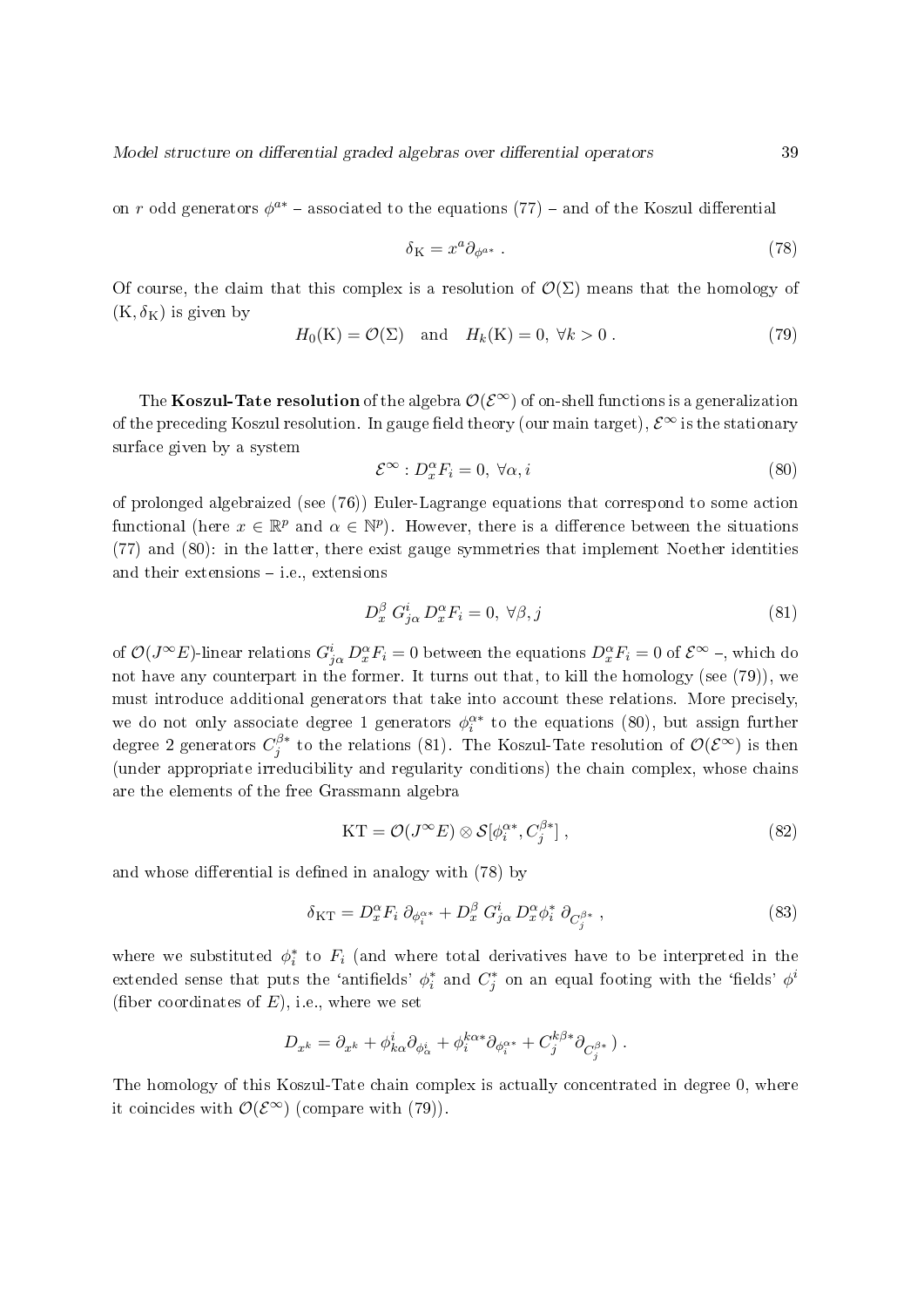on $r$ odd generators $\phi^{a*}$ – associated to the equations (77) – and of the Koszul differential

$$\delta_{\mathrm{K}} = x^a \partial_{\phi^{a*}} \ . \tag{78}$$

Of course, the claim that this complex is a resolution of $\mathcal{O}(\Sigma)$ means that the homology of $(\mathrm{K}, \delta_{\mathrm{K}})$ is given by

$$H_0(\mathrm{K}) = \mathcal{O}(\Sigma) \quad \text{and} \quad H_k(\mathrm{K}) = 0, \ \forall k > 0 \ . \tag{79}$$

The **Koszul-Tate resolution** of the algebra $\mathcal{O}(\mathcal{E}^\infty)$ of on-shell functions is a generalization of the preceding Koszul resolution. In gauge field theory (our main target), $\mathcal{E}^\infty$ is the stationary surface given by a system

$$\mathcal{E}^\infty : D_x^\alpha F_i = 0, \ \forall \alpha, i \tag{80}$$

of prolonged algebraized (see (76)) Euler-Lagrange equations that correspond to some action functional (here $x \in \mathbb{R}^p$ and $\alpha \in \mathbb{N}^p$). However, there is a difference between the situations (77) and (80): in the latter, there exist gauge symmetries that implement Noether identities and their extensions – i.e., extensions

$$D_x^\beta \, G^i_{j\alpha} \, D_x^\alpha F_i = 0, \ \forall \beta, j \tag{81}$$

of $\mathcal{O}(J^\infty E)$-linear relations $G^i_{j\alpha} \, D_x^\alpha F_i = 0$ between the equations $D_x^\alpha F_i = 0$ of $\mathcal{E}^\infty$ –, which do not have any counterpart in the former. It turns out that, to kill the homology (see (79)), we must introduce additional generators that take into account these relations. More precisely, we do not only associate degree 1 generators $\phi_i^{\alpha*}$ to the equations (80), but assign further degree 2 generators $C_j^{\beta*}$ to the relations (81). The Koszul-Tate resolution of $\mathcal{O}(\mathcal{E}^\infty)$ is then (under appropriate irreducibility and regularity conditions) the chain complex, whose chains are the elements of the free Grassmann algebra

$$\mathrm{KT} = \mathcal{O}(J^\infty E) \otimes \mathcal{S}[\phi_i^{\alpha*}, C_j^{\beta*}] \ , \tag{82}$$

and whose differential is defined in analogy with (78) by

$$\delta_{\mathrm{KT}} = D_x^\alpha F_i \ \partial_{\phi_i^{\alpha*}} + D_x^\beta \ G^i_{j\alpha} \ D_x^\alpha \phi_i^* \ \partial_{C_j^{\beta*}} \ , \tag{83}$$

where we substituted $\phi_i^*$ to $F_i$ (and where total derivatives have to be interpreted in the extended sense that puts the 'antifields' $\phi_i^*$ and $C_j^*$ on an equal footing with the 'fields' $\phi^i$ (fiber coordinates of $E$), i.e., where we set

$$D_{x^k} = \partial_{x^k} + \phi^i_{k\alpha} \partial_{\phi^i_\alpha} + \phi_i^{k\alpha *} \partial_{\phi_i^{\alpha*}} + C_j^{k\beta*} \partial_{C_j^{\beta*}} ) \ .$$

The homology of this Koszul-Tate chain complex is actually concentrated in degree 0, where it coincides with $\mathcal{O}(\mathcal{E}^\infty)$ (compare with (79)).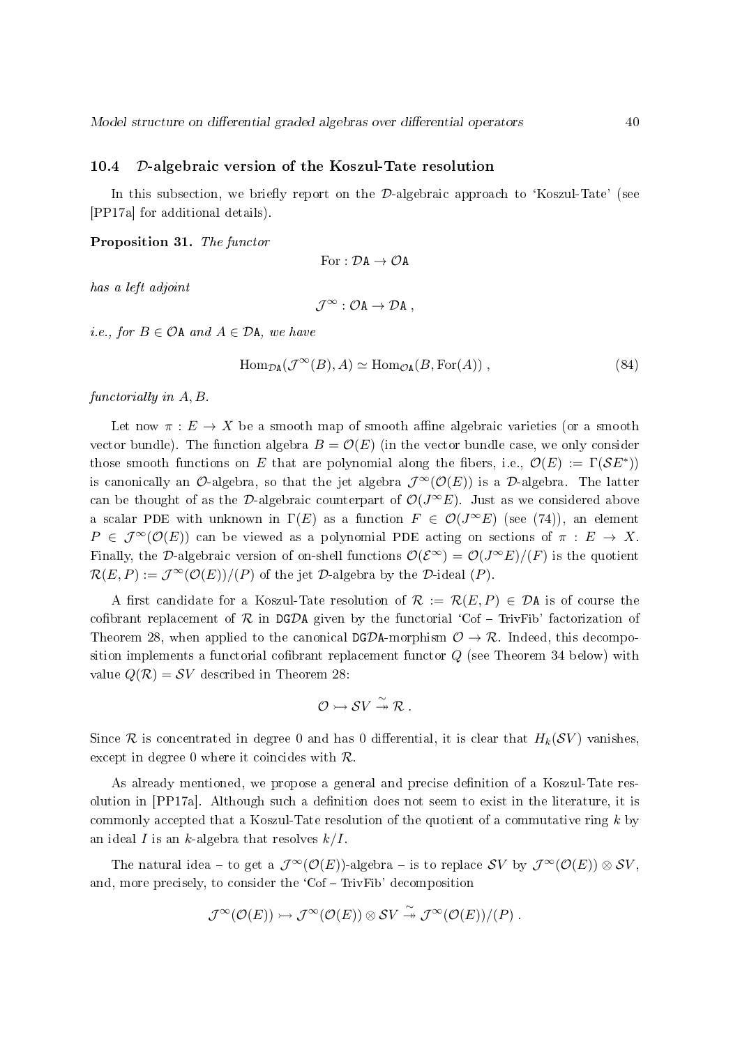### 10.4 $\mathcal{D}$-algebraic version of the Koszul-Tate resolution

In this subsection, we briefly report on the $\mathcal{D}$-algebraic approach to 'Koszul-Tate' (see [PP17a] for additional details).

**Proposition 31.** *The functor*

$$\mathrm{For} : \mathcal{D}\mathtt{A} \to \mathcal{O}\mathtt{A}$$

*has a left adjoint*

$$\mathcal{J}^\infty : \mathcal{O}\mathtt{A} \to \mathcal{D}\mathtt{A} ,$$

*i.e., for $B \in \mathcal{O}\mathtt{A}$ and $A \in \mathcal{D}\mathtt{A}$, we have*

$$\mathrm{Hom}_{\mathcal{D}\mathtt{A}}(\mathcal{J}^\infty(B), A) \simeq \mathrm{Hom}_{\mathcal{O}\mathtt{A}}(B, \mathrm{For}(A)) , \tag{84}$$

*functorially in $A, B$.*

Let now $\pi : E \to X$ be a smooth map of smooth affine algebraic varieties (or a smooth vector bundle). The function algebra $B = \mathcal{O}(E)$ (in the vector bundle case, we only consider those smooth functions on $E$ that are polynomial along the fibers, i.e., $\mathcal{O}(E) := \Gamma(\mathcal{S}E^*)$) is canonically an $\mathcal{O}$-algebra, so that the jet algebra $\mathcal{J}^\infty(\mathcal{O}(E))$ is a $\mathcal{D}$-algebra. The latter can be thought of as the $\mathcal{D}$-algebraic counterpart of $\mathcal{O}(J^\infty E)$. Just as we considered above a scalar PDE with unknown in $\Gamma(E)$ as a function $F \in \mathcal{O}(J^\infty E)$ (see (74)), an element $P \in \mathcal{J}^\infty(\mathcal{O}(E))$ can be viewed as a polynomial PDE acting on sections of $\pi : E \to X$. Finally, the $\mathcal{D}$-algebraic version of on-shell functions $\mathcal{O}(\mathcal{E}^\infty) = \mathcal{O}(J^\infty E)/(F)$ is the quotient $\mathcal{R}(E, P) := \mathcal{J}^\infty(\mathcal{O}(E))/(P)$ of the jet $\mathcal{D}$-algebra by the $\mathcal{D}$-ideal $(P)$.

A first candidate for a Koszul-Tate resolution of $\mathcal{R} := \mathcal{R}(E, P) \in \mathcal{D}\mathtt{A}$ is of course the cofibrant replacement of $\mathcal{R}$ in $\mathtt{DG}\mathcal{D}\mathtt{A}$ given by the functorial 'Cof – TrivFib' factorization of Theorem 28, when applied to the canonical $\mathtt{DG}\mathcal{D}\mathtt{A}$-morphism $\mathcal{O} \to \mathcal{R}$. Indeed, this decomposition implements a functorial cofibrant replacement functor $Q$ (see Theorem 34 below) with value $Q(\mathcal{R}) = \mathcal{S}V$ described in Theorem 28:

$$\mathcal{O} \rightarrowtail \mathcal{S}V \stackrel{\sim}{\twoheadrightarrow} \mathcal{R} .$$

Since $\mathcal{R}$ is concentrated in degree 0 and has 0 differential, it is clear that $H_k(\mathcal{S}V)$ vanishes, except in degree 0 where it coincides with $\mathcal{R}$.

As already mentioned, we propose a general and precise definition of a Koszul-Tate resolution in [PP17a]. Although such a definition does not seem to exist in the literature, it is commonly accepted that a Koszul-Tate resolution of the quotient of a commutative ring $k$ by an ideal $I$ is an $k$-algebra that resolves $k/I$.

The natural idea – to get a $\mathcal{J}^\infty(\mathcal{O}(E))$-algebra – is to replace $\mathcal{S}V$ by $\mathcal{J}^\infty(\mathcal{O}(E)) \otimes \mathcal{S}V$, and, more precisely, to consider the 'Cof – TrivFib' decomposition

$$\mathcal{J}^\infty(\mathcal{O}(E)) \rightarrowtail \mathcal{J}^\infty(\mathcal{O}(E)) \otimes \mathcal{S}V \stackrel{\sim}{\twoheadrightarrow} \mathcal{J}^\infty(\mathcal{O}(E))/(P) .$$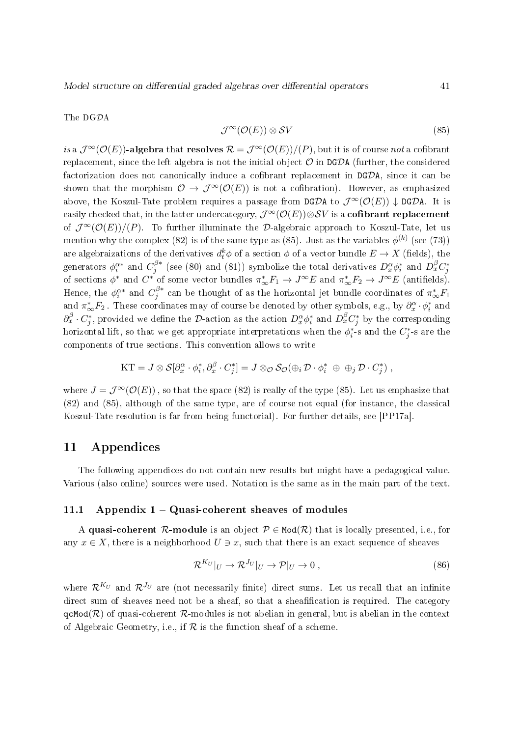The DG$\mathcal{D}$A

$$\mathcal{J}^\infty(\mathcal{O}(E)) \otimes \mathcal{S}V \tag{85}$$

*is* a $\mathcal{J}^\infty(\mathcal{O}(E))$**-algebra** that **resolves** $\mathcal{R} = \mathcal{J}^\infty(\mathcal{O}(E))/(P)$, but it is of course *not* a cofibrant replacement, since the left algebra is not the initial object $\mathcal{O}$ in DG$\mathcal{D}$A (further, the considered factorization does not canonically induce a cofibrant replacement in DG$\mathcal{D}$A, since it can be shown that the morphism $\mathcal{O} \to \mathcal{J}^\infty(\mathcal{O}(E))$ is not a cofibration). However, as emphasized above, the Koszul-Tate problem requires a passage from DG$\mathcal{D}$A to $\mathcal{J}^\infty(\mathcal{O}(E)) \downarrow$ DG$\mathcal{D}$A. It is easily checked that, in the latter undercategory, $\mathcal{J}^\infty(\mathcal{O}(E)) \otimes \mathcal{S}V$ is a **cofibrant replacement** of $\mathcal{J}^\infty(\mathcal{O}(E))/(P)$. To further illuminate the $\mathcal{D}$-algebraic approach to Koszul-Tate, let us mention why the complex (82) is of the same type as (85). Just as the variables $\phi^{(k)}$ (see (73)) are algebraizations of the derivatives $d_t^k \phi$ of a section $\phi$ of a vector bundle $E \to X$ (fields), the generators $\phi_i^{\alpha *}$ and $C_j^{\beta *}$ (see (80) and (81)) symbolize the total derivatives $D_x^\alpha \phi_i^*$ and $D_x^\beta C_j^*$ of sections $\phi^*$ and $C^*$ of some vector bundles $\pi_\infty^* F_1 \to J^\infty E$ and $\pi_\infty^* F_2 \to J^\infty E$ (antifields). Hence, the $\phi_i^{\alpha *}$ and $C_j^{\beta *}$ can be thought of as the horizontal jet bundle coordinates of $\pi_\infty^* F_1$ and $\pi_\infty^* F_2$. These coordinates may of course be denoted by other symbols, e.g., by $\partial_x^\alpha \cdot \phi_i^*$ and $\partial_x^\beta \cdot C_j^*$, provided we define the $\mathcal{D}$-action as the action $D_x^\alpha \phi_i^*$ and $D_x^\beta C_j^*$ by the corresponding horizontal lift, so that we get appropriate interpretations when the $\phi_i^*$-s and the $C_j^*$-s are the components of true sections. This convention allows to write

$$\mathrm{KT} = J \otimes \mathcal{S}[\partial_x^\alpha \cdot \phi_i^*, \partial_x^\beta \cdot C_j^*] = J \otimes_{\mathcal{O}} \mathcal{S}_{\mathcal{O}}(\oplus_i \mathcal{D} \cdot \phi_i^* \ \oplus \ \oplus_j \mathcal{D} \cdot C_j^*) ,$$

where $J = \mathcal{J}^\infty(\mathcal{O}(E))$, so that the space (82) is really of the type (85). Let us emphasize that (82) and (85), although of the same type, are of course not equal (for instance, the classical Koszul-Tate resolution is far from being functorial). For further details, see [PP17a].

# 11 Appendices

The following appendices do not contain new results but might have a pedagogical value. Various (also online) sources were used. Notation is the same as in the main part of the text.

## 11.1 Appendix 1 – Quasi-coherent sheaves of modules

A **quasi-coherent** $\mathcal{R}$**-module** is an object $\mathcal{P} \in \mathtt{Mod}(\mathcal{R})$ that is locally presented, i.e., for any $x \in X$, there is a neighborhood $U \ni x$, such that there is an exact sequence of sheaves

$$\mathcal{R}^{K_U}|_U \to \mathcal{R}^{J_U}|_U \to \mathcal{P}|_U \to 0 , \tag{86}$$

where $\mathcal{R}^{K_U}$ and $\mathcal{R}^{J_U}$ are (not necessarily finite) direct sums. Let us recall that an infinite direct sum of sheaves need not be a sheaf, so that a sheafification is required. The category $\mathtt{qcMod}(\mathcal{R})$ of quasi-coherent $\mathcal{R}$-modules is not abelian in general, but is abelian in the context of Algebraic Geometry, i.e., if $\mathcal{R}$ is the function sheaf of a scheme.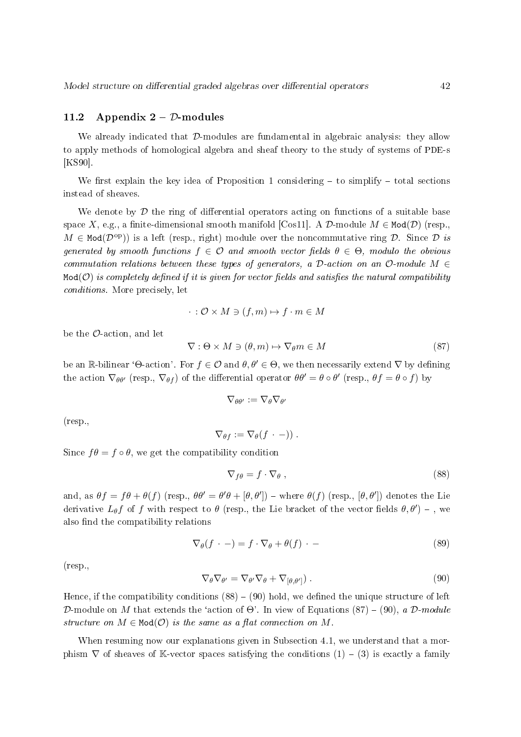### 11.2 Appendix 2 – $\mathcal{D}$-modules

We already indicated that $\mathcal{D}$-modules are fundamental in algebraic analysis: they allow to apply methods of homological algebra and sheaf theory to the study of systems of PDE-s [KS90].

We first explain the key idea of Proposition 1 considering – to simplify – total sections instead of sheaves.

We denote by $\mathcal{D}$ the ring of differential operators acting on functions of a suitable base space $X$, e.g., a finite-dimensional smooth manifold [Cos11]. A $\mathcal{D}$-module $M \in \mathtt{Mod}(\mathcal{D})$ (resp., $M \in \mathtt{Mod}(\mathcal{D}^{\mathrm{op}})$) is a left (resp., right) module over the noncommutative ring $\mathcal{D}$. *Since $\mathcal{D}$ is generated by smooth functions $f \in \mathcal{O}$ and smooth vector fields $\theta \in \Theta$, modulo the obvious commutation relations between these types of generators, a $\mathcal{D}$-action on an $\mathcal{O}$-module $M \in \mathtt{Mod}(\mathcal{O})$ is completely defined if it is given for vector fields and satisfies the natural compatibility conditions.* More precisely, let

$$\cdot : \mathcal{O} \times M \ni (f, m) \mapsto f \cdot m \in M$$

be the $\mathcal{O}$-action, and let

$$\nabla : \Theta \times M \ni (\theta, m) \mapsto \nabla_\theta m \in M \tag{87}$$

be an $\mathbb{R}$-bilinear '$\Theta$-action'. For $f \in \mathcal{O}$ and $\theta, \theta' \in \Theta$, we then necessarily extend $\nabla$ by defining the action $\nabla_{\theta\theta'}$ (resp., $\nabla_{\theta f}$) of the differential operator $\theta\theta' = \theta \circ \theta'$ (resp., $\theta f = \theta \circ f$) by

$$\nabla_{\theta\theta'} := \nabla_\theta \nabla_{\theta'}$$

(resp.,

$$\nabla_{\theta f} := \nabla_\theta (f \, \cdot \, -)) \; .$$

Since $f\theta = f \circ \theta$, we get the compatibility condition

$$\nabla_{f\theta} = f \cdot \nabla_\theta \; , \tag{88}$$

and, as $\theta f = f\theta + \theta(f)$ (resp., $\theta\theta' = \theta'\theta + [\theta, \theta']$) – where $\theta(f)$ (resp., $[\theta, \theta']$) denotes the Lie derivative $L_\theta f$ of $f$ with respect to $\theta$ (resp., the Lie bracket of the vector fields $\theta, \theta'$) – , we also find the compatibility relations

$$\nabla_\theta (f \, \cdot \, -) = f \cdot \nabla_\theta + \theta(f) \, \cdot \, - \tag{89}$$

(resp.,

$$\nabla_\theta \nabla_{\theta'} = \nabla_{\theta'} \nabla_\theta + \nabla_{[\theta, \theta']}) \; . \tag{90}$$

Hence, if the compatibility conditions (88) – (90) hold, we defined the unique structure of left $\mathcal{D}$-module on $M$ that extends the 'action of $\Theta$'. In view of Equations (87) – (90), *a $\mathcal{D}$-module structure on $M \in \mathtt{Mod}(\mathcal{O})$ is the same as a flat connection on $M$.*

When resuming now our explanations given in Subsection 4.1, we understand that a morphism $\nabla$ of sheaves of $\mathbb{K}$-vector spaces satisfying the conditions (1) – (3) is exactly a family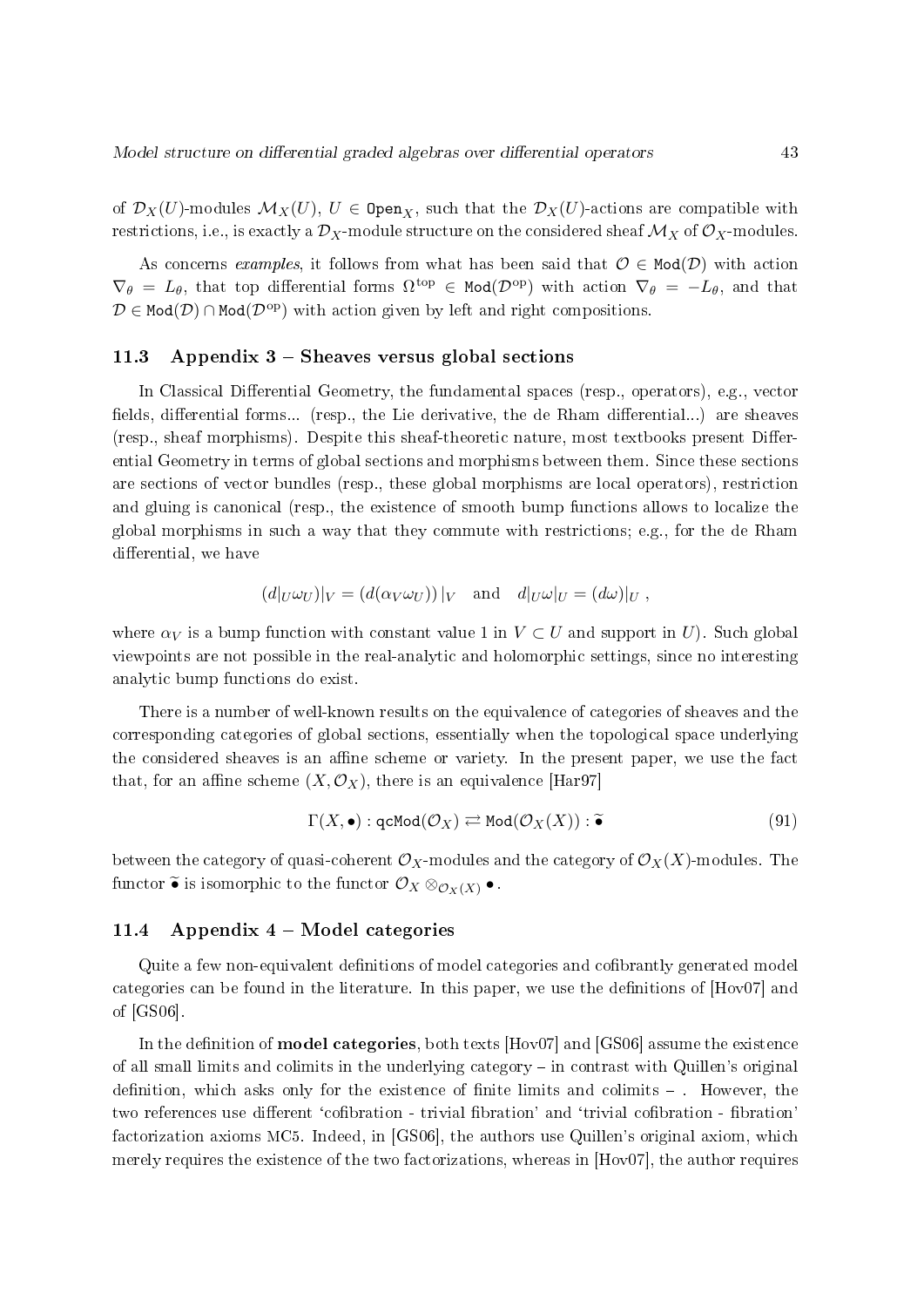of $\mathcal{D}_X(U)$-modules $\mathcal{M}_X(U)$, $U \in \mathtt{Open}_X$, such that the $\mathcal{D}_X(U)$-actions are compatible with restrictions, i.e., is exactly a $\mathcal{D}_X$-module structure on the considered sheaf $\mathcal{M}_X$ of $\mathcal{O}_X$-modules.

As concerns *examples*, it follows from what has been said that $\mathcal{O} \in \mathtt{Mod}(\mathcal{D})$ with action $\nabla_\theta = L_\theta$, that top differential forms $\Omega^{\mathrm{top}} \in \mathtt{Mod}(\mathcal{D}^{\mathrm{op}})$ with action $\nabla_\theta = -L_\theta$, and that $\mathcal{D} \in \mathtt{Mod}(\mathcal{D}) \cap \mathtt{Mod}(\mathcal{D}^{\mathrm{op}})$ with action given by left and right compositions.

### 11.3 Appendix 3 – Sheaves versus global sections

In Classical Differential Geometry, the fundamental spaces (resp., operators), e.g., vector fields, differential forms... (resp., the Lie derivative, the de Rham differential...) are sheaves (resp., sheaf morphisms). Despite this sheaf-theoretic nature, most textbooks present Differential Geometry in terms of global sections and morphisms between them. Since these sections are sections of vector bundles (resp., these global morphisms are local operators), restriction and gluing is canonical (resp., the existence of smooth bump functions allows to localize the global morphisms in such a way that they commute with restrictions; e.g., for the de Rham differential, we have

$$(d|_U \omega_U)|_V = (d(\alpha_V \omega_U))\,|_V \quad \text{and} \quad d|_U \omega|_U = (d\omega)|_U \ ,$$

where $\alpha_V$ is a bump function with constant value 1 in $V \subset U$ and support in $U$). Such global viewpoints are not possible in the real-analytic and holomorphic settings, since no interesting analytic bump functions do exist.

There is a number of well-known results on the equivalence of categories of sheaves and the corresponding categories of global sections, essentially when the topological space underlying the considered sheaves is an affine scheme or variety. In the present paper, we use the fact that, for an affine scheme $(X, \mathcal{O}_X)$, there is an equivalence [Har97]

$$\Gamma(X, \bullet) : \mathtt{qcMod}(\mathcal{O}_X) \rightleftarrows \mathtt{Mod}(\mathcal{O}_X(X)) : \widetilde{\bullet} \tag{91}$$

between the category of quasi-coherent $\mathcal{O}_X$-modules and the category of $\mathcal{O}_X(X)$-modules. The functor $\widetilde{\bullet}$ is isomorphic to the functor $\mathcal{O}_X \otimes_{\mathcal{O}_X(X)} \bullet$.

### 11.4 Appendix 4 – Model categories

Quite a few non-equivalent definitions of model categories and cofibrantly generated model categories can be found in the literature. In this paper, we use the definitions of [Hov07] and of [GS06].

In the definition of **model categories**, both texts [Hov07] and [GS06] assume the existence of all small limits and colimits in the underlying category – in contrast with Quillen's original definition, which asks only for the existence of finite limits and colimits – . However, the two references use different 'cofibration - trivial fibration' and 'trivial cofibration - fibration' factorization axioms MC5. Indeed, in [GS06], the authors use Quillen's original axiom, which merely requires the existence of the two factorizations, whereas in [Hov07], the author requires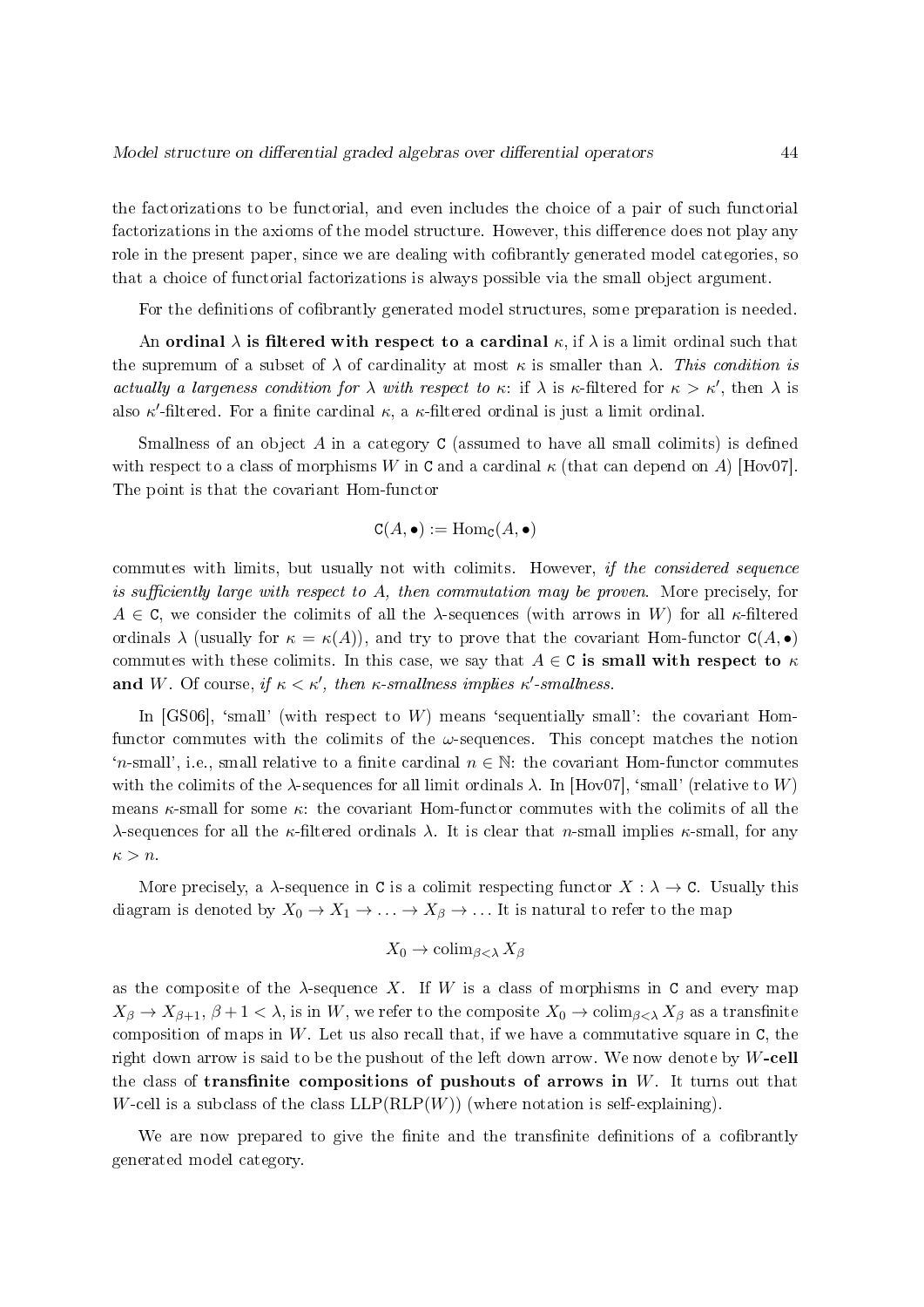the factorizations to be functorial, and even includes the choice of a pair of such functorial factorizations in the axioms of the model structure. However, this difference does not play any role in the present paper, since we are dealing with cofibrantly generated model categories, so that a choice of functorial factorizations is always possible via the small object argument.

For the definitions of cofibrantly generated model structures, some preparation is needed.

An **ordinal $\lambda$ is filtered with respect to a cardinal $\kappa$**, if $\lambda$ is a limit ordinal such that the supremum of a subset of $\lambda$ of cardinality at most $\kappa$ is smaller than $\lambda$. *This condition is actually a largeness condition for $\lambda$ with respect to $\kappa$: if $\lambda$ is $\kappa$-filtered for $\kappa > \kappa'$, then $\lambda$ is also $\kappa'$-filtered.* For a finite cardinal $\kappa$, a $\kappa$-filtered ordinal is just a limit ordinal.

Smallness of an object $A$ in a category $\mathtt{C}$ (assumed to have all small colimits) is defined with respect to a class of morphisms $W$ in $\mathtt{C}$ and a cardinal $\kappa$ (that can depend on $A$) [Hov07]. The point is that the covariant Hom-functor

$$\mathtt{C}(A, \bullet) := \mathrm{Hom}_{\mathtt{C}}(A, \bullet)$$

commutes with limits, but usually not with colimits. However, *if the considered sequence is sufficiently large with respect to $A$, then commutation may be proven.* More precisely, for $A \in \mathtt{C}$, we consider the colimits of all the $\lambda$-sequences (with arrows in $W$) for all $\kappa$-filtered ordinals $\lambda$ (usually for $\kappa = \kappa(A)$), and try to prove that the covariant Hom-functor $\mathtt{C}(A, \bullet)$ commutes with these colimits. In this case, we say that **$A \in \mathtt{C}$ is small with respect to $\kappa$ and $W$**. Of course, *if $\kappa < \kappa'$, then $\kappa$-smallness implies $\kappa'$-smallness.*

In [GS06], 'small' (with respect to $W$) means 'sequentially small': the covariant Hom-functor commutes with the colimits of the $\omega$-sequences. This concept matches the notion '$n$-small', i.e., small relative to a finite cardinal $n \in \mathbb{N}$: the covariant Hom-functor commutes with the colimits of the $\lambda$-sequences for all limit ordinals $\lambda$. In [Hov07], 'small' (relative to $W$) means $\kappa$-small for some $\kappa$: the covariant Hom-functor commutes with the colimits of all the $\lambda$-sequences for all the $\kappa$-filtered ordinals $\lambda$. It is clear that $n$-small implies $\kappa$-small, for any $\kappa > n$.

More precisely, a $\lambda$-sequence in $\mathtt{C}$ is a colimit respecting functor $X : \lambda \to \mathtt{C}$. Usually this diagram is denoted by $X_0 \to X_1 \to \ldots \to X_\beta \to \ldots$ It is natural to refer to the map

$$X_0 \to \mathrm{colim}_{\beta<\lambda} X_\beta$$

as the composite of the $\lambda$-sequence $X$. If $W$ is a class of morphisms in $\mathtt{C}$ and every map $X_\beta \to X_{\beta+1}$, $\beta + 1 < \lambda$, is in $W$, we refer to the composite $X_0 \to \mathrm{colim}_{\beta<\lambda} X_\beta$ as a transfinite composition of maps in $W$. Let us also recall that, if we have a commutative square in $\mathtt{C}$, the right down arrow is said to be the pushout of the left down arrow. We now denote by **$W$-cell** the class of **transfinite compositions of pushouts of arrows in $W$**. It turns out that $W$-cell is a subclass of the class $\mathrm{LLP}(\mathrm{RLP}(W))$ (where notation is self-explaining).

We are now prepared to give the finite and the transfinite definitions of a cofibrantly generated model category.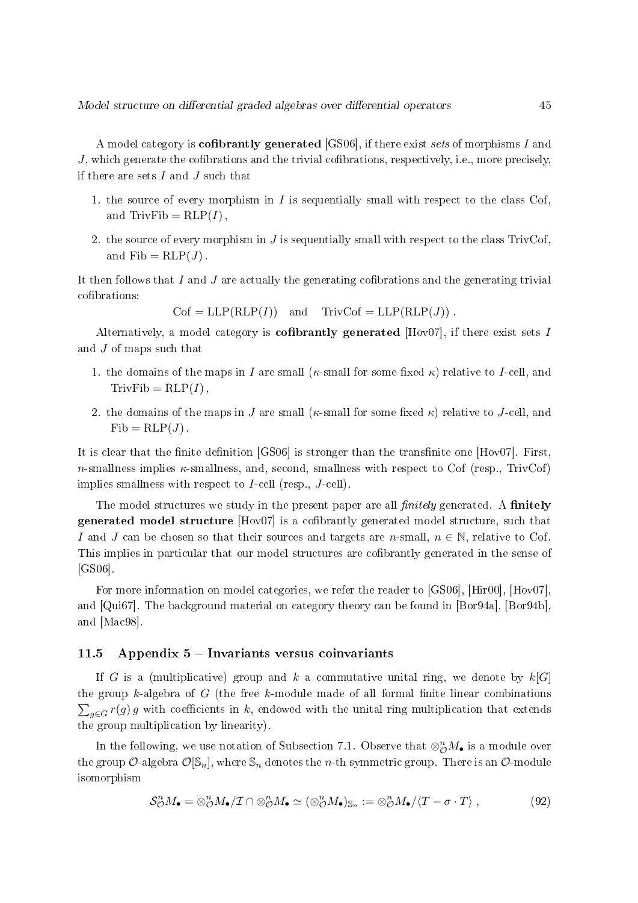A model category is **cofibrantly generated** [GS06], if there exist *sets* of morphisms $I$ and $J$, which generate the cofibrations and the trivial cofibrations, respectively, i.e., more precisely, if there are sets $I$ and $J$ such that

1. the source of every morphism in $I$ is sequentially small with respect to the class Cof, and $\mathrm{TrivFib} = \mathrm{RLP}(I)$,
2. the source of every morphism in $J$ is sequentially small with respect to the class TrivCof, and $\mathrm{Fib} = \mathrm{RLP}(J)$.

It then follows that $I$ and $J$ are actually the generating cofibrations and the generating trivial cofibrations:

$$\mathrm{Cof} = \mathrm{LLP}(\mathrm{RLP}(I)) \quad \text{and} \quad \mathrm{TrivCof} = \mathrm{LLP}(\mathrm{RLP}(J)) \,.$$

Alternatively, a model category is **cofibrantly generated** [Hov07], if there exist sets $I$ and $J$ of maps such that

1. the domains of the maps in $I$ are small ($\kappa$-small for some fixed $\kappa$) relative to $I$-cell, and $\mathrm{TrivFib} = \mathrm{RLP}(I)$,
2. the domains of the maps in $J$ are small ($\kappa$-small for some fixed $\kappa$) relative to $J$-cell, and $\mathrm{Fib} = \mathrm{RLP}(J)$.

It is clear that the finite definition [GS06] is stronger than the transfinite one [Hov07]. First, $n$-smallness implies $\kappa$-smallness, and, second, smallness with respect to Cof (resp., TrivCof) implies smallness with respect to $I$-cell (resp., $J$-cell).

The model structures we study in the present paper are all *finitely* generated. A **finitely generated model structure** [Hov07] is a cofibrantly generated model structure, such that $I$ and $J$ can be chosen so that their sources and targets are $n$-small, $n \in \mathbb{N}$, relative to Cof. This implies in particular that our model structures are cofibrantly generated in the sense of [GS06].

For more information on model categories, we refer the reader to [GS06], [Hir00], [Hov07], and [Qui67]. The background material on category theory can be found in [Bor94a], [Bor94b], and [Mac98].

### 11.5 Appendix 5 – Invariants versus coinvariants

If $G$ is a (multiplicative) group and $k$ a commutative unital ring, we denote by $k[G]$ the group $k$-algebra of $G$ (the free $k$-module made of all formal finite linear combinations $\sum_{g \in G} r(g)\, g$ with coefficients in $k$, endowed with the unital ring multiplication that extends the group multiplication by linearity).

In the following, we use notation of Subsection 7.1. Observe that $\otimes^n_{\mathcal{O}} M_\bullet$ is a module over the group $\mathcal{O}$-algebra $\mathcal{O}[\mathbb{S}_n]$, where $\mathbb{S}_n$ denotes the $n$-th symmetric group. There is an $\mathcal{O}$-module isomorphism

$$\mathcal{S}^n_{\mathcal{O}} M_\bullet = \otimes^n_{\mathcal{O}} M_\bullet / \mathcal{I} \cap \otimes^n_{\mathcal{O}} M_\bullet \simeq (\otimes^n_{\mathcal{O}} M_\bullet)_{\mathbb{S}_n} := \otimes^n_{\mathcal{O}} M_\bullet / \langle T - \sigma \cdot T \rangle \,, \tag{92}$$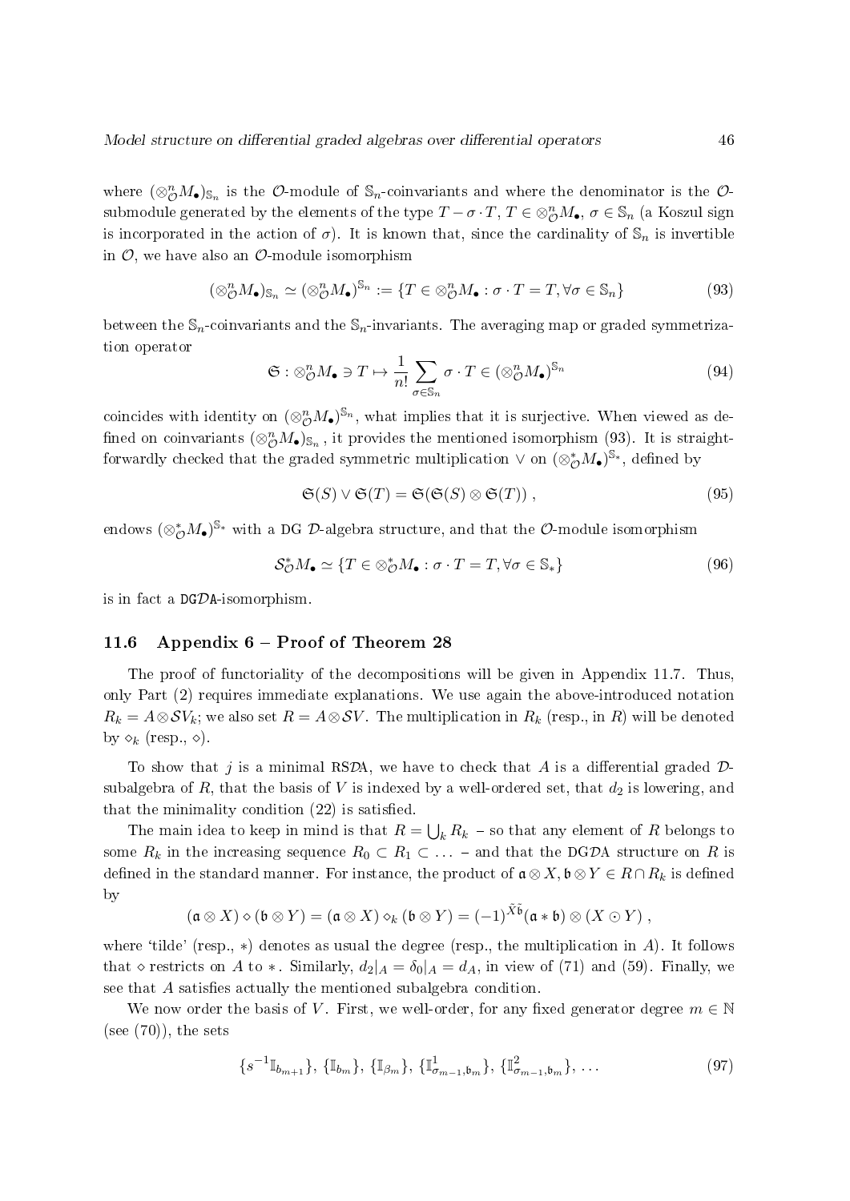where $(\otimes^n_{\mathcal{O}} M_\bullet)_{\mathbb{S}_n}$ is the $\mathcal{O}$-module of $\mathbb{S}_n$-coinvariants and where the denominator is the $\mathcal{O}$-submodule generated by the elements of the type $T - \sigma \cdot T$, $T \in \otimes^n_{\mathcal{O}} M_\bullet$, $\sigma \in \mathbb{S}_n$ (a Koszul sign is incorporated in the action of $\sigma$). It is known that, since the cardinality of $\mathbb{S}_n$ is invertible in $\mathcal{O}$, we have also an $\mathcal{O}$-module isomorphism

$$(\otimes^n_{\mathcal{O}} M_\bullet)_{\mathbb{S}_n} \simeq (\otimes^n_{\mathcal{O}} M_\bullet)^{\mathbb{S}_n} := \{T \in \otimes^n_{\mathcal{O}} M_\bullet : \sigma \cdot T = T, \forall \sigma \in \mathbb{S}_n\} \tag{93}$$

between the $\mathbb{S}_n$-coinvariants and the $\mathbb{S}_n$-invariants. The averaging map or graded symmetrization operator

$$\mathfrak{S} : \otimes^n_{\mathcal{O}} M_\bullet \ni T \mapsto \frac{1}{n!} \sum_{\sigma \in \mathbb{S}_n} \sigma \cdot T \in (\otimes^n_{\mathcal{O}} M_\bullet)^{\mathbb{S}_n} \tag{94}$$

coincides with identity on $(\otimes^n_{\mathcal{O}} M_\bullet)^{\mathbb{S}_n}$, what implies that it is surjective. When viewed as defined on coinvariants $(\otimes^n_{\mathcal{O}} M_\bullet)_{\mathbb{S}_n}$, it provides the mentioned isomorphism (93). It is straightforwardly checked that the graded symmetric multiplication $\vee$ on $(\otimes^*_{\mathcal{O}} M_\bullet)^{\mathbb{S}_*}$, defined by

$$\mathfrak{S}(S) \vee \mathfrak{S}(T) = \mathfrak{S}(\mathfrak{S}(S) \otimes \mathfrak{S}(T)) , \tag{95}$$

endows $(\otimes^*_{\mathcal{O}} M_\bullet)^{\mathbb{S}_*}$ with a DG $\mathcal{D}$-algebra structure, and that the $\mathcal{O}$-module isomorphism

$$\mathcal{S}^*_{\mathcal{O}} M_\bullet \simeq \{T \in \otimes^*_{\mathcal{O}} M_\bullet : \sigma \cdot T = T, \forall \sigma \in \mathbb{S}_*\} \tag{96}$$

is in fact a DG$\mathcal{D}$A-isomorphism.

### 11.6 Appendix 6 – Proof of Theorem 28

The proof of functoriality of the decompositions will be given in Appendix 11.7. Thus, only Part (2) requires immediate explanations. We use again the above-introduced notation $R_k = A \otimes \mathcal{S} V_k$; we also set $R = A \otimes \mathcal{S} V$. The multiplication in $R_k$ (resp., in $R$) will be denoted by $\diamond_k$ (resp., $\diamond$).

To show that $j$ is a minimal RS$\mathcal{D}$A, we have to check that $A$ is a differential graded $\mathcal{D}$-subalgebra of $R$, that the basis of $V$ is indexed by a well-ordered set, that $d_2$ is lowering, and that the minimality condition (22) is satisfied.

The main idea to keep in mind is that $R = \bigcup_k R_k$ – so that any element of $R$ belongs to some $R_k$ in the increasing sequence $R_0 \subset R_1 \subset \ldots$ – and that the DG$\mathcal{D}$A structure on $R$ is defined in the standard manner. For instance, the product of $\mathfrak{a} \otimes X, \mathfrak{b} \otimes Y \in R \cap R_k$ is defined by

$$(\mathfrak{a} \otimes X) \diamond (\mathfrak{b} \otimes Y) = (\mathfrak{a} \otimes X) \diamond_k (\mathfrak{b} \otimes Y) = (-1)^{\tilde{X}\tilde{\mathfrak{b}}} (\mathfrak{a} * \mathfrak{b}) \otimes (X \odot Y) ,$$

where 'tilde' (resp., $*$) denotes as usual the degree (resp., the multiplication in $A$). It follows that $\diamond$ restricts on $A$ to $*$. Similarly, $d_2|_A = \delta_0|_A = d_A$, in view of (71) and (59). Finally, we see that $A$ satisfies actually the mentioned subalgebra condition.

We now order the basis of $V$. First, we well-order, for any fixed generator degree $m \in \mathbb{N}$ (see (70)), the sets

$$\{s^{-1}\mathbb{I}_{\mathfrak{b}_{m+1}}\}, \{\mathbb{I}_{\mathfrak{b}_m}\}, \{\mathbb{I}_{\beta_m}\}, \{\mathbb{I}^1_{\sigma_{m-1},\mathfrak{b}_m}\}, \{\mathbb{I}^2_{\sigma_{m-1},\mathfrak{b}_m}\}, \ldots \tag{97}$$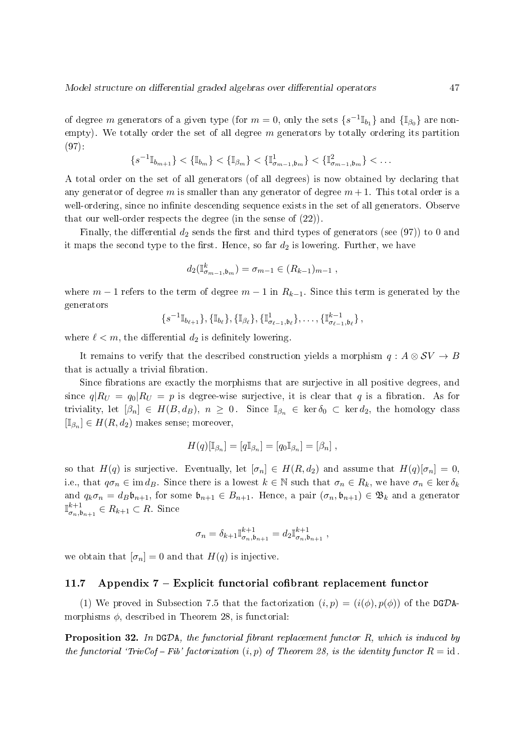of degree $m$ generators of a given type (for $m = 0$, only the sets $\{s^{-1}\mathbb{I}_{b_1}\}$ and $\{\mathbb{I}_{\beta_0}\}$ are non-empty). We totally order the set of all degree $m$ generators by totally ordering its partition (97):

$$\{s^{-1}\mathbb{I}_{b_{m+1}}\} < \{\mathbb{I}_{b_m}\} < \{\mathbb{I}_{\beta_m}\} < \{\mathbb{I}^1_{\sigma_{m-1},\mathfrak{b}_m}\} < \{\mathbb{I}^2_{\sigma_{m-1},\mathfrak{b}_m}\} < \ldots$$

A total order on the set of all generators (of all degrees) is now obtained by declaring that any generator of degree $m$ is smaller than any generator of degree $m+1$. This total order is a well-ordering, since no infinite descending sequence exists in the set of all generators. Observe that our well-order respects the degree (in the sense of (22)).

Finally, the differential $d_2$ sends the first and third types of generators (see (97)) to 0 and it maps the second type to the first. Hence, so far $d_2$ is lowering. Further, we have

$$d_2(\mathbb{I}^k_{\sigma_{m-1},\mathfrak{b}_m}) = \sigma_{m-1} \in (R_{k-1})_{m-1} ,$$

where $m-1$ refers to the term of degree $m-1$ in $R_{k-1}$. Since this term is generated by the generators

$$\{s^{-1}\mathbb{I}_{b_{\ell+1}}\}, \{\mathbb{I}_{b_\ell}\}, \{\mathbb{I}_{\beta_\ell}\}, \{\mathbb{I}^1_{\sigma_{\ell-1},\mathfrak{b}_\ell}\}, \ldots, \{\mathbb{I}^{k-1}_{\sigma_{\ell-1},\mathfrak{b}_\ell}\} ,$$

where $\ell < m$, the differential $d_2$ is definitely lowering.

It remains to verify that the described construction yields a morphism $q : A \otimes \mathcal{S}V \to B$ that is actually a trivial fibration.

Since fibrations are exactly the morphisms that are surjective in all positive degrees, and since $q|R_U = q_0|R_U = p$ is degree-wise surjective, it is clear that $q$ is a fibration. As for triviality, let $[\beta_n] \in H(B, d_B)$, $n \geq 0$. Since $\mathbb{I}_{\beta_n} \in \ker \delta_0 \subset \ker d_2$, the homology class $[\mathbb{I}_{\beta_n}] \in H(R, d_2)$ makes sense; moreover,

$$H(q)[\mathbb{I}_{\beta_n}] = [q\mathbb{I}_{\beta_n}] = [q_0\mathbb{I}_{\beta_n}] = [\beta_n] ,$$

so that $H(q)$ is surjective. Eventually, let $[\sigma_n] \in H(R, d_2)$ and assume that $H(q)[\sigma_n] = 0$, i.e., that $q\sigma_n \in \operatorname{im} d_B$. Since there is a lowest $k \in \mathbb{N}$ such that $\sigma_n \in R_k$, we have $\sigma_n \in \ker \delta_k$ and $q_k\sigma_n = d_B\mathfrak{b}_{n+1}$, for some $\mathfrak{b}_{n+1} \in B_{n+1}$. Hence, a pair $(\sigma_n, \mathfrak{b}_{n+1}) \in \mathfrak{B}_k$ and a generator $\mathbb{I}^{k+1}_{\sigma_n,\mathfrak{b}_{n+1}} \in R_{k+1} \subset R$. Since

$$\sigma_n = \delta_{k+1}\mathbb{I}^{k+1}_{\sigma_n,\mathfrak{b}_{n+1}} = d_2\mathbb{I}^{k+1}_{\sigma_n,\mathfrak{b}_{n+1}} ,$$

we obtain that $[\sigma_n] = 0$ and that $H(q)$ is injective.

### 11.7 Appendix 7 – Explicit functorial cofibrant replacement functor

(1) We proved in Subsection 7.5 that the factorization $(i,p) = (i(\phi), p(\phi))$ of the $\mathtt{DG}\mathcal{D}\mathtt{A}$-morphisms $\phi$, described in Theorem 28, is functorial:

**Proposition 32.** *In $\mathtt{DG}\mathcal{D}\mathtt{A}$, the functorial fibrant replacement functor $R$, which is induced by the functorial 'TrivCof – Fib' factorization $(i,p)$ of Theorem 28, is the identity functor $R = \mathrm{id}$.*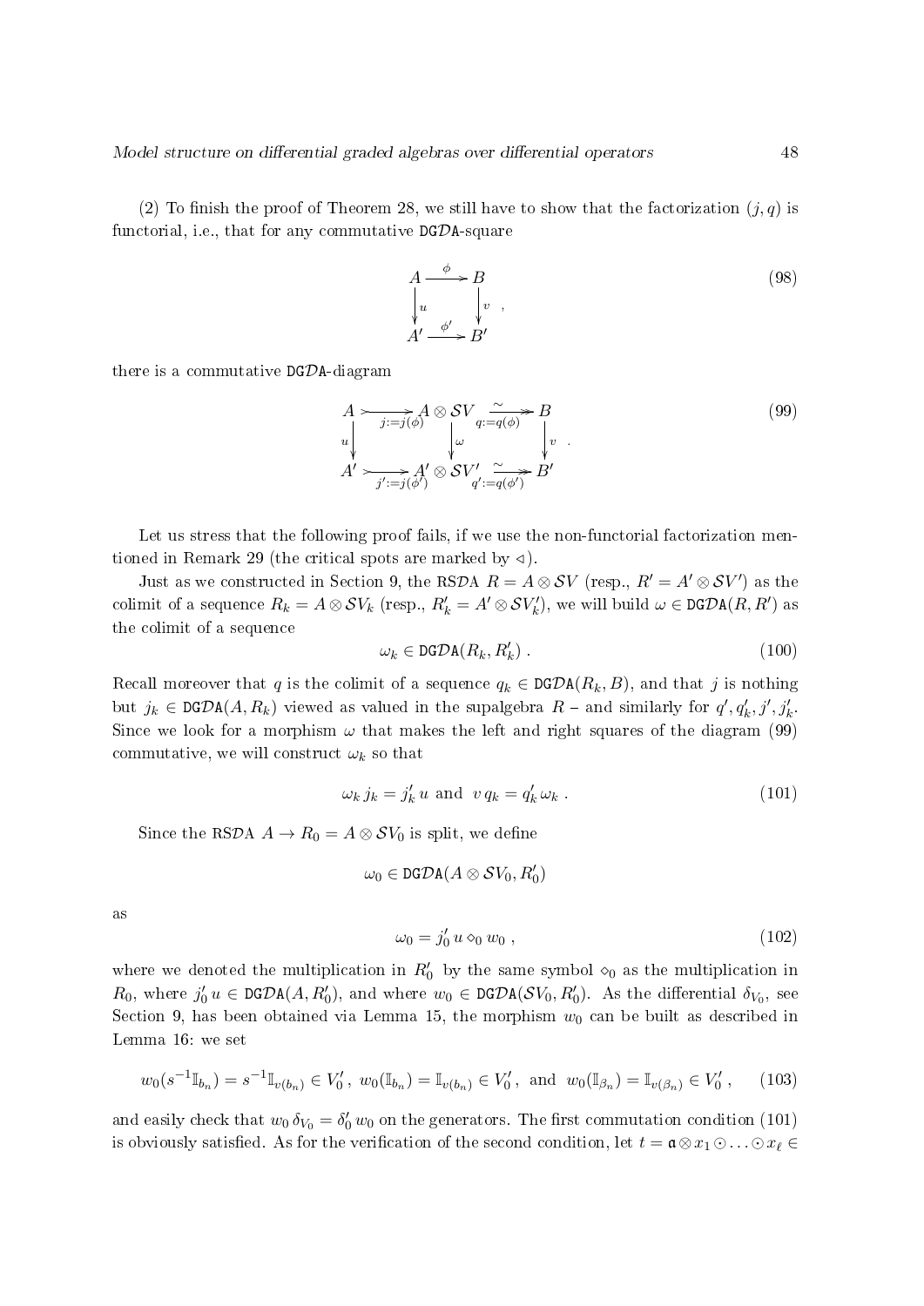(2) To finish the proof of Theorem 28, we still have to show that the factorization $(j, q)$ is functorial, i.e., that for any commutative $\mathtt{DG}\mathcal{D}\mathtt{A}$-square

$$\begin{array}{ccc} A & \xrightarrow{\phi} & B \\ \big\downarrow{u} & & \big\downarrow{v} \\ A' & \xrightarrow{\phi'} & B' \end{array} \quad , \tag{98}$$

there is a commutative $\mathtt{DG}\mathcal{D}\mathtt{A}$-diagram

$$\begin{array}{ccccc} A & \underset{j:=j(\phi)}{\rightarrowtail} & A\otimes\mathcal{S}V & \underset{q:=q(\phi)}{\overset{\sim}{\twoheadrightarrow}} & B \\ \big\downarrow{u} & & \big\downarrow{\omega} & & \big\downarrow{v} \\ A' & \underset{j':=j(\phi')}{\rightarrowtail} & A'\otimes\mathcal{S}V' & \underset{q':=q(\phi')}{\overset{\sim}{\twoheadrightarrow}} & B' \end{array} \quad . \tag{99}$$

Let us stress that the following proof fails, if we use the non-functorial factorization mentioned in Remark 29 (the critical spots are marked by $\triangleleft$).

Just as we constructed in Section 9, the $\mathtt{RS}\mathcal{D}\mathtt{A}$ $R = A\otimes\mathcal{S}V$ (resp., $R' = A'\otimes\mathcal{S}V'$) as the colimit of a sequence $R_k = A\otimes\mathcal{S}V_k$ (resp., $R'_k = A'\otimes\mathcal{S}V'_k$), we will build $\omega\in\mathtt{DG}\mathcal{D}\mathtt{A}(R,R')$ as the colimit of a sequence

$$\omega_k\in\mathtt{DG}\mathcal{D}\mathtt{A}(R_k,R'_k)\ . \tag{100}$$

Recall moreover that $q$ is the colimit of a sequence $q_k\in\mathtt{DG}\mathcal{D}\mathtt{A}(R_k,B)$, and that $j$ is nothing but $j_k\in\mathtt{DG}\mathcal{D}\mathtt{A}(A,R_k)$ viewed as valued in the supalgebra $R$ – and similarly for $q', q'_k, j', j'_k$. Since we look for a morphism $\omega$ that makes the left and right squares of the diagram (99) commutative, we will construct $\omega_k$ so that

$$\omega_k\, j_k = j'_k\, u \text{ and } \ v\, q_k = q'_k\, \omega_k\ . \tag{101}$$

Since the $\mathtt{RS}\mathcal{D}\mathtt{A}$ $A\to R_0 = A\otimes\mathcal{S}V_0$ is split, we define

$$\omega_0\in\mathtt{DG}\mathcal{D}\mathtt{A}(A\otimes\mathcal{S}V_0,R'_0)$$

as

$$\omega_0 = j'_0\, u\diamond_0 w_0\ , \tag{102}$$

where we denoted the multiplication in $R'_0$ by the same symbol $\diamond_0$ as the multiplication in $R_0$, where $j'_0\,u\in\mathtt{DG}\mathcal{D}\mathtt{A}(A,R'_0)$, and where $w_0\in\mathtt{DG}\mathcal{D}\mathtt{A}(\mathcal{S}V_0,R'_0)$. As the differential $\delta_{V_0}$, see Section 9, has been obtained via Lemma 15, the morphism $w_0$ can be built as described in Lemma 16: we set

$$w_0(s^{-1}\mathbb{I}_{b_n}) = s^{-1}\mathbb{I}_{v(b_n)}\in V'_0\,,\ w_0(\mathbb{I}_{b_n}) = \mathbb{I}_{v(b_n)}\in V'_0\,,\ \text{ and }\ w_0(\mathbb{I}_{\beta_n}) = \mathbb{I}_{v(\beta_n)}\in V'_0\,, \tag{103}$$

and easily check that $w_0\,\delta_{V_0} = \delta'_0\, w_0$ on the generators. The first commutation condition (101) is obviously satisfied. As for the verification of the second condition, let $t = \mathfrak{a}\otimes x_1\odot\ldots\odot x_\ell\in$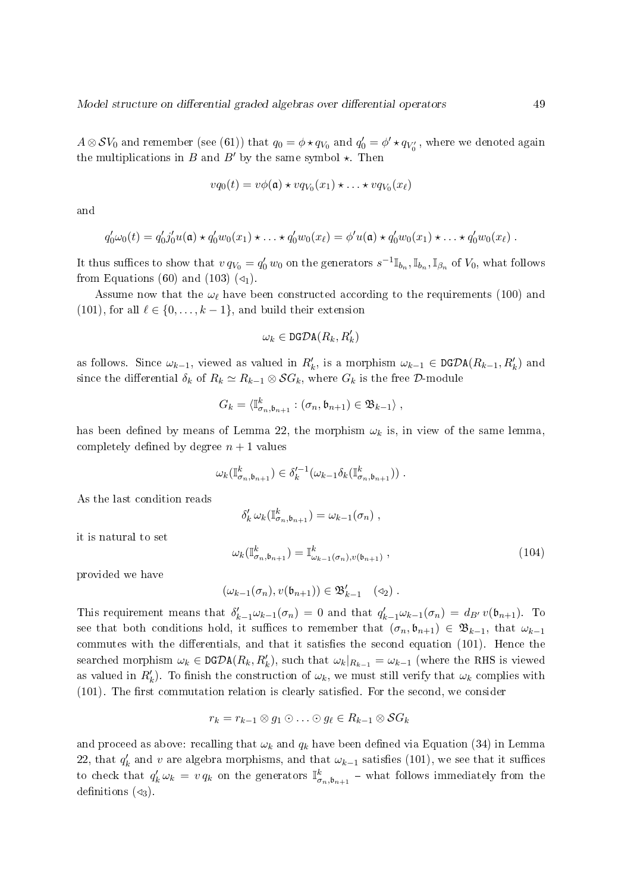$A \otimes \mathcal{S}V_0$ and remember (see (61)) that $q_0 = \phi \star q_{V_0}$ and $q_0' = \phi' \star q_{V_0'}$, where we denoted again the multiplications in $B$ and $B'$ by the same symbol $\star$. Then

$$v q_0(t) = v\phi(\mathfrak{a}) \star v q_{V_0}(x_1) \star \ldots \star v q_{V_0}(x_\ell)$$

and

$$q_0' \omega_0(t) = q_0' j_0' u(\mathfrak{a}) \star q_0' w_0(x_1) \star \ldots \star q_0' w_0(x_\ell) = \phi' u(\mathfrak{a}) \star q_0' w_0(x_1) \star \ldots \star q_0' w_0(x_\ell) \ .$$

It thus suffices to show that $v\, q_{V_0} = q_0'\, w_0$ on the generators $s^{-1}\mathbb{I}_{b_n}, \mathbb{I}_{b_n}, \mathbb{I}_{\beta_n}$ of $V_0$, what follows from Equations (60) and (103) ($\lhd_1$).

Assume now that the $\omega_\ell$ have been constructed according to the requirements (100) and (101), for all $\ell \in \{0, \ldots, k-1\}$, and build their extension

$$\omega_k \in \mathtt{DG}\mathcal{D}\mathtt{A}(R_k, R_k')$$

as follows. Since $\omega_{k-1}$, viewed as valued in $R_k'$, is a morphism $\omega_{k-1} \in \mathtt{DG}\mathcal{D}\mathtt{A}(R_{k-1}, R_k')$ and since the differential $\delta_k$ of $R_k \simeq R_{k-1} \otimes \mathcal{S}G_k$, where $G_k$ is the free $\mathcal{D}$-module

$$G_k = \langle \mathbb{I}^k_{\sigma_n, \mathfrak{b}_{n+1}} : (\sigma_n, \mathfrak{b}_{n+1}) \in \mathfrak{B}_{k-1} \rangle \ ,$$

has been defined by means of Lemma 22, the morphism $\omega_k$ is, in view of the same lemma, completely defined by degree $n+1$ values

$$\omega_k(\mathbb{I}^k_{\sigma_n, \mathfrak{b}_{n+1}}) \in \delta_k'^{-1}(\omega_{k-1} \delta_k(\mathbb{I}^k_{\sigma_n, \mathfrak{b}_{n+1}})) \ .$$

As the last condition reads

$$\delta_k'\, \omega_k(\mathbb{I}^k_{\sigma_n, \mathfrak{b}_{n+1}}) = \omega_{k-1}(\sigma_n) \ ,$$

it is natural to set

$$\omega_k(\mathbb{I}^k_{\sigma_n, \mathfrak{b}_{n+1}}) = \mathbb{I}^k_{\omega_{k-1}(\sigma_n), v(\mathfrak{b}_{n+1})} \ , \tag{104}$$

provided we have

$$(\omega_{k-1}(\sigma_n), v(\mathfrak{b}_{n+1})) \in \mathfrak{B}_{k-1}' \quad (\lhd_2) \ .$$

This requirement means that $\delta_{k-1}' \omega_{k-1}(\sigma_n) = 0$ and that $q_{k-1}' \omega_{k-1}(\sigma_n) = d_{B'}\, v(\mathfrak{b}_{n+1})$. To see that both conditions hold, it suffices to remember that $(\sigma_n, \mathfrak{b}_{n+1}) \in \mathfrak{B}_{k-1}$, that $\omega_{k-1}$ commutes with the differentials, and that it satisfies the second equation (101). Hence the searched morphism $\omega_k \in \mathtt{DG}\mathcal{D}\mathtt{A}(R_k, R_k')$, such that $\omega_k|_{R_{k-1}} = \omega_{k-1}$ (where the RHS is viewed as valued in $R_k'$). To finish the construction of $\omega_k$, we must still verify that $\omega_k$ complies with (101). The first commutation relation is clearly satisfied. For the second, we consider

$$r_k = r_{k-1} \otimes g_1 \odot \ldots \odot g_\ell \in R_{k-1} \otimes \mathcal{S}G_k$$

and proceed as above: recalling that $\omega_k$ and $q_k$ have been defined via Equation (34) in Lemma 22, that $q_k'$ and $v$ are algebra morphisms, and that $\omega_{k-1}$ satisfies (101), we see that it suffices to check that $q_k' \omega_k = v\, q_k$ on the generators $\mathbb{I}^k_{\sigma_n, \mathfrak{b}_{n+1}}$ – what follows immediately from the definitions ($\lhd_3$).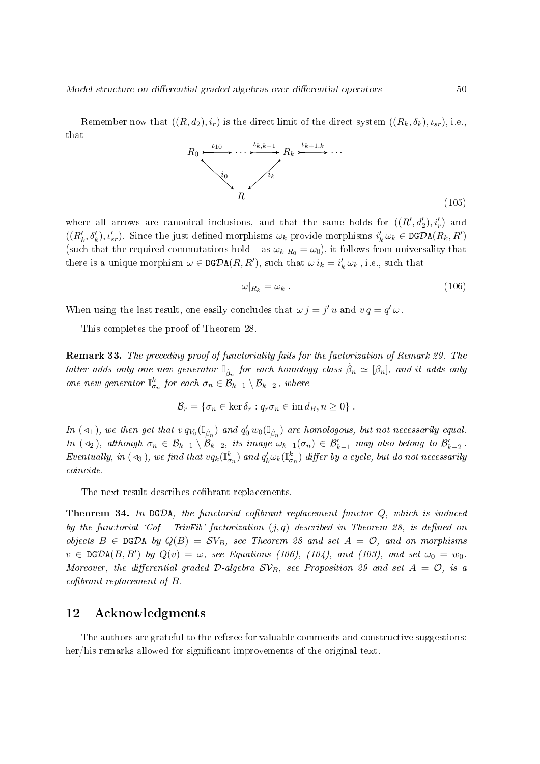Remember now that $((R, d_2), i_r)$ is the direct limit of the direct system $((R_k, \delta_k), \iota_{sr})$, i.e., that

$$
\begin{array}{ccccccc}
R_0 & \xrightarrow{\iota_{10}} & \cdots & \xrightarrow{\iota_{k,k-1}} & R_k & \xrightarrow{\iota_{k+1,k}} & \cdots \\
& \searrow^{i_0} & & \swarrow_{i_k} & & & \\
& & R & & & &
\end{array}
\tag{105}
$$

where all arrows are canonical inclusions, and that the same holds for $((R', d_2'), i_r')$ and $((R_k', \delta_k'), \iota_{sr}')$. Since the just defined morphisms $\omega_k$ provide morphisms $i_k' \, \omega_k \in \mathtt{DG}\mathcal{D}\mathtt{A}(R_k, R')$ (such that the required commutations hold – as $\omega_k|_{R_0} = \omega_0$), it follows from universality that there is a unique morphism $\omega \in \mathtt{DG}\mathcal{D}\mathtt{A}(R, R')$, such that $\omega \, i_k = i_k' \, \omega_k$, i.e., such that

$$
\omega|_{R_k} = \omega_k \; . \tag{106}
$$

When using the last result, one easily concludes that $\omega \, j = j' \, u$ and $v \, q = q' \, \omega$.

This completes the proof of Theorem 28.

**Remark 33.** *The preceding proof of functoriality fails for the factorization of Remark 29. The latter adds only one new generator $\mathbb{I}_{\dot{\beta}_n}$ for each homology class $\dot{\beta}_n \simeq [\beta_n]$, and it adds only one new generator $\mathbb{I}^k_{\sigma_n}$ for each $\sigma_n \in \mathcal{B}_{k-1} \setminus \mathcal{B}_{k-2}$, where*

$$
\mathcal{B}_r = \{\sigma_n \in \ker \delta_r : q_r \sigma_n \in \operatorname{im} d_B, n \geq 0\} \; .
$$

*In ( $\lhd_1$ ), we then get that $v \, q_{V_0}(\mathbb{I}_{\dot{\beta}_n})$ and $q_0' \, w_0(\mathbb{I}_{\dot{\beta}_n})$ are homologous, but not necessarily equal. In ( $\lhd_2$ ), although $\sigma_n \in \mathcal{B}_{k-1} \setminus \mathcal{B}_{k-2}$, its image $\omega_{k-1}(\sigma_n) \in \mathcal{B}'_{k-1}$ may also belong to $\mathcal{B}'_{k-2}$. Eventually, in ( $\lhd_3$ ), we find that $v q_k(\mathbb{I}^k_{\sigma_n})$ and $q_k' \omega_k(\mathbb{I}^k_{\sigma_n})$ differ by a cycle, but do not necessarily coincide.*

The next result describes cofibrant replacements.

**Theorem 34.** *In $\mathtt{DG}\mathcal{D}\mathtt{A}$, the functorial cofibrant replacement functor $Q$, which is induced by the functorial 'Cof – TrivFib' factorization $(j, q)$ described in Theorem 28, is defined on objects $B \in \mathtt{DG}\mathcal{D}\mathtt{A}$ by $Q(B) = \mathcal{S}\mathcal{V}_B$, see Theorem 28 and set $A = \mathcal{O}$, and on morphisms $v \in \mathtt{DG}\mathcal{D}\mathtt{A}(B, B')$ by $Q(v) = \omega$, see Equations (106), (104), and (103), and set $\omega_0 = w_0$. Moreover, the differential graded $\mathcal{D}$-algebra $\mathcal{S}\mathcal{V}_B$, see Proposition 29 and set $A = \mathcal{O}$, is a cofibrant replacement of $B$.*

## 12 Acknowledgments

The authors are grateful to the referee for valuable comments and constructive suggestions: her/his remarks allowed for significant improvements of the original text.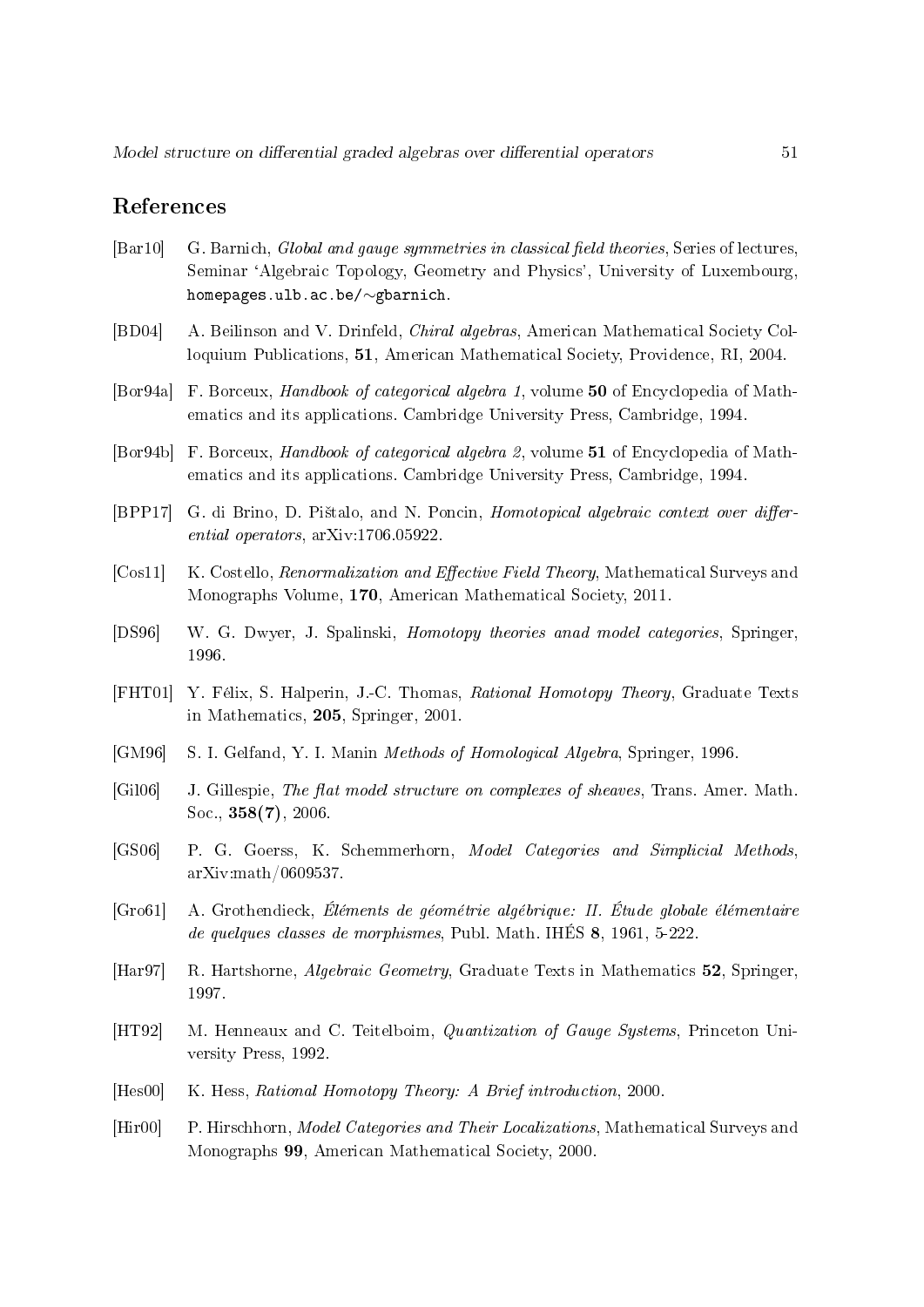## References

[Bar10] G. Barnich, *Global and gauge symmetries in classical field theories*, Series of lectures, Seminar 'Algebraic Topology, Geometry and Physics', University of Luxembourg, `homepages.ulb.ac.be/~gbarnich`.

[BD04] A. Beilinson and V. Drinfeld, *Chiral algebras*, American Mathematical Society Colloquium Publications, **51**, American Mathematical Society, Providence, RI, 2004.

[Bor94a] F. Borceux, *Handbook of categorical algebra 1*, volume **50** of Encyclopedia of Mathematics and its applications. Cambridge University Press, Cambridge, 1994.

[Bor94b] F. Borceux, *Handbook of categorical algebra 2*, volume **51** of Encyclopedia of Mathematics and its applications. Cambridge University Press, Cambridge, 1994.

[BPP17] G. di Brino, D. Pištalo, and N. Poncin, *Homotopical algebraic context over differential operators*, arXiv:1706.05922.

[Cos11] K. Costello, *Renormalization and Effective Field Theory*, Mathematical Surveys and Monographs Volume, **170**, American Mathematical Society, 2011.

[DS96] W. G. Dwyer, J. Spalinski, *Homotopy theories anad model categories*, Springer, 1996.

[FHT01] Y. Félix, S. Halperin, J.-C. Thomas, *Rational Homotopy Theory*, Graduate Texts in Mathematics, **205**, Springer, 2001.

[GM96] S. I. Gelfand, Y. I. Manin *Methods of Homological Algebra*, Springer, 1996.

[Gil06] J. Gillespie, *The flat model structure on complexes of sheaves*, Trans. Amer. Math. Soc., **358(7)**, 2006.

[GS06] P. G. Goerss, K. Schemmerhorn, *Model Categories and Simplicial Methods*, arXiv:math/0609537.

[Gro61] A. Grothendieck, *Éléments de géométrie algébrique: II. Étude globale élémentaire de quelques classes de morphismes*, Publ. Math. IHÉS **8**, 1961, 5-222.

[Har97] R. Hartshorne, *Algebraic Geometry*, Graduate Texts in Mathematics **52**, Springer, 1997.

[HT92] M. Henneaux and C. Teitelboim, *Quantization of Gauge Systems*, Princeton University Press, 1992.

[Hes00] K. Hess, *Rational Homotopy Theory: A Brief introduction*, 2000.

[Hir00] P. Hirschhorn, *Model Categories and Their Localizations*, Mathematical Surveys and Monographs **99**, American Mathematical Society, 2000.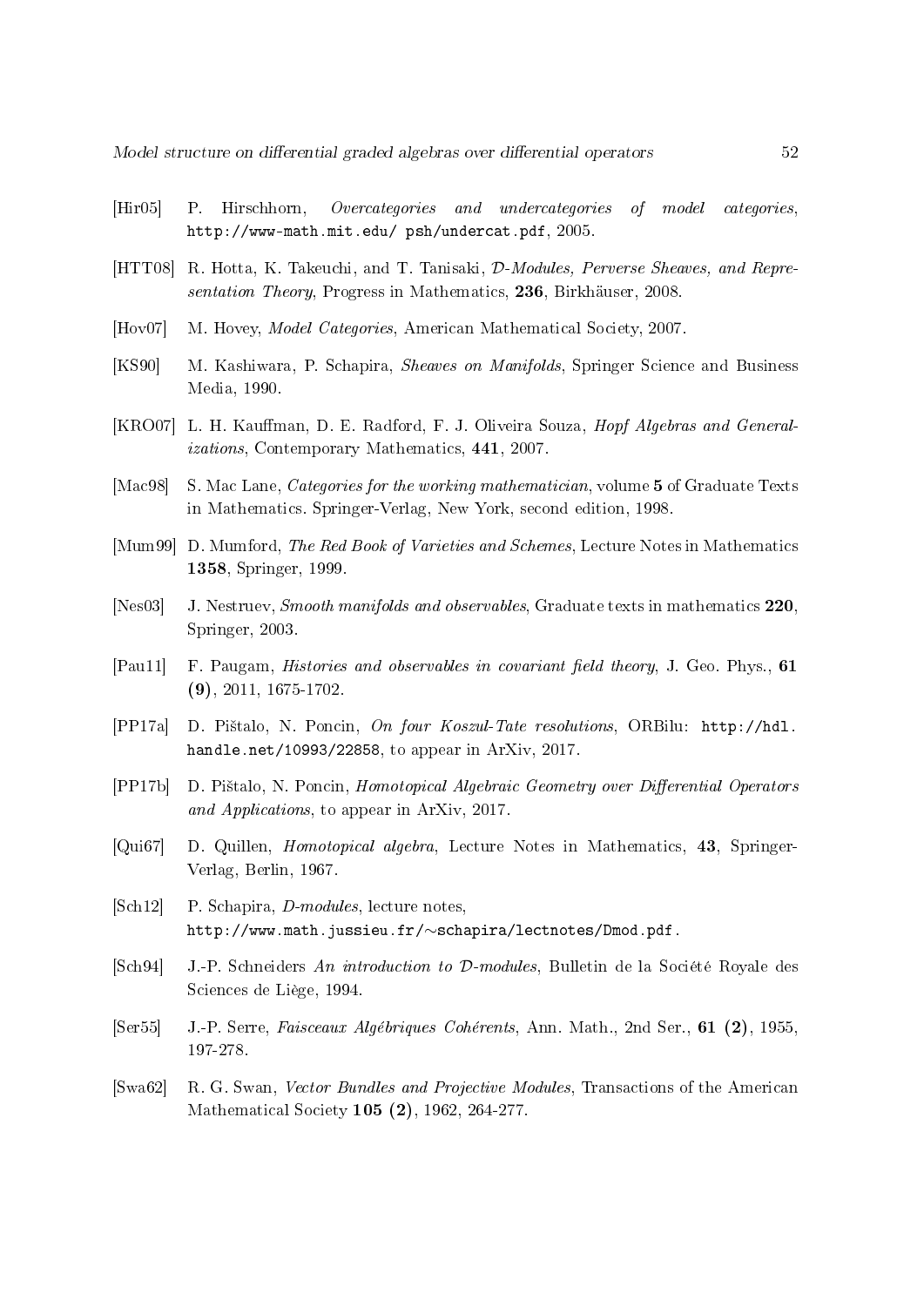[Hir05] P. Hirschhorn, *Overcategories and undercategories of model categories*, http://www-math.mit.edu/ psh/undercat.pdf, 2005.

[HTT08] R. Hotta, K. Takeuchi, and T. Tanisaki, *$\mathcal{D}$-Modules, Perverse Sheaves, and Representation Theory*, Progress in Mathematics, **236**, Birkhäuser, 2008.

[Hov07] M. Hovey, *Model Categories*, American Mathematical Society, 2007.

[KS90] M. Kashiwara, P. Schapira, *Sheaves on Manifolds*, Springer Science and Business Media, 1990.

[KRO07] L. H. Kauffman, D. E. Radford, F. J. Oliveira Souza, *Hopf Algebras and Generalizations*, Contemporary Mathematics, **441**, 2007.

[Mac98] S. Mac Lane, *Categories for the working mathematician*, volume **5** of Graduate Texts in Mathematics. Springer-Verlag, New York, second edition, 1998.

[Mum99] D. Mumford, *The Red Book of Varieties and Schemes*, Lecture Notes in Mathematics **1358**, Springer, 1999.

[Nes03] J. Nestruev, *Smooth manifolds and observables*, Graduate texts in mathematics **220**, Springer, 2003.

[Pau11] F. Paugam, *Histories and observables in covariant field theory*, J. Geo. Phys., **61** **(9)**, 2011, 1675-1702.

[PP17a] D. Pištalo, N. Poncin, *On four Koszul-Tate resolutions*, ORBilu: http://hdl.handle.net/10993/22858, to appear in ArXiv, 2017.

[PP17b] D. Pištalo, N. Poncin, *Homotopical Algebraic Geometry over Differential Operators and Applications*, to appear in ArXiv, 2017.

[Qui67] D. Quillen, *Homotopical algebra*, Lecture Notes in Mathematics, **43**, Springer-Verlag, Berlin, 1967.

[Sch12] P. Schapira, *D-modules*, lecture notes, http://www.math.jussieu.fr/∼schapira/lectnotes/Dmod.pdf.

[Sch94] J.-P. Schneiders *An introduction to $\mathcal{D}$-modules*, Bulletin de la Société Royale des Sciences de Liège, 1994.

[Ser55] J.-P. Serre, *Faisceaux Algébriques Cohérents*, Ann. Math., 2nd Ser., **61** **(2)**, 1955, 197-278.

[Swa62] R. G. Swan, *Vector Bundles and Projective Modules*, Transactions of the American Mathematical Society **105** **(2)**, 1962, 264-277.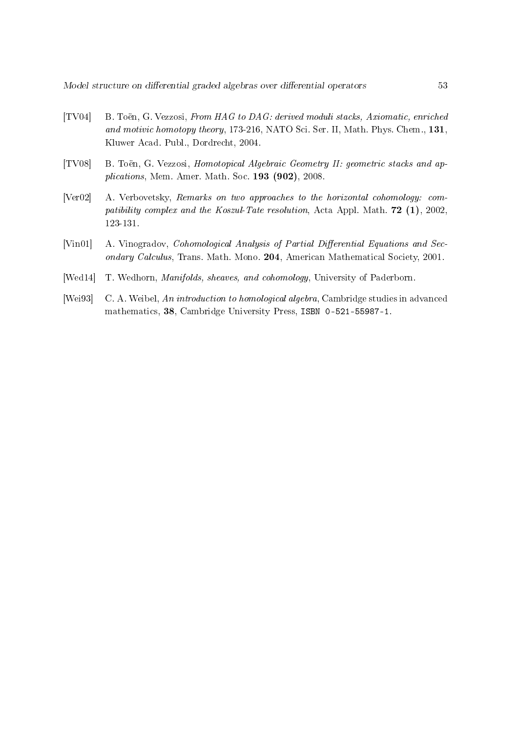[TV04] B. Toën, G. Vezzosi, *From HAG to DAG: derived moduli stacks, Axiomatic, enriched and motivic homotopy theory*, 173-216, NATO Sci. Ser. II, Math. Phys. Chem., **131**, Kluwer Acad. Publ., Dordrecht, 2004.

[TV08] B. Toën, G. Vezzosi, *Homotopical Algebraic Geometry II: geometric stacks and applications*, Mem. Amer. Math. Soc. **193 (902)**, 2008.

[Ver02] A. Verbovetsky, *Remarks on two approaches to the horizontal cohomology: compatibility complex and the Koszul-Tate resolution*, Acta Appl. Math. **72 (1)**, 2002, 123-131.

[Vin01] A. Vinogradov, *Cohomological Analysis of Partial Differential Equations and Secondary Calculus*, Trans. Math. Mono. **204**, American Mathematical Society, 2001.

[Wed14] T. Wedhorn, *Manifolds, sheaves, and cohomology*, University of Paderborn.

[Wei93] C. A. Weibel, *An introduction to homological algebra*, Cambridge studies in advanced mathematics, **38**, Cambridge University Press, `ISBN 0-521-55987-1`.